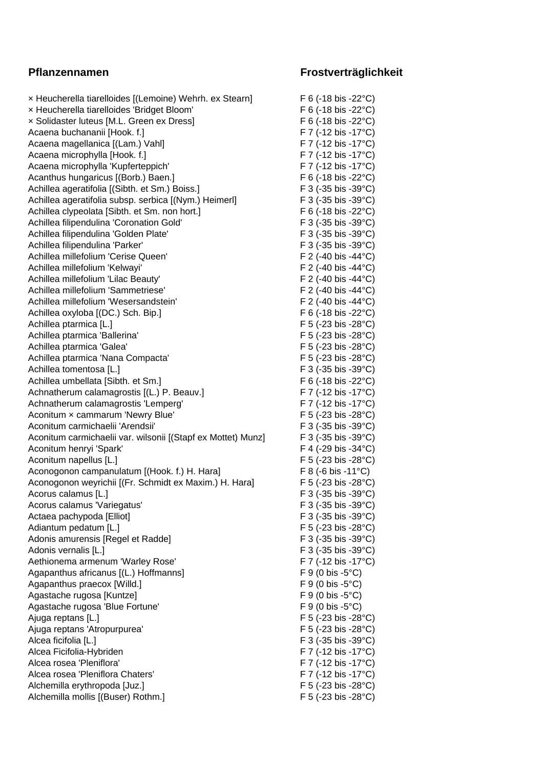| Pflanzennamen | Frostverträglichkeit |
| --- | --- |
| × Heucherella tiarelloides [(Lemoine) Wehrh. ex Stearn] | F 6 (-18 bis -22°C) |
| × Heucherella tiarelloides 'Bridget Bloom' | F 6 (-18 bis -22°C) |
| × Solidaster luteus [M.L. Green ex Dress] | F 6 (-18 bis -22°C) |
| Acaena buchananii [Hook. f.] | F 7 (-12 bis -17°C) |
| Acaena magellanica [(Lam.) Vahl] | F 7 (-12 bis -17°C) |
| Acaena microphylla [Hook. f.] | F 7 (-12 bis -17°C) |
| Acaena microphylla 'Kupferteppich' | F 7 (-12 bis -17°C) |
| Acanthus hungaricus [(Borb.) Baen.] | F 6 (-18 bis -22°C) |
| Achillea ageratifolia [(Sibth. et Sm.) Boiss.] | F 3 (-35 bis -39°C) |
| Achillea ageratifolia subsp. serbica [(Nym.) Heimerl] | F 3 (-35 bis -39°C) |
| Achillea clypeolata [Sibth. et Sm. non hort.] | F 6 (-18 bis -22°C) |
| Achillea filipendulina 'Coronation Gold' | F 3 (-35 bis -39°C) |
| Achillea filipendulina 'Golden Plate' | F 3 (-35 bis -39°C) |
| Achillea filipendulina 'Parker' | F 3 (-35 bis -39°C) |
| Achillea millefolium 'Cerise Queen' | F 2 (-40 bis -44°C) |
| Achillea millefolium 'Kelwayi' | F 2 (-40 bis -44°C) |
| Achillea millefolium 'Lilac Beauty' | F 2 (-40 bis -44°C) |
| Achillea millefolium 'Sammetriese' | F 2 (-40 bis -44°C) |
| Achillea millefolium 'Wesersandstein' | F 2 (-40 bis -44°C) |
| Achillea oxyloba [(DC.) Sch. Bip.] | F 6 (-18 bis -22°C) |
| Achillea ptarmica [L.] | F 5 (-23 bis -28°C) |
| Achillea ptarmica 'Ballerina' | F 5 (-23 bis -28°C) |
| Achillea ptarmica 'Galea' | F 5 (-23 bis -28°C) |
| Achillea ptarmica 'Nana Compacta' | F 5 (-23 bis -28°C) |
| Achillea tomentosa [L.] | F 3 (-35 bis -39°C) |
| Achillea umbellata [Sibth. et Sm.] | F 6 (-18 bis -22°C) |
| Achnatherum calamagrostis [(L.) P. Beauv.] | F 7 (-12 bis -17°C) |
| Achnatherum calamagrostis 'Lemperg' | F 7 (-12 bis -17°C) |
| Aconitum × cammarum 'Newry Blue' | F 5 (-23 bis -28°C) |
| Aconitum carmichaelii 'Arendsii' | F 3 (-35 bis -39°C) |
| Aconitum carmichaelii var. wilsonii [(Stapf ex Mottet) Munz] | F 3 (-35 bis -39°C) |
| Aconitum henryi 'Spark' | F 4 (-29 bis -34°C) |
| Aconitum napellus [L.] | F 5 (-23 bis -28°C) |
| Aconogonon campanulatum [(Hook. f.) H. Hara] | F 8 (-6 bis -11°C) |
| Aconogonon weyrichii [(Fr. Schmidt ex Maxim.) H. Hara] | F 5 (-23 bis -28°C) |
| Acorus calamus [L.] | F 3 (-35 bis -39°C) |
| Acorus calamus 'Variegatus' | F 3 (-35 bis -39°C) |
| Actaea pachypoda [Elliot] | F 3 (-35 bis -39°C) |
| Adiantum pedatum [L.] | F 5 (-23 bis -28°C) |
| Adonis amurensis [Regel et Radde] | F 3 (-35 bis -39°C) |
| Adonis vernalis [L.] | F 3 (-35 bis -39°C) |
| Aethionema armenum 'Warley Rose' | F 7 (-12 bis -17°C) |
| Agapanthus africanus [(L.) Hoffmanns] | F 9 (0 bis -5°C) |
| Agapanthus praecox [Willd.] | F 9 (0 bis -5°C) |
| Agastache rugosa [Kuntze] | F 9 (0 bis -5°C) |
| Agastache rugosa 'Blue Fortune' | F 9 (0 bis -5°C) |
| Ajuga reptans [L.] | F 5 (-23 bis -28°C) |
| Ajuga reptans 'Atropurpurea' | F 5 (-23 bis -28°C) |
| Alcea ficifolia [L.] | F 3 (-35 bis -39°C) |
| Alcea Ficifolia-Hybriden | F 7 (-12 bis -17°C) |
| Alcea rosea 'Pleniflora' | F 7 (-12 bis -17°C) |
| Alcea rosea 'Pleniflora Chaters' | F 7 (-12 bis -17°C) |
| Alchemilla erythropoda [Juz.] | F 5 (-23 bis -28°C) |
| Alchemilla mollis [(Buser) Rothm.] | F 5 (-23 bis -28°C) |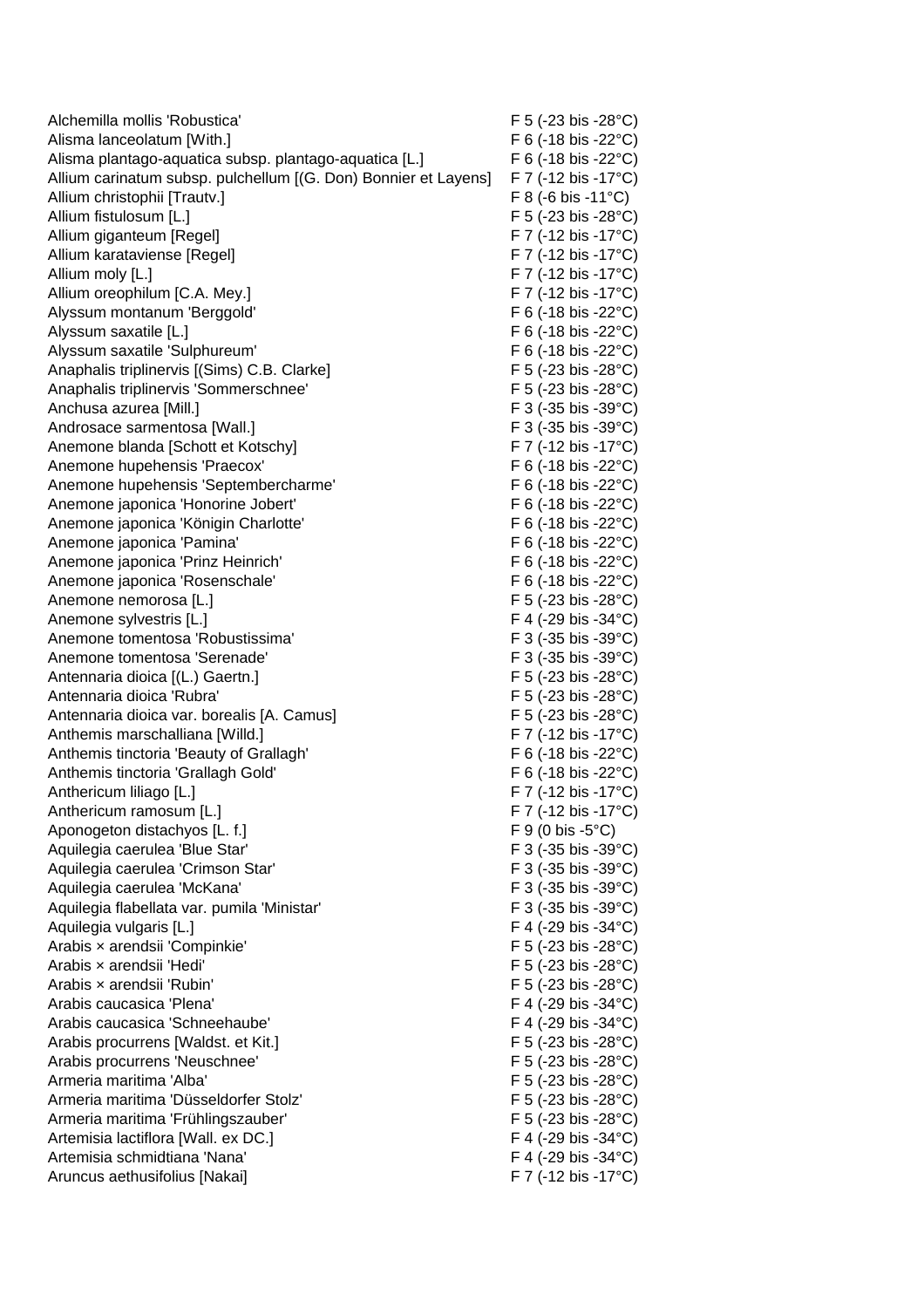| | |
|---|---|
| Alchemilla mollis 'Robustica' | F 5 (-23 bis -28°C) |
| Alisma lanceolatum [With.] | F 6 (-18 bis -22°C) |
| Alisma plantago-aquatica subsp. plantago-aquatica [L.] | F 6 (-18 bis -22°C) |
| Allium carinatum subsp. pulchellum [(G. Don) Bonnier et Layens] | F 7 (-12 bis -17°C) |
| Allium christophii [Trautv.] | F 8 (-6 bis -11°C) |
| Allium fistulosum [L.] | F 5 (-23 bis -28°C) |
| Allium giganteum [Regel] | F 7 (-12 bis -17°C) |
| Allium karataviense [Regel] | F 7 (-12 bis -17°C) |
| Allium moly [L.] | F 7 (-12 bis -17°C) |
| Allium oreophilum [C.A. Mey.] | F 7 (-12 bis -17°C) |
| Alyssum montanum 'Berggold' | F 6 (-18 bis -22°C) |
| Alyssum saxatile [L.] | F 6 (-18 bis -22°C) |
| Alyssum saxatile 'Sulphureum' | F 6 (-18 bis -22°C) |
| Anaphalis triplinervis [(Sims) C.B. Clarke] | F 5 (-23 bis -28°C) |
| Anaphalis triplinervis 'Sommerschnee' | F 5 (-23 bis -28°C) |
| Anchusa azurea [Mill.] | F 3 (-35 bis -39°C) |
| Androsace sarmentosa [Wall.] | F 3 (-35 bis -39°C) |
| Anemone blanda [Schott et Kotschy] | F 7 (-12 bis -17°C) |
| Anemone hupehensis 'Praecox' | F 6 (-18 bis -22°C) |
| Anemone hupehensis 'Septembercharme' | F 6 (-18 bis -22°C) |
| Anemone japonica 'Honorine Jobert' | F 6 (-18 bis -22°C) |
| Anemone japonica 'Königin Charlotte' | F 6 (-18 bis -22°C) |
| Anemone japonica 'Pamina' | F 6 (-18 bis -22°C) |
| Anemone japonica 'Prinz Heinrich' | F 6 (-18 bis -22°C) |
| Anemone japonica 'Rosenschale' | F 6 (-18 bis -22°C) |
| Anemone nemorosa [L.] | F 5 (-23 bis -28°C) |
| Anemone sylvestris [L.] | F 4 (-29 bis -34°C) |
| Anemone tomentosa 'Robustissima' | F 3 (-35 bis -39°C) |
| Anemone tomentosa 'Serenade' | F 3 (-35 bis -39°C) |
| Antennaria dioica [(L.) Gaertn.] | F 5 (-23 bis -28°C) |
| Antennaria dioica 'Rubra' | F 5 (-23 bis -28°C) |
| Antennaria dioica var. borealis [A. Camus] | F 5 (-23 bis -28°C) |
| Anthemis marschalliana [Willd.] | F 7 (-12 bis -17°C) |
| Anthemis tinctoria 'Beauty of Grallagh' | F 6 (-18 bis -22°C) |
| Anthemis tinctoria 'Grallagh Gold' | F 6 (-18 bis -22°C) |
| Anthericum liliago [L.] | F 7 (-12 bis -17°C) |
| Anthericum ramosum [L.] | F 7 (-12 bis -17°C) |
| Aponogeton distachyos [L. f.] | F 9 (0 bis -5°C) |
| Aquilegia caerulea 'Blue Star' | F 3 (-35 bis -39°C) |
| Aquilegia caerulea 'Crimson Star' | F 3 (-35 bis -39°C) |
| Aquilegia caerulea 'McKana' | F 3 (-35 bis -39°C) |
| Aquilegia flabellata var. pumila 'Ministar' | F 3 (-35 bis -39°C) |
| Aquilegia vulgaris [L.] | F 4 (-29 bis -34°C) |
| Arabis × arendsii 'Compinkie' | F 5 (-23 bis -28°C) |
| Arabis × arendsii 'Hedi' | F 5 (-23 bis -28°C) |
| Arabis × arendsii 'Rubin' | F 5 (-23 bis -28°C) |
| Arabis caucasica 'Plena' | F 4 (-29 bis -34°C) |
| Arabis caucasica 'Schneehaube' | F 4 (-29 bis -34°C) |
| Arabis procurrens [Waldst. et Kit.] | F 5 (-23 bis -28°C) |
| Arabis procurrens 'Neuschnee' | F 5 (-23 bis -28°C) |
| Armeria maritima 'Alba' | F 5 (-23 bis -28°C) |
| Armeria maritima 'Düsseldorfer Stolz' | F 5 (-23 bis -28°C) |
| Armeria maritima 'Frühlingszauber' | F 5 (-23 bis -28°C) |
| Artemisia lactiflora [Wall. ex DC.] | F 4 (-29 bis -34°C) |
| Artemisia schmidtiana 'Nana' | F 4 (-29 bis -34°C) |
| Aruncus aethusifolius [Nakai] | F 7 (-12 bis -17°C) |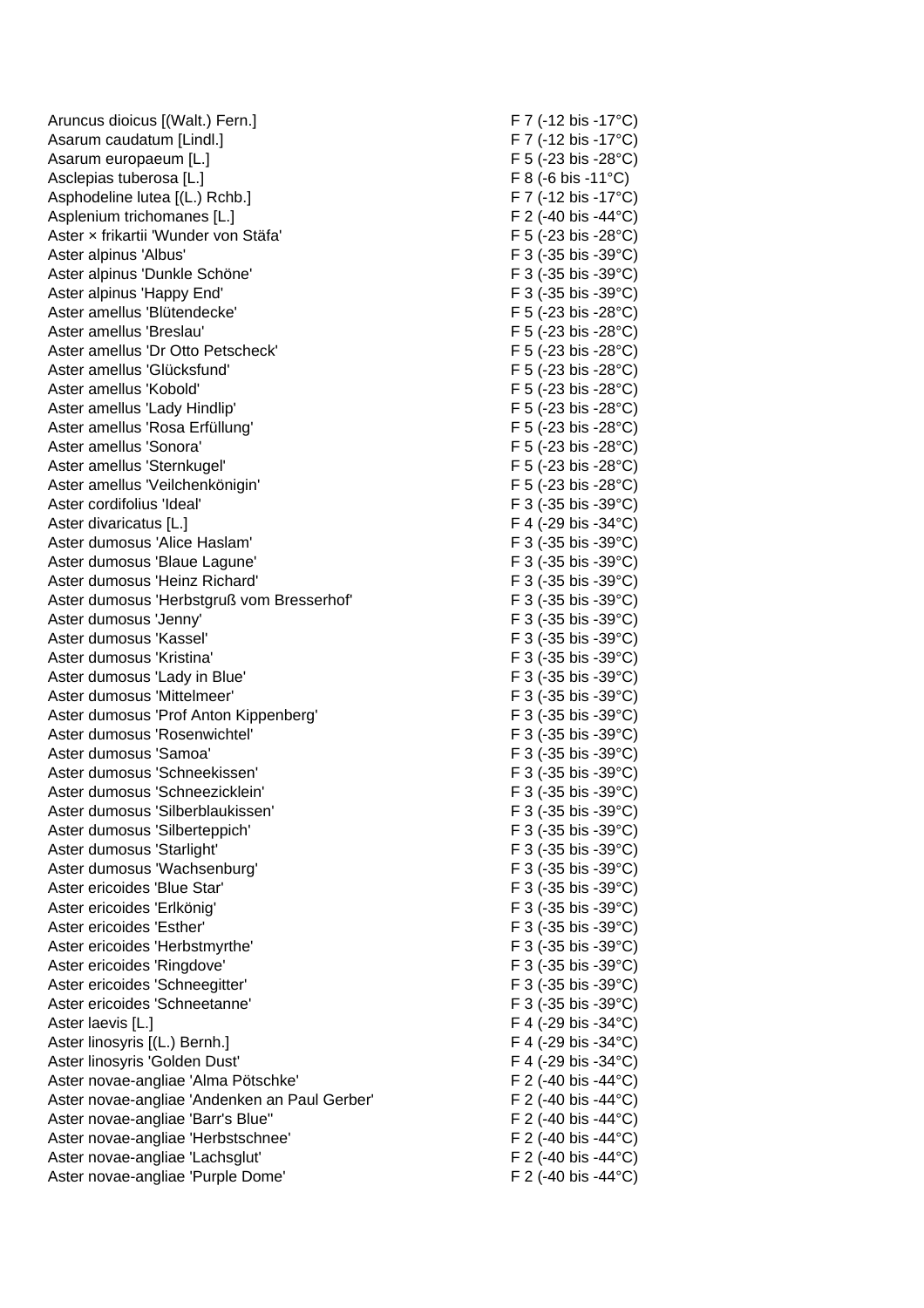| | |
|---|---|
| Aruncus dioicus [(Walt.) Fern.] | F 7 (-12 bis -17°C) |
| Asarum caudatum [Lindl.] | F 7 (-12 bis -17°C) |
| Asarum europaeum [L.] | F 5 (-23 bis -28°C) |
| Asclepias tuberosa [L.] | F 8 (-6 bis -11°C) |
| Asphodeline lutea [(L.) Rchb.] | F 7 (-12 bis -17°C) |
| Asplenium trichomanes [L.] | F 2 (-40 bis -44°C) |
| Aster × frikartii 'Wunder von Stäfa' | F 5 (-23 bis -28°C) |
| Aster alpinus 'Albus' | F 3 (-35 bis -39°C) |
| Aster alpinus 'Dunkle Schöne' | F 3 (-35 bis -39°C) |
| Aster alpinus 'Happy End' | F 3 (-35 bis -39°C) |
| Aster amellus 'Blütendecke' | F 5 (-23 bis -28°C) |
| Aster amellus 'Breslau' | F 5 (-23 bis -28°C) |
| Aster amellus 'Dr Otto Petscheck' | F 5 (-23 bis -28°C) |
| Aster amellus 'Glücksfund' | F 5 (-23 bis -28°C) |
| Aster amellus 'Kobold' | F 5 (-23 bis -28°C) |
| Aster amellus 'Lady Hindlip' | F 5 (-23 bis -28°C) |
| Aster amellus 'Rosa Erfüllung' | F 5 (-23 bis -28°C) |
| Aster amellus 'Sonora' | F 5 (-23 bis -28°C) |
| Aster amellus 'Sternkugel' | F 5 (-23 bis -28°C) |
| Aster amellus 'Veilchenkönigin' | F 5 (-23 bis -28°C) |
| Aster cordifolius 'Ideal' | F 3 (-35 bis -39°C) |
| Aster divaricatus [L.] | F 4 (-29 bis -34°C) |
| Aster dumosus 'Alice Haslam' | F 3 (-35 bis -39°C) |
| Aster dumosus 'Blaue Lagune' | F 3 (-35 bis -39°C) |
| Aster dumosus 'Heinz Richard' | F 3 (-35 bis -39°C) |
| Aster dumosus 'Herbstgruß vom Bresserhof' | F 3 (-35 bis -39°C) |
| Aster dumosus 'Jenny' | F 3 (-35 bis -39°C) |
| Aster dumosus 'Kassel' | F 3 (-35 bis -39°C) |
| Aster dumosus 'Kristina' | F 3 (-35 bis -39°C) |
| Aster dumosus 'Lady in Blue' | F 3 (-35 bis -39°C) |
| Aster dumosus 'Mittelmeer' | F 3 (-35 bis -39°C) |
| Aster dumosus 'Prof Anton Kippenberg' | F 3 (-35 bis -39°C) |
| Aster dumosus 'Rosenwichtel' | F 3 (-35 bis -39°C) |
| Aster dumosus 'Samoa' | F 3 (-35 bis -39°C) |
| Aster dumosus 'Schneekissen' | F 3 (-35 bis -39°C) |
| Aster dumosus 'Schneezicklein' | F 3 (-35 bis -39°C) |
| Aster dumosus 'Silberblaukissen' | F 3 (-35 bis -39°C) |
| Aster dumosus 'Silberteppich' | F 3 (-35 bis -39°C) |
| Aster dumosus 'Starlight' | F 3 (-35 bis -39°C) |
| Aster dumosus 'Wachsenburg' | F 3 (-35 bis -39°C) |
| Aster ericoides 'Blue Star' | F 3 (-35 bis -39°C) |
| Aster ericoides 'Erlkönig' | F 3 (-35 bis -39°C) |
| Aster ericoides 'Esther' | F 3 (-35 bis -39°C) |
| Aster ericoides 'Herbstmyrthe' | F 3 (-35 bis -39°C) |
| Aster ericoides 'Ringdove' | F 3 (-35 bis -39°C) |
| Aster ericoides 'Schneegitter' | F 3 (-35 bis -39°C) |
| Aster ericoides 'Schneetanne' | F 3 (-35 bis -39°C) |
| Aster laevis [L.] | F 4 (-29 bis -34°C) |
| Aster linosyris [(L.) Bernh.] | F 4 (-29 bis -34°C) |
| Aster linosyris 'Golden Dust' | F 4 (-29 bis -34°C) |
| Aster novae-angliae 'Alma Pötschke' | F 2 (-40 bis -44°C) |
| Aster novae-angliae 'Andenken an Paul Gerber' | F 2 (-40 bis -44°C) |
| Aster novae-angliae 'Barr's Blue'' | F 2 (-40 bis -44°C) |
| Aster novae-angliae 'Herbstschnee' | F 2 (-40 bis -44°C) |
| Aster novae-angliae 'Lachsglut' | F 2 (-40 bis -44°C) |
| Aster novae-angliae 'Purple Dome' | F 2 (-40 bis -44°C) |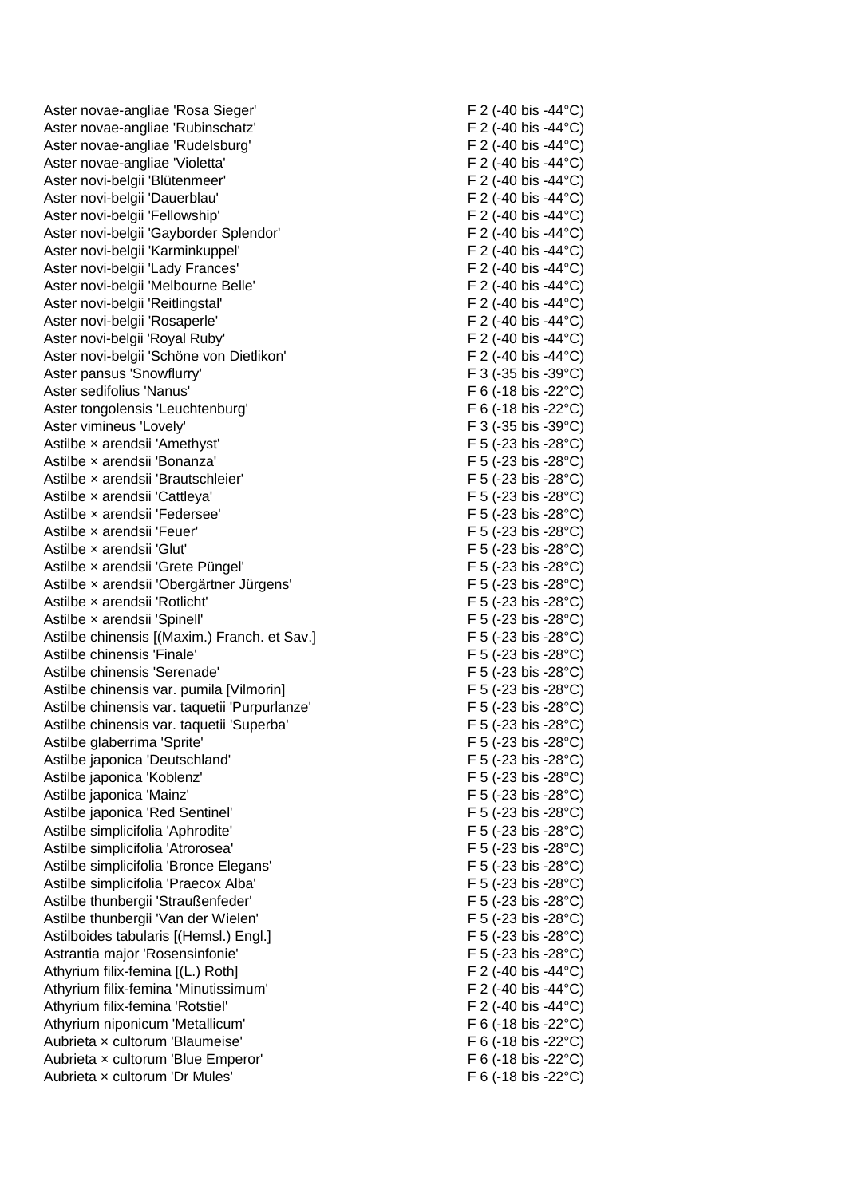| | |
|---|---|
| Aster novae-angliae 'Rosa Sieger' | F 2 (-40 bis -44°C) |
| Aster novae-angliae 'Rubinschatz' | F 2 (-40 bis -44°C) |
| Aster novae-angliae 'Rudelsburg' | F 2 (-40 bis -44°C) |
| Aster novae-angliae 'Violetta' | F 2 (-40 bis -44°C) |
| Aster novi-belgii 'Blütenmeer' | F 2 (-40 bis -44°C) |
| Aster novi-belgii 'Dauerblau' | F 2 (-40 bis -44°C) |
| Aster novi-belgii 'Fellowship' | F 2 (-40 bis -44°C) |
| Aster novi-belgii 'Gayborder Splendor' | F 2 (-40 bis -44°C) |
| Aster novi-belgii 'Karminkuppel' | F 2 (-40 bis -44°C) |
| Aster novi-belgii 'Lady Frances' | F 2 (-40 bis -44°C) |
| Aster novi-belgii 'Melbourne Belle' | F 2 (-40 bis -44°C) |
| Aster novi-belgii 'Reitlingstal' | F 2 (-40 bis -44°C) |
| Aster novi-belgii 'Rosaperle' | F 2 (-40 bis -44°C) |
| Aster novi-belgii 'Royal Ruby' | F 2 (-40 bis -44°C) |
| Aster novi-belgii 'Schöne von Dietlikon' | F 2 (-40 bis -44°C) |
| Aster pansus 'Snowflurry' | F 3 (-35 bis -39°C) |
| Aster sedifolius 'Nanus' | F 6 (-18 bis -22°C) |
| Aster tongolensis 'Leuchtenburg' | F 6 (-18 bis -22°C) |
| Aster vimineus 'Lovely' | F 3 (-35 bis -39°C) |
| Astilbe × arendsii 'Amethyst' | F 5 (-23 bis -28°C) |
| Astilbe × arendsii 'Bonanza' | F 5 (-23 bis -28°C) |
| Astilbe × arendsii 'Brautschleier' | F 5 (-23 bis -28°C) |
| Astilbe × arendsii 'Cattleya' | F 5 (-23 bis -28°C) |
| Astilbe × arendsii 'Federsee' | F 5 (-23 bis -28°C) |
| Astilbe × arendsii 'Feuer' | F 5 (-23 bis -28°C) |
| Astilbe × arendsii 'Glut' | F 5 (-23 bis -28°C) |
| Astilbe × arendsii 'Grete Püngel' | F 5 (-23 bis -28°C) |
| Astilbe × arendsii 'Obergärtner Jürgens' | F 5 (-23 bis -28°C) |
| Astilbe × arendsii 'Rotlicht' | F 5 (-23 bis -28°C) |
| Astilbe × arendsii 'Spinell' | F 5 (-23 bis -28°C) |
| Astilbe chinensis [(Maxim.) Franch. et Sav.] | F 5 (-23 bis -28°C) |
| Astilbe chinensis 'Finale' | F 5 (-23 bis -28°C) |
| Astilbe chinensis 'Serenade' | F 5 (-23 bis -28°C) |
| Astilbe chinensis var. pumila [Vilmorin] | F 5 (-23 bis -28°C) |
| Astilbe chinensis var. taquetii 'Purpurlanze' | F 5 (-23 bis -28°C) |
| Astilbe chinensis var. taquetii 'Superba' | F 5 (-23 bis -28°C) |
| Astilbe glaberrima 'Sprite' | F 5 (-23 bis -28°C) |
| Astilbe japonica 'Deutschland' | F 5 (-23 bis -28°C) |
| Astilbe japonica 'Koblenz' | F 5 (-23 bis -28°C) |
| Astilbe japonica 'Mainz' | F 5 (-23 bis -28°C) |
| Astilbe japonica 'Red Sentinel' | F 5 (-23 bis -28°C) |
| Astilbe simplicifolia 'Aphrodite' | F 5 (-23 bis -28°C) |
| Astilbe simplicifolia 'Atrorosea' | F 5 (-23 bis -28°C) |
| Astilbe simplicifolia 'Bronce Elegans' | F 5 (-23 bis -28°C) |
| Astilbe simplicifolia 'Praecox Alba' | F 5 (-23 bis -28°C) |
| Astilbe thunbergii 'Straußenfeder' | F 5 (-23 bis -28°C) |
| Astilbe thunbergii 'Van der Wielen' | F 5 (-23 bis -28°C) |
| Astilboides tabularis [(Hemsl.) Engl.] | F 5 (-23 bis -28°C) |
| Astrantia major 'Rosensinfonie' | F 5 (-23 bis -28°C) |
| Athyrium filix-femina [(L.) Roth] | F 2 (-40 bis -44°C) |
| Athyrium filix-femina 'Minutissimum' | F 2 (-40 bis -44°C) |
| Athyrium filix-femina 'Rotstiel' | F 2 (-40 bis -44°C) |
| Athyrium niponicum 'Metallicum' | F 6 (-18 bis -22°C) |
| Aubrieta × cultorum 'Blaumeise' | F 6 (-18 bis -22°C) |
| Aubrieta × cultorum 'Blue Emperor' | F 6 (-18 bis -22°C) |
| Aubrieta × cultorum 'Dr Mules' | F 6 (-18 bis -22°C) |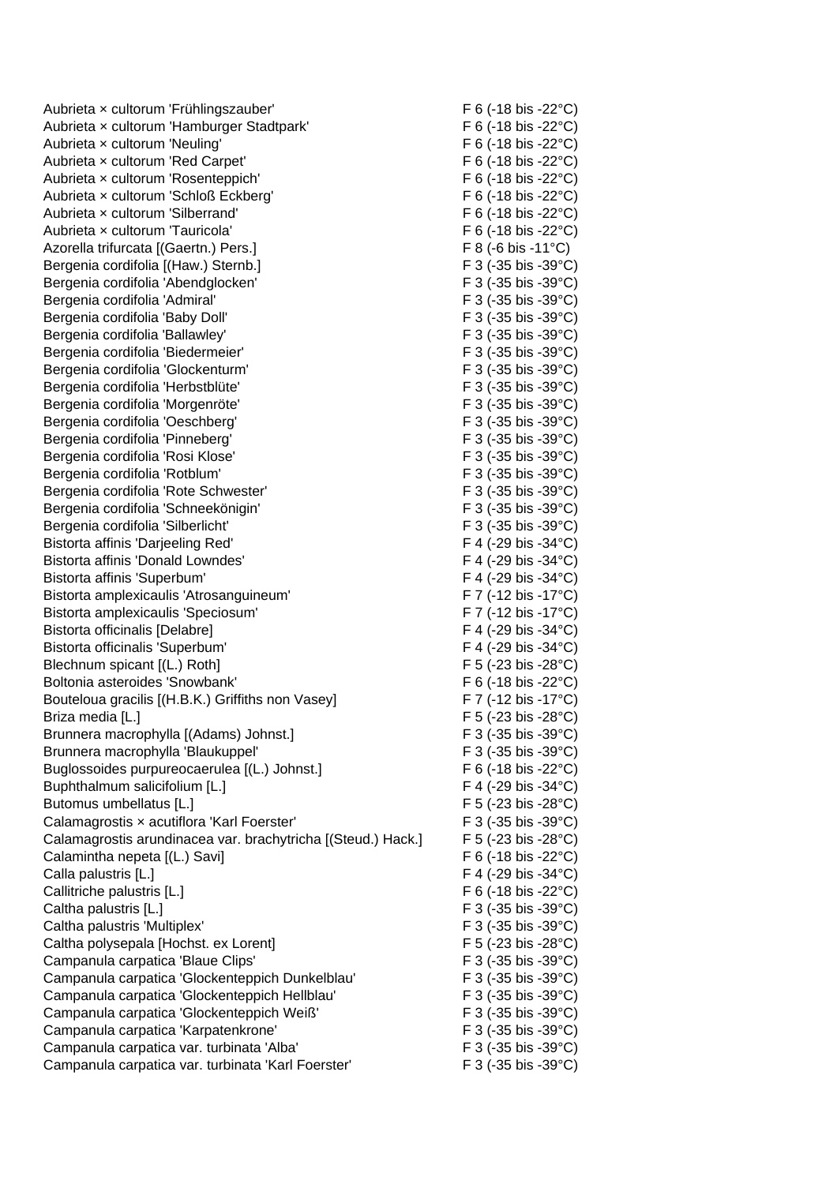| | |
|---|---|
| Aubrieta × cultorum 'Frühlingszauber' | F 6 (-18 bis -22°C) |
| Aubrieta × cultorum 'Hamburger Stadtpark' | F 6 (-18 bis -22°C) |
| Aubrieta × cultorum 'Neuling' | F 6 (-18 bis -22°C) |
| Aubrieta × cultorum 'Red Carpet' | F 6 (-18 bis -22°C) |
| Aubrieta × cultorum 'Rosenteppich' | F 6 (-18 bis -22°C) |
| Aubrieta × cultorum 'Schloß Eckberg' | F 6 (-18 bis -22°C) |
| Aubrieta × cultorum 'Silberrand' | F 6 (-18 bis -22°C) |
| Aubrieta × cultorum 'Tauricola' | F 6 (-18 bis -22°C) |
| Azorella trifurcata [(Gaertn.) Pers.] | F 8 (-6 bis -11°C) |
| Bergenia cordifolia [(Haw.) Sternb.] | F 3 (-35 bis -39°C) |
| Bergenia cordifolia 'Abendglocken' | F 3 (-35 bis -39°C) |
| Bergenia cordifolia 'Admiral' | F 3 (-35 bis -39°C) |
| Bergenia cordifolia 'Baby Doll' | F 3 (-35 bis -39°C) |
| Bergenia cordifolia 'Ballawley' | F 3 (-35 bis -39°C) |
| Bergenia cordifolia 'Biedermeier' | F 3 (-35 bis -39°C) |
| Bergenia cordifolia 'Glockenturm' | F 3 (-35 bis -39°C) |
| Bergenia cordifolia 'Herbstblüte' | F 3 (-35 bis -39°C) |
| Bergenia cordifolia 'Morgenröte' | F 3 (-35 bis -39°C) |
| Bergenia cordifolia 'Oeschberg' | F 3 (-35 bis -39°C) |
| Bergenia cordifolia 'Pinneberg' | F 3 (-35 bis -39°C) |
| Bergenia cordifolia 'Rosi Klose' | F 3 (-35 bis -39°C) |
| Bergenia cordifolia 'Rotblum' | F 3 (-35 bis -39°C) |
| Bergenia cordifolia 'Rote Schwester' | F 3 (-35 bis -39°C) |
| Bergenia cordifolia 'Schneekönigin' | F 3 (-35 bis -39°C) |
| Bergenia cordifolia 'Silberlicht' | F 3 (-35 bis -39°C) |
| Bistorta affinis 'Darjeeling Red' | F 4 (-29 bis -34°C) |
| Bistorta affinis 'Donald Lowndes' | F 4 (-29 bis -34°C) |
| Bistorta affinis 'Superbum' | F 4 (-29 bis -34°C) |
| Bistorta amplexicaulis 'Atrosanguineum' | F 7 (-12 bis -17°C) |
| Bistorta amplexicaulis 'Speciosum' | F 7 (-12 bis -17°C) |
| Bistorta officinalis [Delabre] | F 4 (-29 bis -34°C) |
| Bistorta officinalis 'Superbum' | F 4 (-29 bis -34°C) |
| Blechnum spicant [(L.) Roth] | F 5 (-23 bis -28°C) |
| Boltonia asteroides 'Snowbank' | F 6 (-18 bis -22°C) |
| Bouteloua gracilis [(H.B.K.) Griffiths non Vasey] | F 7 (-12 bis -17°C) |
| Briza media [L.] | F 5 (-23 bis -28°C) |
| Brunnera macrophylla [(Adams) Johnst.] | F 3 (-35 bis -39°C) |
| Brunnera macrophylla 'Blaukuppel' | F 3 (-35 bis -39°C) |
| Buglossoides purpureocaerulea [(L.) Johnst.] | F 6 (-18 bis -22°C) |
| Buphthalmum salicifolium [L.] | F 4 (-29 bis -34°C) |
| Butomus umbellatus [L.] | F 5 (-23 bis -28°C) |
| Calamagrostis × acutiflora 'Karl Foerster' | F 3 (-35 bis -39°C) |
| Calamagrostis arundinacea var. brachytricha [(Steud.) Hack.] | F 5 (-23 bis -28°C) |
| Calamintha nepeta [(L.) Savi] | F 6 (-18 bis -22°C) |
| Calla palustris [L.] | F 4 (-29 bis -34°C) |
| Callitriche palustris [L.] | F 6 (-18 bis -22°C) |
| Caltha palustris [L.] | F 3 (-35 bis -39°C) |
| Caltha palustris 'Multiplex' | F 3 (-35 bis -39°C) |
| Caltha polysepala [Hochst. ex Lorent] | F 5 (-23 bis -28°C) |
| Campanula carpatica 'Blaue Clips' | F 3 (-35 bis -39°C) |
| Campanula carpatica 'Glockenteppich Dunkelblau' | F 3 (-35 bis -39°C) |
| Campanula carpatica 'Glockenteppich Hellblau' | F 3 (-35 bis -39°C) |
| Campanula carpatica 'Glockenteppich Weiß' | F 3 (-35 bis -39°C) |
| Campanula carpatica 'Karpatenkrone' | F 3 (-35 bis -39°C) |
| Campanula carpatica var. turbinata 'Alba' | F 3 (-35 bis -39°C) |
| Campanula carpatica var. turbinata 'Karl Foerster' | F 3 (-35 bis -39°C) |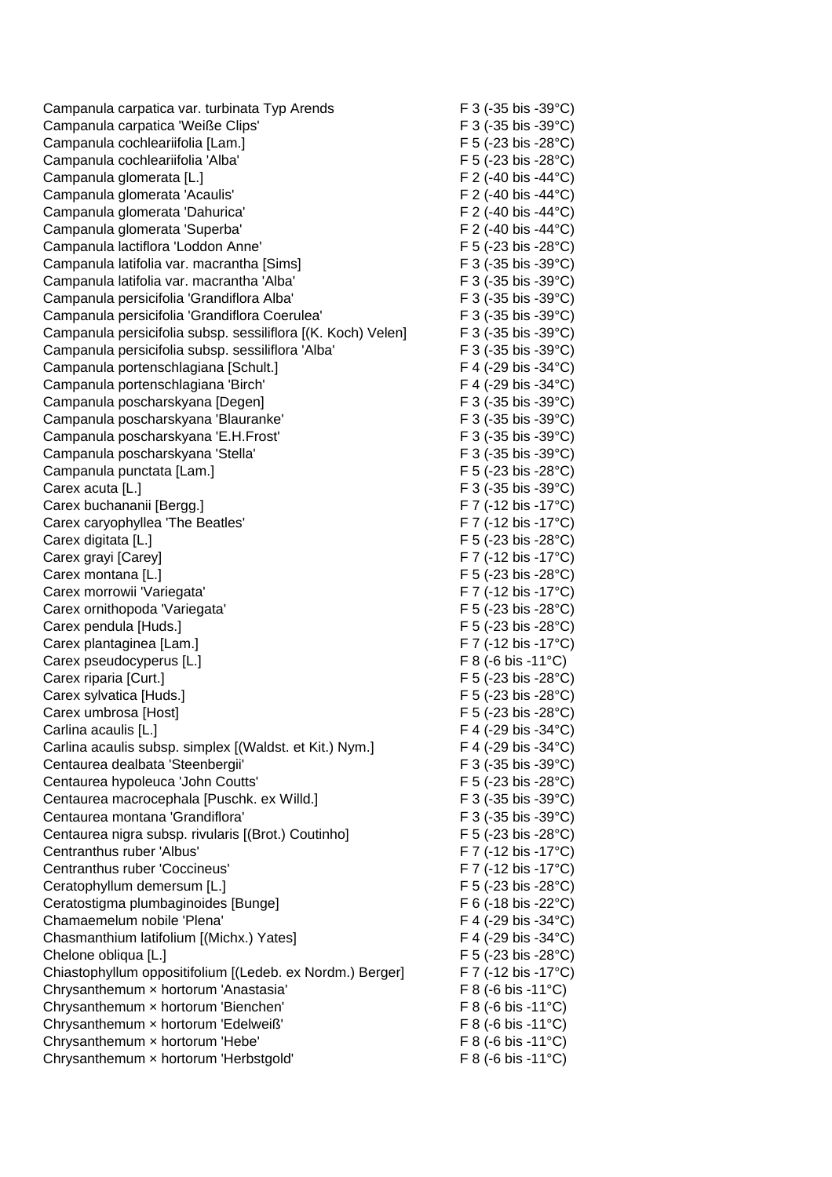| | |
|---|---|
| Campanula carpatica var. turbinata Typ Arends | F 3 (-35 bis -39°C) |
| Campanula carpatica 'Weiße Clips' | F 3 (-35 bis -39°C) |
| Campanula cochleariifolia [Lam.] | F 5 (-23 bis -28°C) |
| Campanula cochleariifolia 'Alba' | F 5 (-23 bis -28°C) |
| Campanula glomerata [L.] | F 2 (-40 bis -44°C) |
| Campanula glomerata 'Acaulis' | F 2 (-40 bis -44°C) |
| Campanula glomerata 'Dahurica' | F 2 (-40 bis -44°C) |
| Campanula glomerata 'Superba' | F 2 (-40 bis -44°C) |
| Campanula lactiflora 'Loddon Anne' | F 5 (-23 bis -28°C) |
| Campanula latifolia var. macrantha [Sims] | F 3 (-35 bis -39°C) |
| Campanula latifolia var. macrantha 'Alba' | F 3 (-35 bis -39°C) |
| Campanula persicifolia 'Grandiflora Alba' | F 3 (-35 bis -39°C) |
| Campanula persicifolia 'Grandiflora Coerulea' | F 3 (-35 bis -39°C) |
| Campanula persicifolia subsp. sessiliflora [(K. Koch) Velen] | F 3 (-35 bis -39°C) |
| Campanula persicifolia subsp. sessiliflora 'Alba' | F 3 (-35 bis -39°C) |
| Campanula portenschlagiana [Schult.] | F 4 (-29 bis -34°C) |
| Campanula portenschlagiana 'Birch' | F 4 (-29 bis -34°C) |
| Campanula poscharskyana [Degen] | F 3 (-35 bis -39°C) |
| Campanula poscharskyana 'Blauranke' | F 3 (-35 bis -39°C) |
| Campanula poscharskyana 'E.H.Frost' | F 3 (-35 bis -39°C) |
| Campanula poscharskyana 'Stella' | F 3 (-35 bis -39°C) |
| Campanula punctata [Lam.] | F 5 (-23 bis -28°C) |
| Carex acuta [L.] | F 3 (-35 bis -39°C) |
| Carex buchananii [Bergg.] | F 7 (-12 bis -17°C) |
| Carex caryophyllea 'The Beatles' | F 7 (-12 bis -17°C) |
| Carex digitata [L.] | F 5 (-23 bis -28°C) |
| Carex grayi [Carey] | F 7 (-12 bis -17°C) |
| Carex montana [L.] | F 5 (-23 bis -28°C) |
| Carex morrowii 'Variegata' | F 7 (-12 bis -17°C) |
| Carex ornithopoda 'Variegata' | F 5 (-23 bis -28°C) |
| Carex pendula [Huds.] | F 5 (-23 bis -28°C) |
| Carex plantaginea [Lam.] | F 7 (-12 bis -17°C) |
| Carex pseudocyperus [L.] | F 8 (-6 bis -11°C) |
| Carex riparia [Curt.] | F 5 (-23 bis -28°C) |
| Carex sylvatica [Huds.] | F 5 (-23 bis -28°C) |
| Carex umbrosa [Host] | F 5 (-23 bis -28°C) |
| Carlina acaulis [L.] | F 4 (-29 bis -34°C) |
| Carlina acaulis subsp. simplex [(Waldst. et Kit.) Nym.] | F 4 (-29 bis -34°C) |
| Centaurea dealbata 'Steenbergii' | F 3 (-35 bis -39°C) |
| Centaurea hypoleuca 'John Coutts' | F 5 (-23 bis -28°C) |
| Centaurea macrocephala [Puschk. ex Willd.] | F 3 (-35 bis -39°C) |
| Centaurea montana 'Grandiflora' | F 3 (-35 bis -39°C) |
| Centaurea nigra subsp. rivularis [(Brot.) Coutinho] | F 5 (-23 bis -28°C) |
| Centranthus ruber 'Albus' | F 7 (-12 bis -17°C) |
| Centranthus ruber 'Coccineus' | F 7 (-12 bis -17°C) |
| Ceratophyllum demersum [L.] | F 5 (-23 bis -28°C) |
| Ceratostigma plumbaginoides [Bunge] | F 6 (-18 bis -22°C) |
| Chamaemelum nobile 'Plena' | F 4 (-29 bis -34°C) |
| Chasmanthium latifolium [(Michx.) Yates] | F 4 (-29 bis -34°C) |
| Chelone obliqua [L.] | F 5 (-23 bis -28°C) |
| Chiastophyllum oppositifolium [(Ledeb. ex Nordm.) Berger] | F 7 (-12 bis -17°C) |
| Chrysanthemum × hortorum 'Anastasia' | F 8 (-6 bis -11°C) |
| Chrysanthemum × hortorum 'Bienchen' | F 8 (-6 bis -11°C) |
| Chrysanthemum × hortorum 'Edelweiß' | F 8 (-6 bis -11°C) |
| Chrysanthemum × hortorum 'Hebe' | F 8 (-6 bis -11°C) |
| Chrysanthemum × hortorum 'Herbstgold' | F 8 (-6 bis -11°C) |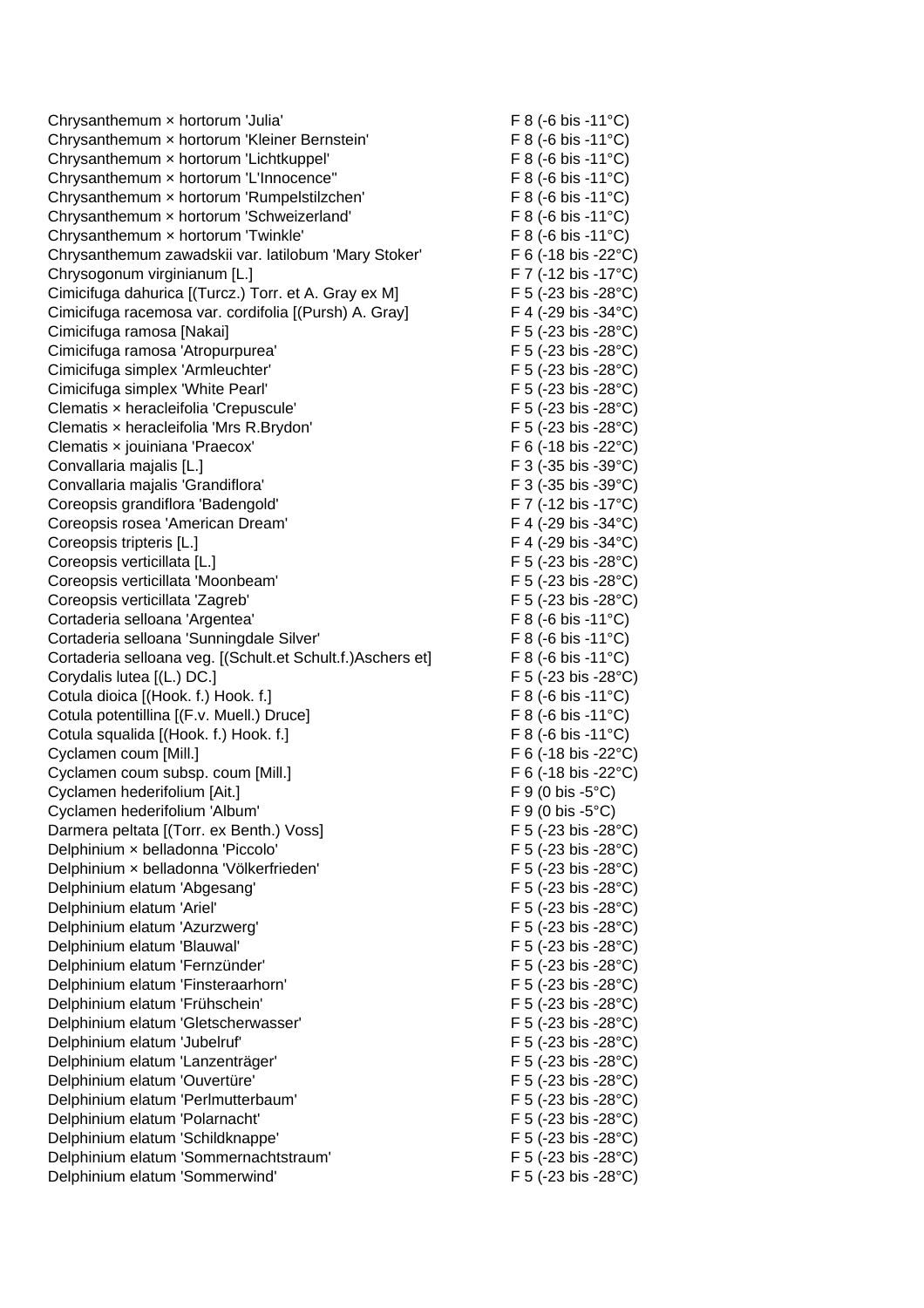| | |
|---|---|
| Chrysanthemum × hortorum 'Julia' | F 8 (-6 bis -11°C) |
| Chrysanthemum × hortorum 'Kleiner Bernstein' | F 8 (-6 bis -11°C) |
| Chrysanthemum × hortorum 'Lichtkuppel' | F 8 (-6 bis -11°C) |
| Chrysanthemum × hortorum 'L'Innocence'' | F 8 (-6 bis -11°C) |
| Chrysanthemum × hortorum 'Rumpelstilzchen' | F 8 (-6 bis -11°C) |
| Chrysanthemum × hortorum 'Schweizerland' | F 8 (-6 bis -11°C) |
| Chrysanthemum × hortorum 'Twinkle' | F 8 (-6 bis -11°C) |
| Chrysanthemum zawadskii var. latilobum 'Mary Stoker' | F 6 (-18 bis -22°C) |
| Chrysogonum virginianum [L.] | F 7 (-12 bis -17°C) |
| Cimicifuga dahurica [(Turcz.) Torr. et A. Gray ex M] | F 5 (-23 bis -28°C) |
| Cimicifuga racemosa var. cordifolia [(Pursh) A. Gray] | F 4 (-29 bis -34°C) |
| Cimicifuga ramosa [Nakai] | F 5 (-23 bis -28°C) |
| Cimicifuga ramosa 'Atropurpurea' | F 5 (-23 bis -28°C) |
| Cimicifuga simplex 'Armleuchter' | F 5 (-23 bis -28°C) |
| Cimicifuga simplex 'White Pearl' | F 5 (-23 bis -28°C) |
| Clematis × heracleifolia 'Crepuscule' | F 5 (-23 bis -28°C) |
| Clematis × heracleifolia 'Mrs R.Brydon' | F 5 (-23 bis -28°C) |
| Clematis × jouiniana 'Praecox' | F 6 (-18 bis -22°C) |
| Convallaria majalis [L.] | F 3 (-35 bis -39°C) |
| Convallaria majalis 'Grandiflora' | F 3 (-35 bis -39°C) |
| Coreopsis grandiflora 'Badengold' | F 7 (-12 bis -17°C) |
| Coreopsis rosea 'American Dream' | F 4 (-29 bis -34°C) |
| Coreopsis tripteris [L.] | F 4 (-29 bis -34°C) |
| Coreopsis verticillata [L.] | F 5 (-23 bis -28°C) |
| Coreopsis verticillata 'Moonbeam' | F 5 (-23 bis -28°C) |
| Coreopsis verticillata 'Zagreb' | F 5 (-23 bis -28°C) |
| Cortaderia selloana 'Argentea' | F 8 (-6 bis -11°C) |
| Cortaderia selloana 'Sunningdale Silver' | F 8 (-6 bis -11°C) |
| Cortaderia selloana veg. [(Schult.et Schult.f.)Aschers et] | F 8 (-6 bis -11°C) |
| Corydalis lutea [(L.) DC.] | F 5 (-23 bis -28°C) |
| Cotula dioica [(Hook. f.) Hook. f.] | F 8 (-6 bis -11°C) |
| Cotula potentillina [(F.v. Muell.) Druce] | F 8 (-6 bis -11°C) |
| Cotula squalida [(Hook. f.) Hook. f.] | F 8 (-6 bis -11°C) |
| Cyclamen coum [Mill.] | F 6 (-18 bis -22°C) |
| Cyclamen coum subsp. coum [Mill.] | F 6 (-18 bis -22°C) |
| Cyclamen hederifolium [Ait.] | F 9 (0 bis -5°C) |
| Cyclamen hederifolium 'Album' | F 9 (0 bis -5°C) |
| Darmera peltata [(Torr. ex Benth.) Voss] | F 5 (-23 bis -28°C) |
| Delphinium × belladonna 'Piccolo' | F 5 (-23 bis -28°C) |
| Delphinium × belladonna 'Völkerfrieden' | F 5 (-23 bis -28°C) |
| Delphinium elatum 'Abgesang' | F 5 (-23 bis -28°C) |
| Delphinium elatum 'Ariel' | F 5 (-23 bis -28°C) |
| Delphinium elatum 'Azurzwerg' | F 5 (-23 bis -28°C) |
| Delphinium elatum 'Blauwal' | F 5 (-23 bis -28°C) |
| Delphinium elatum 'Fernzünder' | F 5 (-23 bis -28°C) |
| Delphinium elatum 'Finsteraarhorn' | F 5 (-23 bis -28°C) |
| Delphinium elatum 'Frühschein' | F 5 (-23 bis -28°C) |
| Delphinium elatum 'Gletscherwasser' | F 5 (-23 bis -28°C) |
| Delphinium elatum 'Jubelruf' | F 5 (-23 bis -28°C) |
| Delphinium elatum 'Lanzenträger' | F 5 (-23 bis -28°C) |
| Delphinium elatum 'Ouvertüre' | F 5 (-23 bis -28°C) |
| Delphinium elatum 'Perlmutterbaum' | F 5 (-23 bis -28°C) |
| Delphinium elatum 'Polarnacht' | F 5 (-23 bis -28°C) |
| Delphinium elatum 'Schildknappe' | F 5 (-23 bis -28°C) |
| Delphinium elatum 'Sommernachtstraum' | F 5 (-23 bis -28°C) |
| Delphinium elatum 'Sommerwind' | F 5 (-23 bis -28°C) |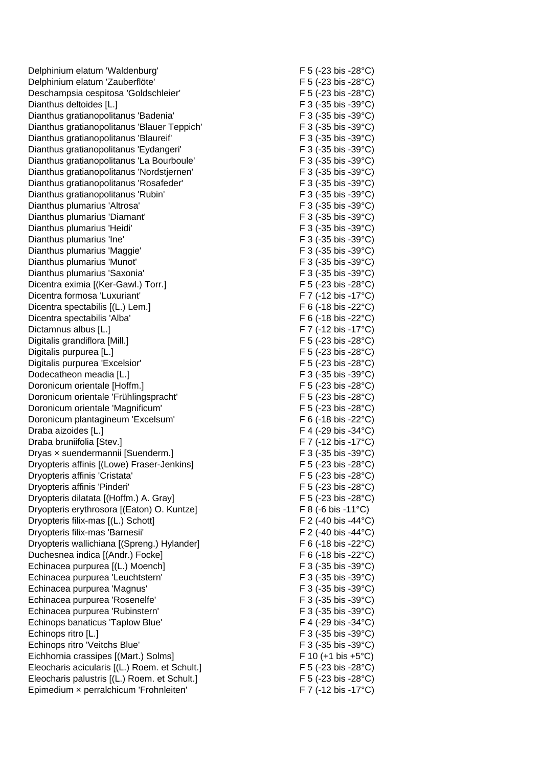| | |
|---|---|
| Delphinium elatum 'Waldenburg' | F 5 (-23 bis -28°C) |
| Delphinium elatum 'Zauberflöte' | F 5 (-23 bis -28°C) |
| Deschampsia cespitosa 'Goldschleier' | F 5 (-23 bis -28°C) |
| Dianthus deltoides [L.] | F 3 (-35 bis -39°C) |
| Dianthus gratianopolitanus 'Badenia' | F 3 (-35 bis -39°C) |
| Dianthus gratianopolitanus 'Blauer Teppich' | F 3 (-35 bis -39°C) |
| Dianthus gratianopolitanus 'Blaureif' | F 3 (-35 bis -39°C) |
| Dianthus gratianopolitanus 'Eydangeri' | F 3 (-35 bis -39°C) |
| Dianthus gratianopolitanus 'La Bourboule' | F 3 (-35 bis -39°C) |
| Dianthus gratianopolitanus 'Nordstjernen' | F 3 (-35 bis -39°C) |
| Dianthus gratianopolitanus 'Rosafeder' | F 3 (-35 bis -39°C) |
| Dianthus gratianopolitanus 'Rubin' | F 3 (-35 bis -39°C) |
| Dianthus plumarius 'Altrosa' | F 3 (-35 bis -39°C) |
| Dianthus plumarius 'Diamant' | F 3 (-35 bis -39°C) |
| Dianthus plumarius 'Heidi' | F 3 (-35 bis -39°C) |
| Dianthus plumarius 'Ine' | F 3 (-35 bis -39°C) |
| Dianthus plumarius 'Maggie' | F 3 (-35 bis -39°C) |
| Dianthus plumarius 'Munot' | F 3 (-35 bis -39°C) |
| Dianthus plumarius 'Saxonia' | F 3 (-35 bis -39°C) |
| Dicentra eximia [(Ker-Gawl.) Torr.] | F 5 (-23 bis -28°C) |
| Dicentra formosa 'Luxuriant' | F 7 (-12 bis -17°C) |
| Dicentra spectabilis [(L.) Lem.] | F 6 (-18 bis -22°C) |
| Dicentra spectabilis 'Alba' | F 6 (-18 bis -22°C) |
| Dictamnus albus [L.] | F 7 (-12 bis -17°C) |
| Digitalis grandiflora [Mill.] | F 5 (-23 bis -28°C) |
| Digitalis purpurea [L.] | F 5 (-23 bis -28°C) |
| Digitalis purpurea 'Excelsior' | F 5 (-23 bis -28°C) |
| Dodecatheon meadia [L.] | F 3 (-35 bis -39°C) |
| Doronicum orientale [Hoffm.] | F 5 (-23 bis -28°C) |
| Doronicum orientale 'Frühlingspracht' | F 5 (-23 bis -28°C) |
| Doronicum orientale 'Magnificum' | F 5 (-23 bis -28°C) |
| Doronicum plantagineum 'Excelsum' | F 6 (-18 bis -22°C) |
| Draba aizoides [L.] | F 4 (-29 bis -34°C) |
| Draba bruniifolia [Stev.] | F 7 (-12 bis -17°C) |
| Dryas × suendermannii [Suenderm.] | F 3 (-35 bis -39°C) |
| Dryopteris affinis [(Lowe) Fraser-Jenkins] | F 5 (-23 bis -28°C) |
| Dryopteris affinis 'Cristata' | F 5 (-23 bis -28°C) |
| Dryopteris affinis 'Pinderi' | F 5 (-23 bis -28°C) |
| Dryopteris dilatata [(Hoffm.) A. Gray] | F 5 (-23 bis -28°C) |
| Dryopteris erythrosora [(Eaton) O. Kuntze] | F 8 (-6 bis -11°C) |
| Dryopteris filix-mas [(L.) Schott] | F 2 (-40 bis -44°C) |
| Dryopteris filix-mas 'Barnesii' | F 2 (-40 bis -44°C) |
| Dryopteris wallichiana [(Spreng.) Hylander] | F 6 (-18 bis -22°C) |
| Duchesnea indica [(Andr.) Focke] | F 6 (-18 bis -22°C) |
| Echinacea purpurea [(L.) Moench] | F 3 (-35 bis -39°C) |
| Echinacea purpurea 'Leuchtstern' | F 3 (-35 bis -39°C) |
| Echinacea purpurea 'Magnus' | F 3 (-35 bis -39°C) |
| Echinacea purpurea 'Rosenelfe' | F 3 (-35 bis -39°C) |
| Echinacea purpurea 'Rubinstern' | F 3 (-35 bis -39°C) |
| Echinops banaticus 'Taplow Blue' | F 4 (-29 bis -34°C) |
| Echinops ritro [L.] | F 3 (-35 bis -39°C) |
| Echinops ritro 'Veitchs Blue' | F 3 (-35 bis -39°C) |
| Eichhornia crassipes [(Mart.) Solms] | F 10 (+1 bis +5°C) |
| Eleocharis acicularis [(L.) Roem. et Schult.] | F 5 (-23 bis -28°C) |
| Eleocharis palustris [(L.) Roem. et Schult.] | F 5 (-23 bis -28°C) |
| Epimedium × perralchicum 'Frohnleiten' | F 7 (-12 bis -17°C) |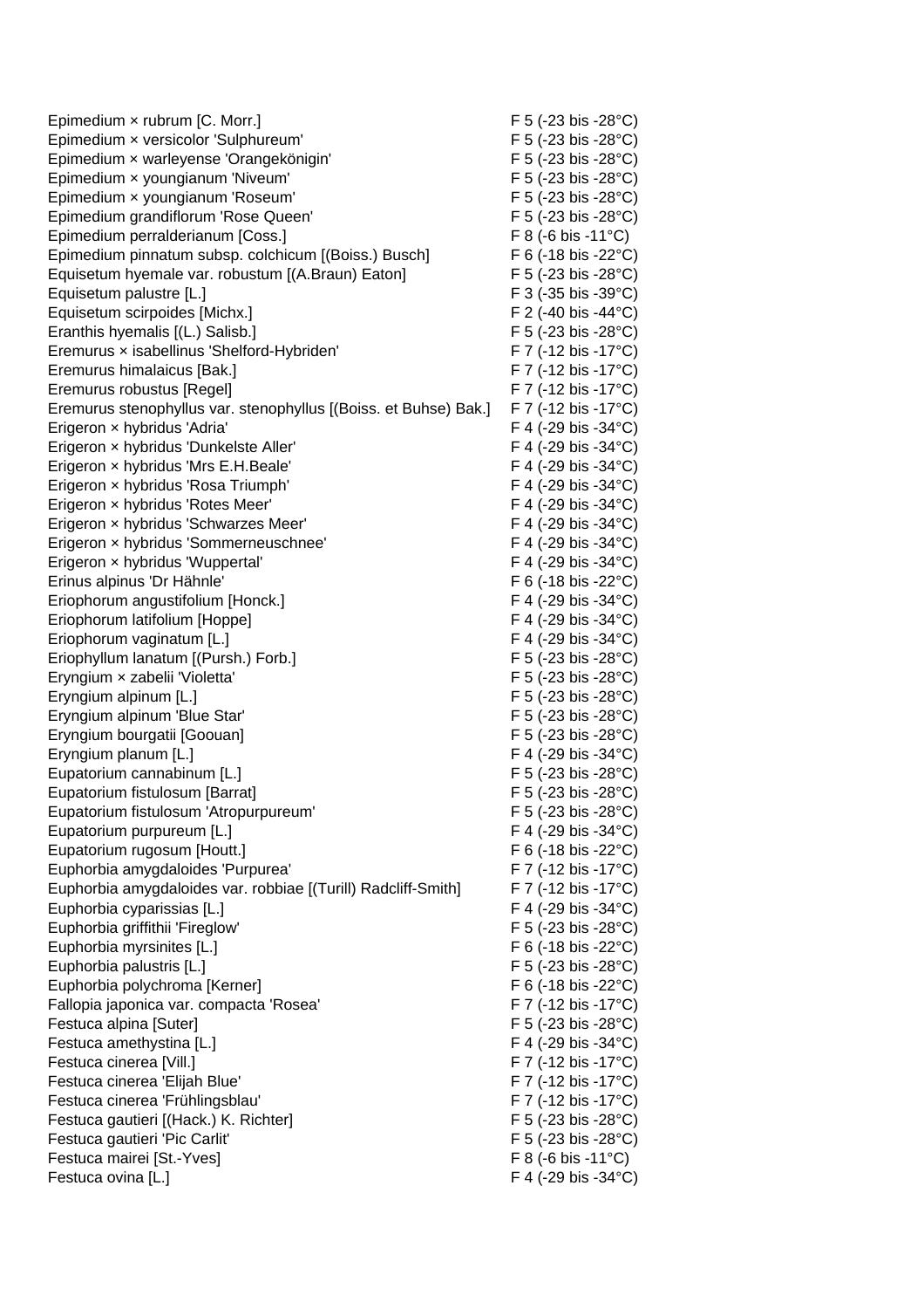| | |
|---|---|
| Epimedium × rubrum [C. Morr.] | F 5 (-23 bis -28°C) |
| Epimedium × versicolor 'Sulphureum' | F 5 (-23 bis -28°C) |
| Epimedium × warleyense 'Orangekönigin' | F 5 (-23 bis -28°C) |
| Epimedium × youngianum 'Niveum' | F 5 (-23 bis -28°C) |
| Epimedium × youngianum 'Roseum' | F 5 (-23 bis -28°C) |
| Epimedium grandiflorum 'Rose Queen' | F 5 (-23 bis -28°C) |
| Epimedium perralderianum [Coss.] | F 8 (-6 bis -11°C) |
| Epimedium pinnatum subsp. colchicum [(Boiss.) Busch] | F 6 (-18 bis -22°C) |
| Equisetum hyemale var. robustum [(A.Braun) Eaton] | F 5 (-23 bis -28°C) |
| Equisetum palustre [L.] | F 3 (-35 bis -39°C) |
| Equisetum scirpoides [Michx.] | F 2 (-40 bis -44°C) |
| Eranthis hyemalis [(L.) Salisb.] | F 5 (-23 bis -28°C) |
| Eremurus × isabellinus 'Shelford-Hybriden' | F 7 (-12 bis -17°C) |
| Eremurus himalaicus [Bak.] | F 7 (-12 bis -17°C) |
| Eremurus robustus [Regel] | F 7 (-12 bis -17°C) |
| Eremurus stenophyllus var. stenophyllus [(Boiss. et Buhse) Bak.] | F 7 (-12 bis -17°C) |
| Erigeron × hybridus 'Adria' | F 4 (-29 bis -34°C) |
| Erigeron × hybridus 'Dunkelste Aller' | F 4 (-29 bis -34°C) |
| Erigeron × hybridus 'Mrs E.H.Beale' | F 4 (-29 bis -34°C) |
| Erigeron × hybridus 'Rosa Triumph' | F 4 (-29 bis -34°C) |
| Erigeron × hybridus 'Rotes Meer' | F 4 (-29 bis -34°C) |
| Erigeron × hybridus 'Schwarzes Meer' | F 4 (-29 bis -34°C) |
| Erigeron × hybridus 'Sommerneuschnee' | F 4 (-29 bis -34°C) |
| Erigeron × hybridus 'Wuppertal' | F 4 (-29 bis -34°C) |
| Erinus alpinus 'Dr Hähnle' | F 6 (-18 bis -22°C) |
| Eriophorum angustifolium [Honck.] | F 4 (-29 bis -34°C) |
| Eriophorum latifolium [Hoppe] | F 4 (-29 bis -34°C) |
| Eriophorum vaginatum [L.] | F 4 (-29 bis -34°C) |
| Eriophyllum lanatum [(Pursh.) Forb.] | F 5 (-23 bis -28°C) |
| Eryngium × zabelii 'Violetta' | F 5 (-23 bis -28°C) |
| Eryngium alpinum [L.] | F 5 (-23 bis -28°C) |
| Eryngium alpinum 'Blue Star' | F 5 (-23 bis -28°C) |
| Eryngium bourgatii [Goouan] | F 5 (-23 bis -28°C) |
| Eryngium planum [L.] | F 4 (-29 bis -34°C) |
| Eupatorium cannabinum [L.] | F 5 (-23 bis -28°C) |
| Eupatorium fistulosum [Barrat] | F 5 (-23 bis -28°C) |
| Eupatorium fistulosum 'Atropurpureum' | F 5 (-23 bis -28°C) |
| Eupatorium purpureum [L.] | F 4 (-29 bis -34°C) |
| Eupatorium rugosum [Houtt.] | F 6 (-18 bis -22°C) |
| Euphorbia amygdaloides 'Purpurea' | F 7 (-12 bis -17°C) |
| Euphorbia amygdaloides var. robbiae [(Turill) Radcliff-Smith] | F 7 (-12 bis -17°C) |
| Euphorbia cyparissias [L.] | F 4 (-29 bis -34°C) |
| Euphorbia griffithii 'Fireglow' | F 5 (-23 bis -28°C) |
| Euphorbia myrsinites [L.] | F 6 (-18 bis -22°C) |
| Euphorbia palustris [L.] | F 5 (-23 bis -28°C) |
| Euphorbia polychroma [Kerner] | F 6 (-18 bis -22°C) |
| Fallopia japonica var. compacta 'Rosea' | F 7 (-12 bis -17°C) |
| Festuca alpina [Suter] | F 5 (-23 bis -28°C) |
| Festuca amethystina [L.] | F 4 (-29 bis -34°C) |
| Festuca cinerea [Vill.] | F 7 (-12 bis -17°C) |
| Festuca cinerea 'Elijah Blue' | F 7 (-12 bis -17°C) |
| Festuca cinerea 'Frühlingsblau' | F 7 (-12 bis -17°C) |
| Festuca gautieri [(Hack.) K. Richter] | F 5 (-23 bis -28°C) |
| Festuca gautieri 'Pic Carlit' | F 5 (-23 bis -28°C) |
| Festuca mairei [St.-Yves] | F 8 (-6 bis -11°C) |
| Festuca ovina [L.] | F 4 (-29 bis -34°C) |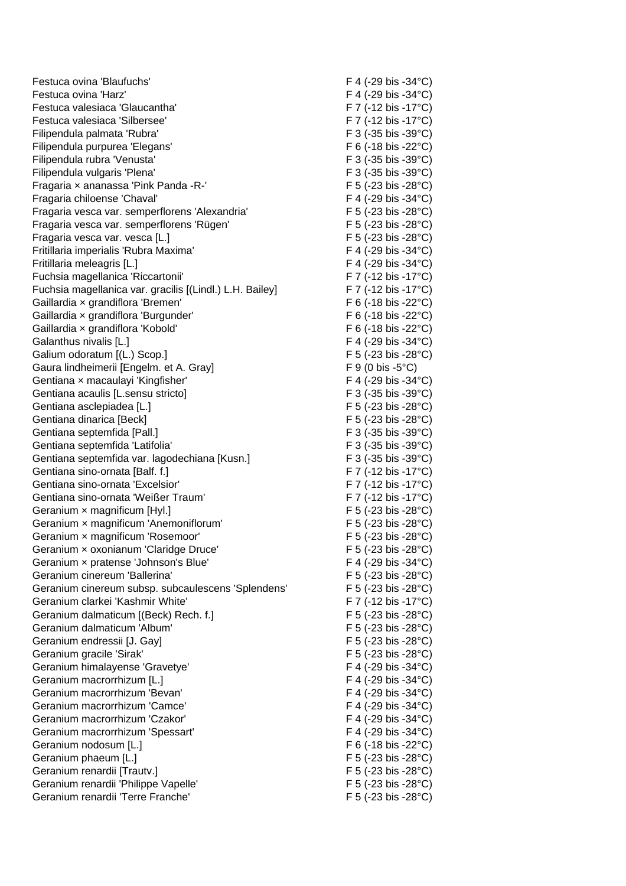| | |
|---|---|
| Festuca ovina 'Blaufuchs' | F 4 (-29 bis -34°C) |
| Festuca ovina 'Harz' | F 4 (-29 bis -34°C) |
| Festuca valesiaca 'Glaucantha' | F 7 (-12 bis -17°C) |
| Festuca valesiaca 'Silbersee' | F 7 (-12 bis -17°C) |
| Filipendula palmata 'Rubra' | F 3 (-35 bis -39°C) |
| Filipendula purpurea 'Elegans' | F 6 (-18 bis -22°C) |
| Filipendula rubra 'Venusta' | F 3 (-35 bis -39°C) |
| Filipendula vulgaris 'Plena' | F 3 (-35 bis -39°C) |
| Fragaria × ananassa 'Pink Panda -R-' | F 5 (-23 bis -28°C) |
| Fragaria chiloense 'Chaval' | F 4 (-29 bis -34°C) |
| Fragaria vesca var. semperflorens 'Alexandria' | F 5 (-23 bis -28°C) |
| Fragaria vesca var. semperflorens 'Rügen' | F 5 (-23 bis -28°C) |
| Fragaria vesca var. vesca [L.] | F 5 (-23 bis -28°C) |
| Fritillaria imperialis 'Rubra Maxima' | F 4 (-29 bis -34°C) |
| Fritillaria meleagris [L.] | F 4 (-29 bis -34°C) |
| Fuchsia magellanica 'Riccartonii' | F 7 (-12 bis -17°C) |
| Fuchsia magellanica var. gracilis [(Lindl.) L.H. Bailey] | F 7 (-12 bis -17°C) |
| Gaillardia × grandiflora 'Bremen' | F 6 (-18 bis -22°C) |
| Gaillardia × grandiflora 'Burgunder' | F 6 (-18 bis -22°C) |
| Gaillardia × grandiflora 'Kobold' | F 6 (-18 bis -22°C) |
| Galanthus nivalis [L.] | F 4 (-29 bis -34°C) |
| Galium odoratum [(L.) Scop.] | F 5 (-23 bis -28°C) |
| Gaura lindheimerii [Engelm. et A. Gray] | F 9 (0 bis -5°C) |
| Gentiana × macaulayi 'Kingfisher' | F 4 (-29 bis -34°C) |
| Gentiana acaulis [L.sensu stricto] | F 3 (-35 bis -39°C) |
| Gentiana asclepiadea [L.] | F 5 (-23 bis -28°C) |
| Gentiana dinarica [Beck] | F 5 (-23 bis -28°C) |
| Gentiana septemfida [Pall.] | F 3 (-35 bis -39°C) |
| Gentiana septemfida 'Latifolia' | F 3 (-35 bis -39°C) |
| Gentiana septemfida var. lagodechiana [Kusn.] | F 3 (-35 bis -39°C) |
| Gentiana sino-ornata [Balf. f.] | F 7 (-12 bis -17°C) |
| Gentiana sino-ornata 'Excelsior' | F 7 (-12 bis -17°C) |
| Gentiana sino-ornata 'Weißer Traum' | F 7 (-12 bis -17°C) |
| Geranium × magnificum [Hyl.] | F 5 (-23 bis -28°C) |
| Geranium × magnificum 'Anemoniflorum' | F 5 (-23 bis -28°C) |
| Geranium × magnificum 'Rosemoor' | F 5 (-23 bis -28°C) |
| Geranium × oxonianum 'Claridge Druce' | F 5 (-23 bis -28°C) |
| Geranium × pratense 'Johnson's Blue' | F 4 (-29 bis -34°C) |
| Geranium cinereum 'Ballerina' | F 5 (-23 bis -28°C) |
| Geranium cinereum subsp. subcaulescens 'Splendens' | F 5 (-23 bis -28°C) |
| Geranium clarkei 'Kashmir White' | F 7 (-12 bis -17°C) |
| Geranium dalmaticum [(Beck) Rech. f.] | F 5 (-23 bis -28°C) |
| Geranium dalmaticum 'Album' | F 5 (-23 bis -28°C) |
| Geranium endressii [J. Gay] | F 5 (-23 bis -28°C) |
| Geranium gracile 'Sirak' | F 5 (-23 bis -28°C) |
| Geranium himalayense 'Gravetye' | F 4 (-29 bis -34°C) |
| Geranium macrorrhizum [L.] | F 4 (-29 bis -34°C) |
| Geranium macrorrhizum 'Bevan' | F 4 (-29 bis -34°C) |
| Geranium macrorrhizum 'Camce' | F 4 (-29 bis -34°C) |
| Geranium macrorrhizum 'Czakor' | F 4 (-29 bis -34°C) |
| Geranium macrorrhizum 'Spessart' | F 4 (-29 bis -34°C) |
| Geranium nodosum [L.] | F 6 (-18 bis -22°C) |
| Geranium phaeum [L.] | F 5 (-23 bis -28°C) |
| Geranium renardii [Trautv.] | F 5 (-23 bis -28°C) |
| Geranium renardii 'Philippe Vapelle' | F 5 (-23 bis -28°C) |
| Geranium renardii 'Terre Franche' | F 5 (-23 bis -28°C) |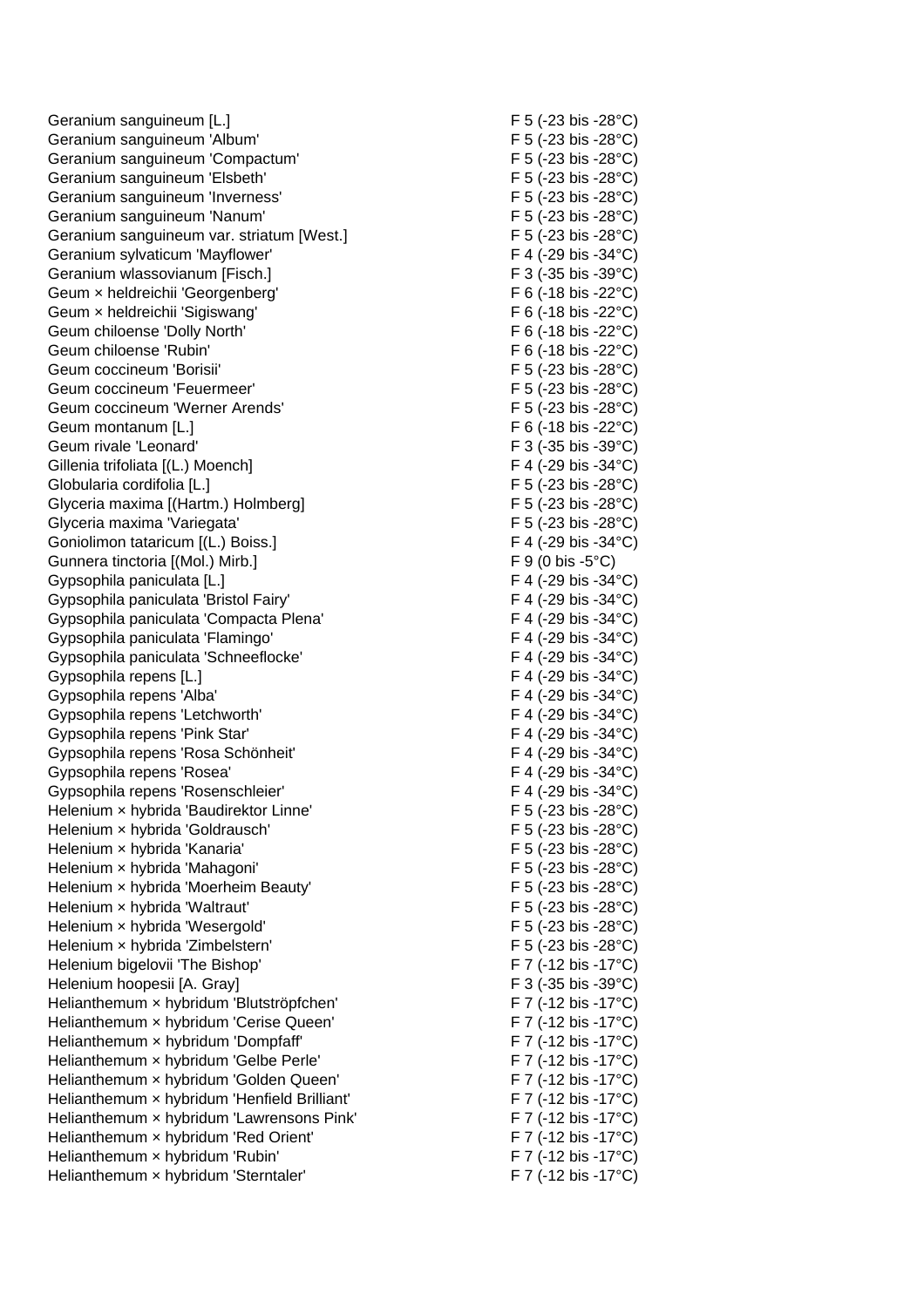| | |
|---|---|
| Geranium sanguineum [L.] | F 5 (-23 bis -28°C) |
| Geranium sanguineum 'Album' | F 5 (-23 bis -28°C) |
| Geranium sanguineum 'Compactum' | F 5 (-23 bis -28°C) |
| Geranium sanguineum 'Elsbeth' | F 5 (-23 bis -28°C) |
| Geranium sanguineum 'Inverness' | F 5 (-23 bis -28°C) |
| Geranium sanguineum 'Nanum' | F 5 (-23 bis -28°C) |
| Geranium sanguineum var. striatum [West.] | F 5 (-23 bis -28°C) |
| Geranium sylvaticum 'Mayflower' | F 4 (-29 bis -34°C) |
| Geranium wlassovianum [Fisch.] | F 3 (-35 bis -39°C) |
| Geum × heldreichii 'Georgenberg' | F 6 (-18 bis -22°C) |
| Geum × heldreichii 'Sigiswang' | F 6 (-18 bis -22°C) |
| Geum chiloense 'Dolly North' | F 6 (-18 bis -22°C) |
| Geum chiloense 'Rubin' | F 6 (-18 bis -22°C) |
| Geum coccineum 'Borisii' | F 5 (-23 bis -28°C) |
| Geum coccineum 'Feuermeer' | F 5 (-23 bis -28°C) |
| Geum coccineum 'Werner Arends' | F 5 (-23 bis -28°C) |
| Geum montanum [L.] | F 6 (-18 bis -22°C) |
| Geum rivale 'Leonard' | F 3 (-35 bis -39°C) |
| Gillenia trifoliata [(L.) Moench] | F 4 (-29 bis -34°C) |
| Globularia cordifolia [L.] | F 5 (-23 bis -28°C) |
| Glyceria maxima [(Hartm.) Holmberg] | F 5 (-23 bis -28°C) |
| Glyceria maxima 'Variegata' | F 5 (-23 bis -28°C) |
| Goniolimon tataricum [(L.) Boiss.] | F 4 (-29 bis -34°C) |
| Gunnera tinctoria [(Mol.) Mirb.] | F 9 (0 bis -5°C) |
| Gypsophila paniculata [L.] | F 4 (-29 bis -34°C) |
| Gypsophila paniculata 'Bristol Fairy' | F 4 (-29 bis -34°C) |
| Gypsophila paniculata 'Compacta Plena' | F 4 (-29 bis -34°C) |
| Gypsophila paniculata 'Flamingo' | F 4 (-29 bis -34°C) |
| Gypsophila paniculata 'Schneeflocke' | F 4 (-29 bis -34°C) |
| Gypsophila repens [L.] | F 4 (-29 bis -34°C) |
| Gypsophila repens 'Alba' | F 4 (-29 bis -34°C) |
| Gypsophila repens 'Letchworth' | F 4 (-29 bis -34°C) |
| Gypsophila repens 'Pink Star' | F 4 (-29 bis -34°C) |
| Gypsophila repens 'Rosa Schönheit' | F 4 (-29 bis -34°C) |
| Gypsophila repens 'Rosea' | F 4 (-29 bis -34°C) |
| Gypsophila repens 'Rosenschleier' | F 4 (-29 bis -34°C) |
| Helenium × hybrida 'Baudirektor Linne' | F 5 (-23 bis -28°C) |
| Helenium × hybrida 'Goldrausch' | F 5 (-23 bis -28°C) |
| Helenium × hybrida 'Kanaria' | F 5 (-23 bis -28°C) |
| Helenium × hybrida 'Mahagoni' | F 5 (-23 bis -28°C) |
| Helenium × hybrida 'Moerheim Beauty' | F 5 (-23 bis -28°C) |
| Helenium × hybrida 'Waltraut' | F 5 (-23 bis -28°C) |
| Helenium × hybrida 'Wesergold' | F 5 (-23 bis -28°C) |
| Helenium × hybrida 'Zimbelstern' | F 5 (-23 bis -28°C) |
| Helenium bigelovii 'The Bishop' | F 7 (-12 bis -17°C) |
| Helenium hoopesii [A. Gray] | F 3 (-35 bis -39°C) |
| Helianthemum × hybridum 'Blutströpfchen' | F 7 (-12 bis -17°C) |
| Helianthemum × hybridum 'Cerise Queen' | F 7 (-12 bis -17°C) |
| Helianthemum × hybridum 'Dompfaff' | F 7 (-12 bis -17°C) |
| Helianthemum × hybridum 'Gelbe Perle' | F 7 (-12 bis -17°C) |
| Helianthemum × hybridum 'Golden Queen' | F 7 (-12 bis -17°C) |
| Helianthemum × hybridum 'Henfield Brilliant' | F 7 (-12 bis -17°C) |
| Helianthemum × hybridum 'Lawrensons Pink' | F 7 (-12 bis -17°C) |
| Helianthemum × hybridum 'Red Orient' | F 7 (-12 bis -17°C) |
| Helianthemum × hybridum 'Rubin' | F 7 (-12 bis -17°C) |
| Helianthemum × hybridum 'Sterntaler' | F 7 (-12 bis -17°C) |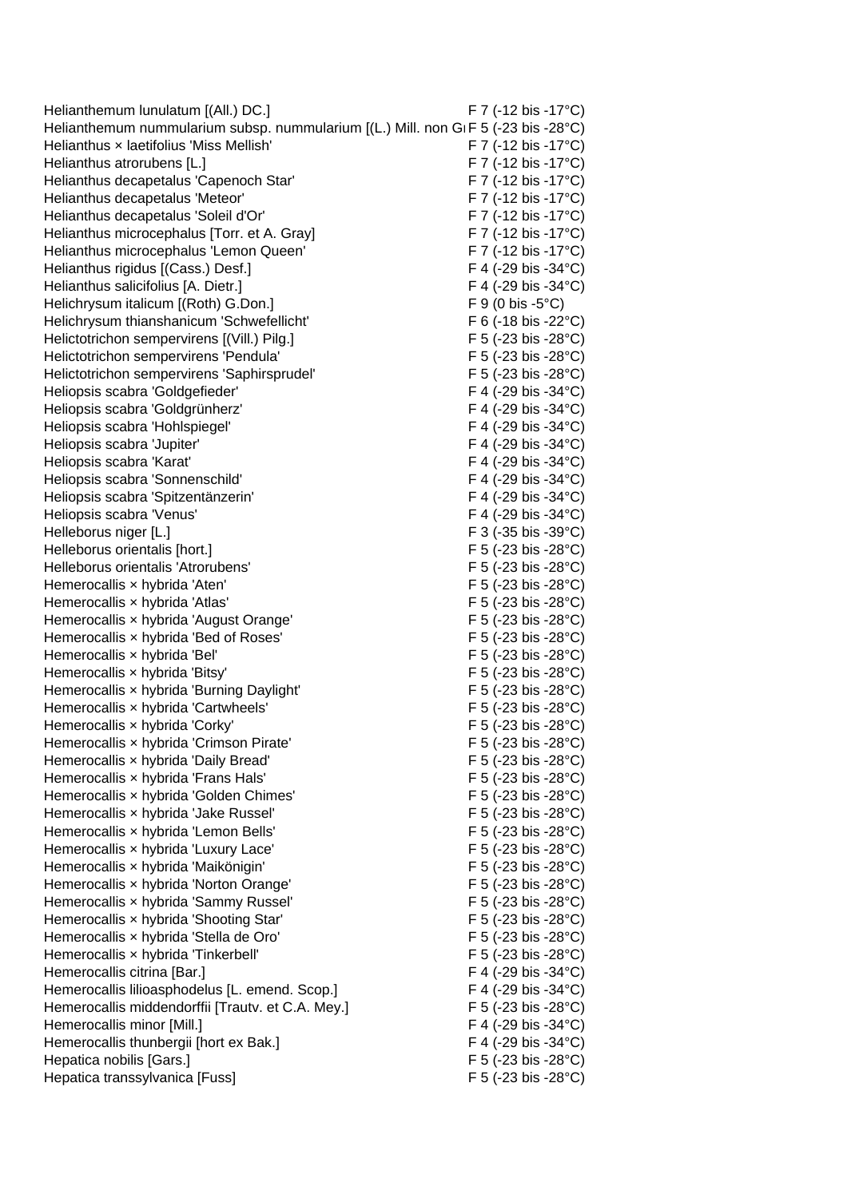| | |
|---|---|
| Helianthemum lunulatum [(All.) DC.] | F 7 (-12 bis -17°C) |
| Helianthemum nummularium subsp. nummularium [(L.) Mill. non Gr | F 5 (-23 bis -28°C) |
| Helianthus × laetifolius 'Miss Mellish' | F 7 (-12 bis -17°C) |
| Helianthus atrorubens [L.] | F 7 (-12 bis -17°C) |
| Helianthus decapetalus 'Capenoch Star' | F 7 (-12 bis -17°C) |
| Helianthus decapetalus 'Meteor' | F 7 (-12 bis -17°C) |
| Helianthus decapetalus 'Soleil d'Or' | F 7 (-12 bis -17°C) |
| Helianthus microcephalus [Torr. et A. Gray] | F 7 (-12 bis -17°C) |
| Helianthus microcephalus 'Lemon Queen' | F 7 (-12 bis -17°C) |
| Helianthus rigidus [(Cass.) Desf.] | F 4 (-29 bis -34°C) |
| Helianthus salicifolius [A. Dietr.] | F 4 (-29 bis -34°C) |
| Helichrysum italicum [(Roth) G.Don.] | F 9 (0 bis -5°C) |
| Helichrysum thianshanicum 'Schwefellicht' | F 6 (-18 bis -22°C) |
| Helictotrichon sempervirens [(Vill.) Pilg.] | F 5 (-23 bis -28°C) |
| Helictotrichon sempervirens 'Pendula' | F 5 (-23 bis -28°C) |
| Helictotrichon sempervirens 'Saphirsprudel' | F 5 (-23 bis -28°C) |
| Heliopsis scabra 'Goldgefieder' | F 4 (-29 bis -34°C) |
| Heliopsis scabra 'Goldgrünherz' | F 4 (-29 bis -34°C) |
| Heliopsis scabra 'Hohlspiegel' | F 4 (-29 bis -34°C) |
| Heliopsis scabra 'Jupiter' | F 4 (-29 bis -34°C) |
| Heliopsis scabra 'Karat' | F 4 (-29 bis -34°C) |
| Heliopsis scabra 'Sonnenschild' | F 4 (-29 bis -34°C) |
| Heliopsis scabra 'Spitzentänzerin' | F 4 (-29 bis -34°C) |
| Heliopsis scabra 'Venus' | F 4 (-29 bis -34°C) |
| Helleborus niger [L.] | F 3 (-35 bis -39°C) |
| Helleborus orientalis [hort.] | F 5 (-23 bis -28°C) |
| Helleborus orientalis 'Atrorubens' | F 5 (-23 bis -28°C) |
| Hemerocallis × hybrida 'Aten' | F 5 (-23 bis -28°C) |
| Hemerocallis × hybrida 'Atlas' | F 5 (-23 bis -28°C) |
| Hemerocallis × hybrida 'August Orange' | F 5 (-23 bis -28°C) |
| Hemerocallis × hybrida 'Bed of Roses' | F 5 (-23 bis -28°C) |
| Hemerocallis × hybrida 'Bel' | F 5 (-23 bis -28°C) |
| Hemerocallis × hybrida 'Bitsy' | F 5 (-23 bis -28°C) |
| Hemerocallis × hybrida 'Burning Daylight' | F 5 (-23 bis -28°C) |
| Hemerocallis × hybrida 'Cartwheels' | F 5 (-23 bis -28°C) |
| Hemerocallis × hybrida 'Corky' | F 5 (-23 bis -28°C) |
| Hemerocallis × hybrida 'Crimson Pirate' | F 5 (-23 bis -28°C) |
| Hemerocallis × hybrida 'Daily Bread' | F 5 (-23 bis -28°C) |
| Hemerocallis × hybrida 'Frans Hals' | F 5 (-23 bis -28°C) |
| Hemerocallis × hybrida 'Golden Chimes' | F 5 (-23 bis -28°C) |
| Hemerocallis × hybrida 'Jake Russel' | F 5 (-23 bis -28°C) |
| Hemerocallis × hybrida 'Lemon Bells' | F 5 (-23 bis -28°C) |
| Hemerocallis × hybrida 'Luxury Lace' | F 5 (-23 bis -28°C) |
| Hemerocallis × hybrida 'Maikönigin' | F 5 (-23 bis -28°C) |
| Hemerocallis × hybrida 'Norton Orange' | F 5 (-23 bis -28°C) |
| Hemerocallis × hybrida 'Sammy Russel' | F 5 (-23 bis -28°C) |
| Hemerocallis × hybrida 'Shooting Star' | F 5 (-23 bis -28°C) |
| Hemerocallis × hybrida 'Stella de Oro' | F 5 (-23 bis -28°C) |
| Hemerocallis × hybrida 'Tinkerbell' | F 5 (-23 bis -28°C) |
| Hemerocallis citrina [Bar.] | F 4 (-29 bis -34°C) |
| Hemerocallis lilioasphodelus [L. emend. Scop.] | F 4 (-29 bis -34°C) |
| Hemerocallis middendorffii [Trautv. et C.A. Mey.] | F 5 (-23 bis -28°C) |
| Hemerocallis minor [Mill.] | F 4 (-29 bis -34°C) |
| Hemerocallis thunbergii [hort ex Bak.] | F 4 (-29 bis -34°C) |
| Hepatica nobilis [Gars.] | F 5 (-23 bis -28°C) |
| Hepatica transsylvanica [Fuss] | F 5 (-23 bis -28°C) |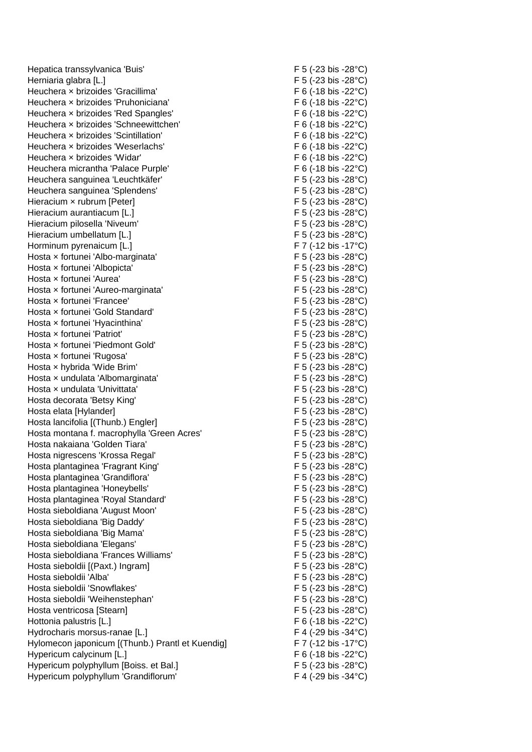| | |
|---|---|
| Hepatica transsylvanica 'Buis' | F 5 (-23 bis -28°C) |
| Herniaria glabra [L.] | F 5 (-23 bis -28°C) |
| Heuchera × brizoides 'Gracillima' | F 6 (-18 bis -22°C) |
| Heuchera × brizoides 'Pruhoniciana' | F 6 (-18 bis -22°C) |
| Heuchera × brizoides 'Red Spangles' | F 6 (-18 bis -22°C) |
| Heuchera × brizoides 'Schneewittchen' | F 6 (-18 bis -22°C) |
| Heuchera × brizoides 'Scintillation' | F 6 (-18 bis -22°C) |
| Heuchera × brizoides 'Weserlachs' | F 6 (-18 bis -22°C) |
| Heuchera × brizoides 'Widar' | F 6 (-18 bis -22°C) |
| Heuchera micrantha 'Palace Purple' | F 6 (-18 bis -22°C) |
| Heuchera sanguinea 'Leuchtkäfer' | F 5 (-23 bis -28°C) |
| Heuchera sanguinea 'Splendens' | F 5 (-23 bis -28°C) |
| Hieracium × rubrum [Peter] | F 5 (-23 bis -28°C) |
| Hieracium aurantiacum [L.] | F 5 (-23 bis -28°C) |
| Hieracium pilosella 'Niveum' | F 5 (-23 bis -28°C) |
| Hieracium umbellatum [L.] | F 5 (-23 bis -28°C) |
| Horminum pyrenaicum [L.] | F 7 (-12 bis -17°C) |
| Hosta × fortunei 'Albo-marginata' | F 5 (-23 bis -28°C) |
| Hosta × fortunei 'Albopicta' | F 5 (-23 bis -28°C) |
| Hosta × fortunei 'Aurea' | F 5 (-23 bis -28°C) |
| Hosta × fortunei 'Aureo-marginata' | F 5 (-23 bis -28°C) |
| Hosta × fortunei 'Francee' | F 5 (-23 bis -28°C) |
| Hosta × fortunei 'Gold Standard' | F 5 (-23 bis -28°C) |
| Hosta × fortunei 'Hyacinthina' | F 5 (-23 bis -28°C) |
| Hosta × fortunei 'Patriot' | F 5 (-23 bis -28°C) |
| Hosta × fortunei 'Piedmont Gold' | F 5 (-23 bis -28°C) |
| Hosta × fortunei 'Rugosa' | F 5 (-23 bis -28°C) |
| Hosta × hybrida 'Wide Brim' | F 5 (-23 bis -28°C) |
| Hosta × undulata 'Albomarginata' | F 5 (-23 bis -28°C) |
| Hosta × undulata 'Univittata' | F 5 (-23 bis -28°C) |
| Hosta decorata 'Betsy King' | F 5 (-23 bis -28°C) |
| Hosta elata [Hylander] | F 5 (-23 bis -28°C) |
| Hosta lancifolia [(Thunb.) Engler] | F 5 (-23 bis -28°C) |
| Hosta montana f. macrophylla 'Green Acres' | F 5 (-23 bis -28°C) |
| Hosta nakaiana 'Golden Tiara' | F 5 (-23 bis -28°C) |
| Hosta nigrescens 'Krossa Regal' | F 5 (-23 bis -28°C) |
| Hosta plantaginea 'Fragrant King' | F 5 (-23 bis -28°C) |
| Hosta plantaginea 'Grandiflora' | F 5 (-23 bis -28°C) |
| Hosta plantaginea 'Honeybells' | F 5 (-23 bis -28°C) |
| Hosta plantaginea 'Royal Standard' | F 5 (-23 bis -28°C) |
| Hosta sieboldiana 'August Moon' | F 5 (-23 bis -28°C) |
| Hosta sieboldiana 'Big Daddy' | F 5 (-23 bis -28°C) |
| Hosta sieboldiana 'Big Mama' | F 5 (-23 bis -28°C) |
| Hosta sieboldiana 'Elegans' | F 5 (-23 bis -28°C) |
| Hosta sieboldiana 'Frances Williams' | F 5 (-23 bis -28°C) |
| Hosta sieboldii [(Paxt.) Ingram] | F 5 (-23 bis -28°C) |
| Hosta sieboldii 'Alba' | F 5 (-23 bis -28°C) |
| Hosta sieboldii 'Snowflakes' | F 5 (-23 bis -28°C) |
| Hosta sieboldii 'Weihenstephan' | F 5 (-23 bis -28°C) |
| Hosta ventricosa [Stearn] | F 5 (-23 bis -28°C) |
| Hottonia palustris [L.] | F 6 (-18 bis -22°C) |
| Hydrocharis morsus-ranae [L.] | F 4 (-29 bis -34°C) |
| Hylomecon japonicum [(Thunb.) Prantl et Kuendig] | F 7 (-12 bis -17°C) |
| Hypericum calycinum [L.] | F 6 (-18 bis -22°C) |
| Hypericum polyphyllum [Boiss. et Bal.] | F 5 (-23 bis -28°C) |
| Hypericum polyphyllum 'Grandiflorum' | F 4 (-29 bis -34°C) |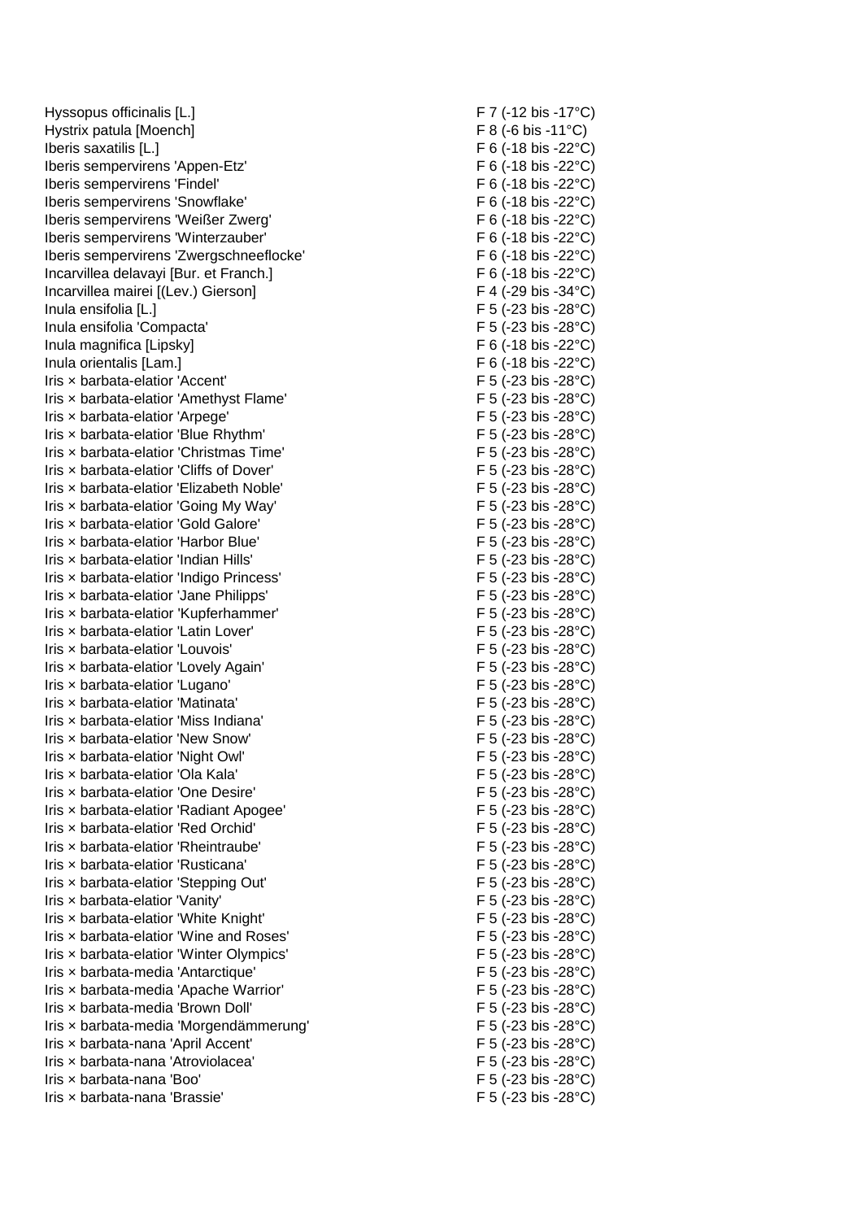| | |
|---|---|
| Hyssopus officinalis [L.] | F 7 (-12 bis -17°C) |
| Hystrix patula [Moench] | F 8 (-6 bis -11°C) |
| Iberis saxatilis [L.] | F 6 (-18 bis -22°C) |
| Iberis sempervirens 'Appen-Etz' | F 6 (-18 bis -22°C) |
| Iberis sempervirens 'Findel' | F 6 (-18 bis -22°C) |
| Iberis sempervirens 'Snowflake' | F 6 (-18 bis -22°C) |
| Iberis sempervirens 'Weißer Zwerg' | F 6 (-18 bis -22°C) |
| Iberis sempervirens 'Winterzauber' | F 6 (-18 bis -22°C) |
| Iberis sempervirens 'Zwergschneeflocke' | F 6 (-18 bis -22°C) |
| Incarvillea delavayi [Bur. et Franch.] | F 6 (-18 bis -22°C) |
| Incarvillea mairei [(Lev.) Gierson] | F 4 (-29 bis -34°C) |
| Inula ensifolia [L.] | F 5 (-23 bis -28°C) |
| Inula ensifolia 'Compacta' | F 5 (-23 bis -28°C) |
| Inula magnifica [Lipsky] | F 6 (-18 bis -22°C) |
| Inula orientalis [Lam.] | F 6 (-18 bis -22°C) |
| Iris × barbata-elatior 'Accent' | F 5 (-23 bis -28°C) |
| Iris × barbata-elatior 'Amethyst Flame' | F 5 (-23 bis -28°C) |
| Iris × barbata-elatior 'Arpege' | F 5 (-23 bis -28°C) |
| Iris × barbata-elatior 'Blue Rhythm' | F 5 (-23 bis -28°C) |
| Iris × barbata-elatior 'Christmas Time' | F 5 (-23 bis -28°C) |
| Iris × barbata-elatior 'Cliffs of Dover' | F 5 (-23 bis -28°C) |
| Iris × barbata-elatior 'Elizabeth Noble' | F 5 (-23 bis -28°C) |
| Iris × barbata-elatior 'Going My Way' | F 5 (-23 bis -28°C) |
| Iris × barbata-elatior 'Gold Galore' | F 5 (-23 bis -28°C) |
| Iris × barbata-elatior 'Harbor Blue' | F 5 (-23 bis -28°C) |
| Iris × barbata-elatior 'Indian Hills' | F 5 (-23 bis -28°C) |
| Iris × barbata-elatior 'Indigo Princess' | F 5 (-23 bis -28°C) |
| Iris × barbata-elatior 'Jane Philipps' | F 5 (-23 bis -28°C) |
| Iris × barbata-elatior 'Kupferhammer' | F 5 (-23 bis -28°C) |
| Iris × barbata-elatior 'Latin Lover' | F 5 (-23 bis -28°C) |
| Iris × barbata-elatior 'Louvois' | F 5 (-23 bis -28°C) |
| Iris × barbata-elatior 'Lovely Again' | F 5 (-23 bis -28°C) |
| Iris × barbata-elatior 'Lugano' | F 5 (-23 bis -28°C) |
| Iris × barbata-elatior 'Matinata' | F 5 (-23 bis -28°C) |
| Iris × barbata-elatior 'Miss Indiana' | F 5 (-23 bis -28°C) |
| Iris × barbata-elatior 'New Snow' | F 5 (-23 bis -28°C) |
| Iris × barbata-elatior 'Night Owl' | F 5 (-23 bis -28°C) |
| Iris × barbata-elatior 'Ola Kala' | F 5 (-23 bis -28°C) |
| Iris × barbata-elatior 'One Desire' | F 5 (-23 bis -28°C) |
| Iris × barbata-elatior 'Radiant Apogee' | F 5 (-23 bis -28°C) |
| Iris × barbata-elatior 'Red Orchid' | F 5 (-23 bis -28°C) |
| Iris × barbata-elatior 'Rheintraube' | F 5 (-23 bis -28°C) |
| Iris × barbata-elatior 'Rusticana' | F 5 (-23 bis -28°C) |
| Iris × barbata-elatior 'Stepping Out' | F 5 (-23 bis -28°C) |
| Iris × barbata-elatior 'Vanity' | F 5 (-23 bis -28°C) |
| Iris × barbata-elatior 'White Knight' | F 5 (-23 bis -28°C) |
| Iris × barbata-elatior 'Wine and Roses' | F 5 (-23 bis -28°C) |
| Iris × barbata-elatior 'Winter Olympics' | F 5 (-23 bis -28°C) |
| Iris × barbata-media 'Antarctique' | F 5 (-23 bis -28°C) |
| Iris × barbata-media 'Apache Warrior' | F 5 (-23 bis -28°C) |
| Iris × barbata-media 'Brown Doll' | F 5 (-23 bis -28°C) |
| Iris × barbata-media 'Morgendämmerung' | F 5 (-23 bis -28°C) |
| Iris × barbata-nana 'April Accent' | F 5 (-23 bis -28°C) |
| Iris × barbata-nana 'Atroviolacea' | F 5 (-23 bis -28°C) |
| Iris × barbata-nana 'Boo' | F 5 (-23 bis -28°C) |
| Iris × barbata-nana 'Brassie' | F 5 (-23 bis -28°C) |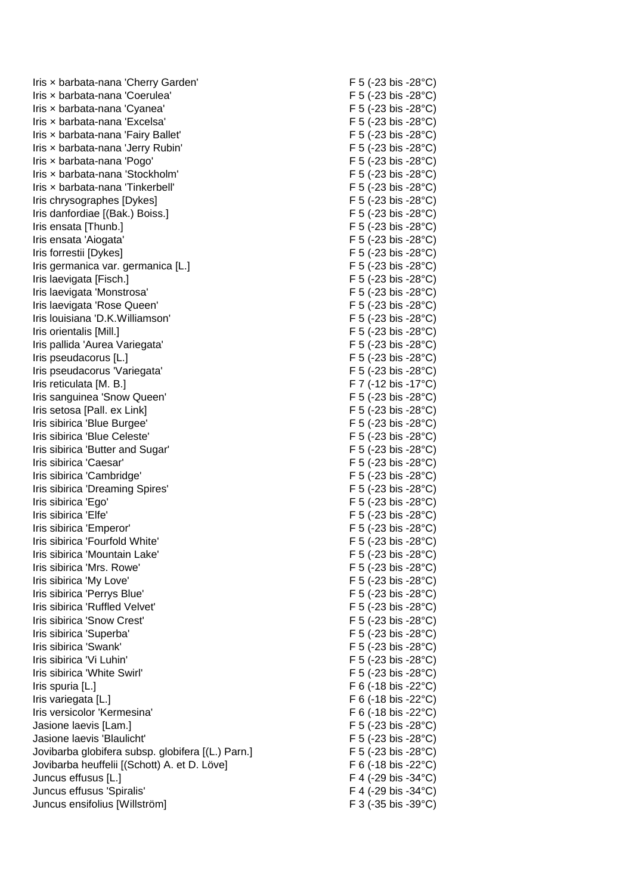| | |
|---|---|
| Iris × barbata-nana 'Cherry Garden' | F 5 (-23 bis -28°C) |
| Iris × barbata-nana 'Coerulea' | F 5 (-23 bis -28°C) |
| Iris × barbata-nana 'Cyanea' | F 5 (-23 bis -28°C) |
| Iris × barbata-nana 'Excelsa' | F 5 (-23 bis -28°C) |
| Iris × barbata-nana 'Fairy Ballet' | F 5 (-23 bis -28°C) |
| Iris × barbata-nana 'Jerry Rubin' | F 5 (-23 bis -28°C) |
| Iris × barbata-nana 'Pogo' | F 5 (-23 bis -28°C) |
| Iris × barbata-nana 'Stockholm' | F 5 (-23 bis -28°C) |
| Iris × barbata-nana 'Tinkerbell' | F 5 (-23 bis -28°C) |
| Iris chrysographes [Dykes] | F 5 (-23 bis -28°C) |
| Iris danfordiae [(Bak.) Boiss.] | F 5 (-23 bis -28°C) |
| Iris ensata [Thunb.] | F 5 (-23 bis -28°C) |
| Iris ensata 'Aiogata' | F 5 (-23 bis -28°C) |
| Iris forrestii [Dykes] | F 5 (-23 bis -28°C) |
| Iris germanica var. germanica [L.] | F 5 (-23 bis -28°C) |
| Iris laevigata [Fisch.] | F 5 (-23 bis -28°C) |
| Iris laevigata 'Monstrosa' | F 5 (-23 bis -28°C) |
| Iris laevigata 'Rose Queen' | F 5 (-23 bis -28°C) |
| Iris louisiana 'D.K.Williamson' | F 5 (-23 bis -28°C) |
| Iris orientalis [Mill.] | F 5 (-23 bis -28°C) |
| Iris pallida 'Aurea Variegata' | F 5 (-23 bis -28°C) |
| Iris pseudacorus [L.] | F 5 (-23 bis -28°C) |
| Iris pseudacorus 'Variegata' | F 5 (-23 bis -28°C) |
| Iris reticulata [M. B.] | F 7 (-12 bis -17°C) |
| Iris sanguinea 'Snow Queen' | F 5 (-23 bis -28°C) |
| Iris setosa [Pall. ex Link] | F 5 (-23 bis -28°C) |
| Iris sibirica 'Blue Burgee' | F 5 (-23 bis -28°C) |
| Iris sibirica 'Blue Celeste' | F 5 (-23 bis -28°C) |
| Iris sibirica 'Butter and Sugar' | F 5 (-23 bis -28°C) |
| Iris sibirica 'Caesar' | F 5 (-23 bis -28°C) |
| Iris sibirica 'Cambridge' | F 5 (-23 bis -28°C) |
| Iris sibirica 'Dreaming Spires' | F 5 (-23 bis -28°C) |
| Iris sibirica 'Ego' | F 5 (-23 bis -28°C) |
| Iris sibirica 'Elfe' | F 5 (-23 bis -28°C) |
| Iris sibirica 'Emperor' | F 5 (-23 bis -28°C) |
| Iris sibirica 'Fourfold White' | F 5 (-23 bis -28°C) |
| Iris sibirica 'Mountain Lake' | F 5 (-23 bis -28°C) |
| Iris sibirica 'Mrs. Rowe' | F 5 (-23 bis -28°C) |
| Iris sibirica 'My Love' | F 5 (-23 bis -28°C) |
| Iris sibirica 'Perrys Blue' | F 5 (-23 bis -28°C) |
| Iris sibirica 'Ruffled Velvet' | F 5 (-23 bis -28°C) |
| Iris sibirica 'Snow Crest' | F 5 (-23 bis -28°C) |
| Iris sibirica 'Superba' | F 5 (-23 bis -28°C) |
| Iris sibirica 'Swank' | F 5 (-23 bis -28°C) |
| Iris sibirica 'Vi Luhin' | F 5 (-23 bis -28°C) |
| Iris sibirica 'White Swirl' | F 5 (-23 bis -28°C) |
| Iris spuria [L.] | F 6 (-18 bis -22°C) |
| Iris variegata [L.] | F 6 (-18 bis -22°C) |
| Iris versicolor 'Kermesina' | F 6 (-18 bis -22°C) |
| Jasione laevis [Lam.] | F 5 (-23 bis -28°C) |
| Jasione laevis 'Blaulicht' | F 5 (-23 bis -28°C) |
| Jovibarba globifera subsp. globifera [(L.) Parn.] | F 5 (-23 bis -28°C) |
| Jovibarba heuffelii [(Schott) A. et D. Löve] | F 6 (-18 bis -22°C) |
| Juncus effusus [L.] | F 4 (-29 bis -34°C) |
| Juncus effusus 'Spiralis' | F 4 (-29 bis -34°C) |
| Juncus ensifolius [Willström] | F 3 (-35 bis -39°C) |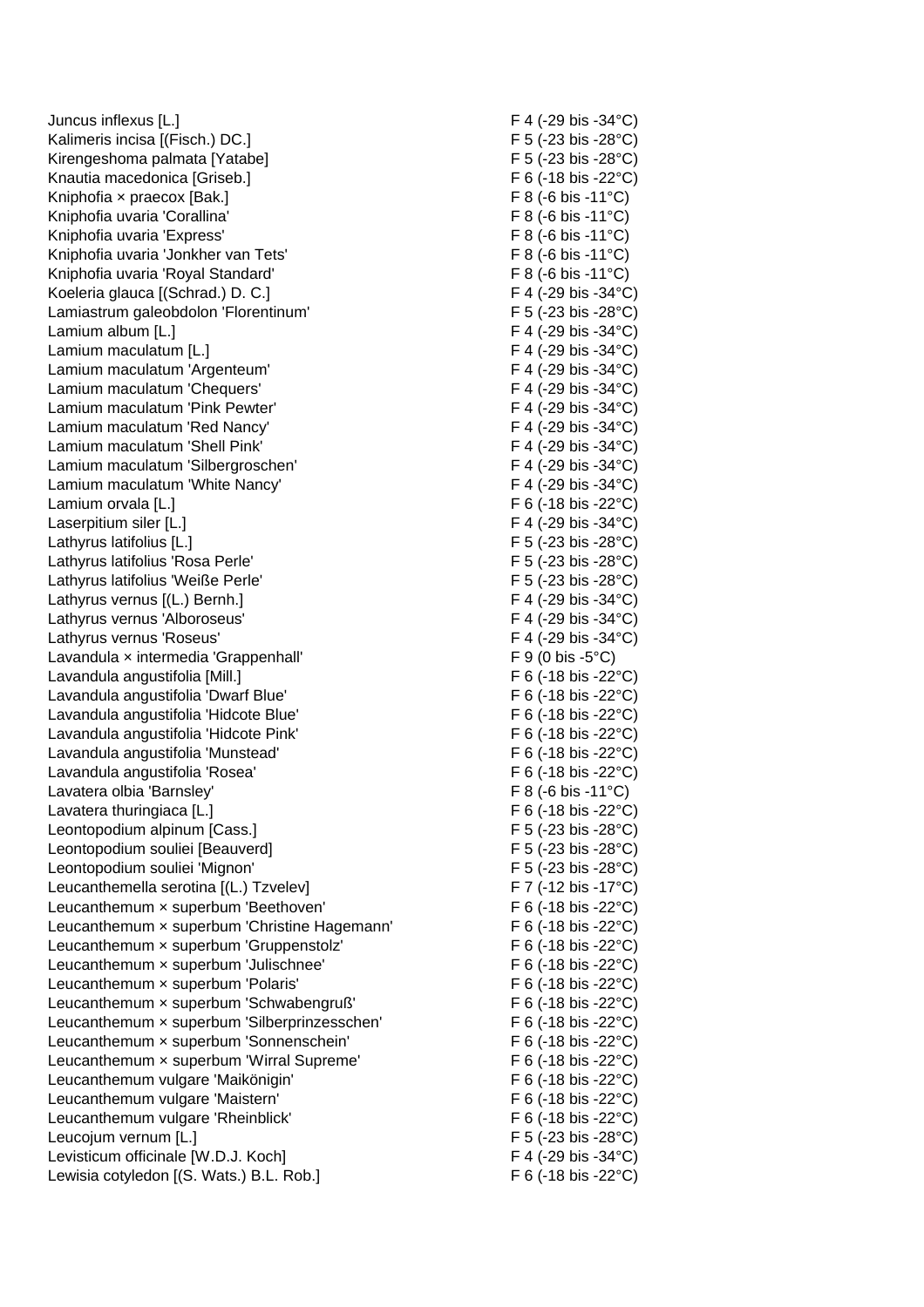| | |
|---|---|
| Juncus inflexus [L.] | F 4 (-29 bis -34°C) |
| Kalimeris incisa [(Fisch.) DC.] | F 5 (-23 bis -28°C) |
| Kirengeshoma palmata [Yatabe] | F 5 (-23 bis -28°C) |
| Knautia macedonica [Griseb.] | F 6 (-18 bis -22°C) |
| Kniphofia × praecox [Bak.] | F 8 (-6 bis -11°C) |
| Kniphofia uvaria 'Corallina' | F 8 (-6 bis -11°C) |
| Kniphofia uvaria 'Express' | F 8 (-6 bis -11°C) |
| Kniphofia uvaria 'Jonkher van Tets' | F 8 (-6 bis -11°C) |
| Kniphofia uvaria 'Royal Standard' | F 8 (-6 bis -11°C) |
| Koeleria glauca [(Schrad.) D. C.] | F 4 (-29 bis -34°C) |
| Lamiastrum galeobdolon 'Florentinum' | F 5 (-23 bis -28°C) |
| Lamium album [L.] | F 4 (-29 bis -34°C) |
| Lamium maculatum [L.] | F 4 (-29 bis -34°C) |
| Lamium maculatum 'Argenteum' | F 4 (-29 bis -34°C) |
| Lamium maculatum 'Chequers' | F 4 (-29 bis -34°C) |
| Lamium maculatum 'Pink Pewter' | F 4 (-29 bis -34°C) |
| Lamium maculatum 'Red Nancy' | F 4 (-29 bis -34°C) |
| Lamium maculatum 'Shell Pink' | F 4 (-29 bis -34°C) |
| Lamium maculatum 'Silbergroschen' | F 4 (-29 bis -34°C) |
| Lamium maculatum 'White Nancy' | F 4 (-29 bis -34°C) |
| Lamium orvala [L.] | F 6 (-18 bis -22°C) |
| Laserpitium siler [L.] | F 4 (-29 bis -34°C) |
| Lathyrus latifolius [L.] | F 5 (-23 bis -28°C) |
| Lathyrus latifolius 'Rosa Perle' | F 5 (-23 bis -28°C) |
| Lathyrus latifolius 'Weiße Perle' | F 5 (-23 bis -28°C) |
| Lathyrus vernus [(L.) Bernh.] | F 4 (-29 bis -34°C) |
| Lathyrus vernus 'Alboroseus' | F 4 (-29 bis -34°C) |
| Lathyrus vernus 'Roseus' | F 4 (-29 bis -34°C) |
| Lavandula × intermedia 'Grappenhall' | F 9 (0 bis -5°C) |
| Lavandula angustifolia [Mill.] | F 6 (-18 bis -22°C) |
| Lavandula angustifolia 'Dwarf Blue' | F 6 (-18 bis -22°C) |
| Lavandula angustifolia 'Hidcote Blue' | F 6 (-18 bis -22°C) |
| Lavandula angustifolia 'Hidcote Pink' | F 6 (-18 bis -22°C) |
| Lavandula angustifolia 'Munstead' | F 6 (-18 bis -22°C) |
| Lavandula angustifolia 'Rosea' | F 6 (-18 bis -22°C) |
| Lavatera olbia 'Barnsley' | F 8 (-6 bis -11°C) |
| Lavatera thuringiaca [L.] | F 6 (-18 bis -22°C) |
| Leontopodium alpinum [Cass.] | F 5 (-23 bis -28°C) |
| Leontopodium souliei [Beauverd] | F 5 (-23 bis -28°C) |
| Leontopodium souliei 'Mignon' | F 5 (-23 bis -28°C) |
| Leucanthemella serotina [(L.) Tzvelev] | F 7 (-12 bis -17°C) |
| Leucanthemum × superbum 'Beethoven' | F 6 (-18 bis -22°C) |
| Leucanthemum × superbum 'Christine Hagemann' | F 6 (-18 bis -22°C) |
| Leucanthemum × superbum 'Gruppenstolz' | F 6 (-18 bis -22°C) |
| Leucanthemum × superbum 'Julischnee' | F 6 (-18 bis -22°C) |
| Leucanthemum × superbum 'Polaris' | F 6 (-18 bis -22°C) |
| Leucanthemum × superbum 'Schwabengruß' | F 6 (-18 bis -22°C) |
| Leucanthemum × superbum 'Silberprinzesschen' | F 6 (-18 bis -22°C) |
| Leucanthemum × superbum 'Sonnenschein' | F 6 (-18 bis -22°C) |
| Leucanthemum × superbum 'Wirral Supreme' | F 6 (-18 bis -22°C) |
| Leucanthemum vulgare 'Maikönigin' | F 6 (-18 bis -22°C) |
| Leucanthemum vulgare 'Maistern' | F 6 (-18 bis -22°C) |
| Leucanthemum vulgare 'Rheinblick' | F 6 (-18 bis -22°C) |
| Leucojum vernum [L.] | F 5 (-23 bis -28°C) |
| Levisticum officinale [W.D.J. Koch] | F 4 (-29 bis -34°C) |
| Lewisia cotyledon [(S. Wats.) B.L. Rob.] | F 6 (-18 bis -22°C) |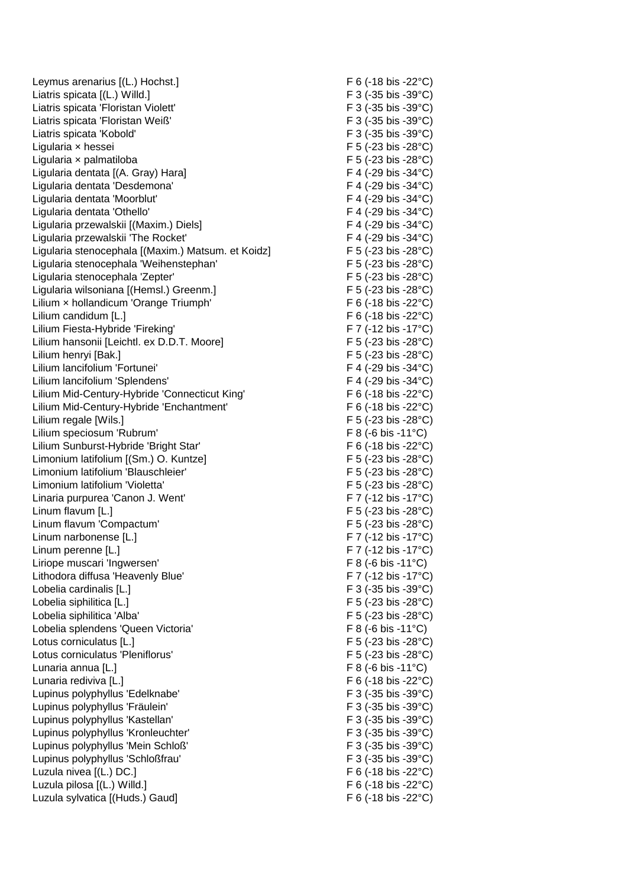| | |
|---|---|
| Leymus arenarius [(L.) Hochst.] | F 6 (-18 bis -22°C) |
| Liatris spicata [(L.) Willd.] | F 3 (-35 bis -39°C) |
| Liatris spicata 'Floristan Violett' | F 3 (-35 bis -39°C) |
| Liatris spicata 'Floristan Weiß' | F 3 (-35 bis -39°C) |
| Liatris spicata 'Kobold' | F 3 (-35 bis -39°C) |
| Ligularia × hessei | F 5 (-23 bis -28°C) |
| Ligularia × palmatiloba | F 5 (-23 bis -28°C) |
| Ligularia dentata [(A. Gray) Hara] | F 4 (-29 bis -34°C) |
| Ligularia dentata 'Desdemona' | F 4 (-29 bis -34°C) |
| Ligularia dentata 'Moorblut' | F 4 (-29 bis -34°C) |
| Ligularia dentata 'Othello' | F 4 (-29 bis -34°C) |
| Ligularia przewalskii [(Maxim.) Diels] | F 4 (-29 bis -34°C) |
| Ligularia przewalskii 'The Rocket' | F 4 (-29 bis -34°C) |
| Ligularia stenocephala [(Maxim.) Matsum. et Koidz] | F 5 (-23 bis -28°C) |
| Ligularia stenocephala 'Weihenstephan' | F 5 (-23 bis -28°C) |
| Ligularia stenocephala 'Zepter' | F 5 (-23 bis -28°C) |
| Ligularia wilsoniana [(Hemsl.) Greenm.] | F 5 (-23 bis -28°C) |
| Lilium × hollandicum 'Orange Triumph' | F 6 (-18 bis -22°C) |
| Lilium candidum [L.] | F 6 (-18 bis -22°C) |
| Lilium Fiesta-Hybride 'Fireking' | F 7 (-12 bis -17°C) |
| Lilium hansonii [Leichtl. ex D.D.T. Moore] | F 5 (-23 bis -28°C) |
| Lilium henryi [Bak.] | F 5 (-23 bis -28°C) |
| Lilium lancifolium 'Fortunei' | F 4 (-29 bis -34°C) |
| Lilium lancifolium 'Splendens' | F 4 (-29 bis -34°C) |
| Lilium Mid-Century-Hybride 'Connecticut King' | F 6 (-18 bis -22°C) |
| Lilium Mid-Century-Hybride 'Enchantment' | F 6 (-18 bis -22°C) |
| Lilium regale [Wils.] | F 5 (-23 bis -28°C) |
| Lilium speciosum 'Rubrum' | F 8 (-6 bis -11°C) |
| Lilium Sunburst-Hybride 'Bright Star' | F 6 (-18 bis -22°C) |
| Limonium latifolium [(Sm.) O. Kuntze] | F 5 (-23 bis -28°C) |
| Limonium latifolium 'Blauschleier' | F 5 (-23 bis -28°C) |
| Limonium latifolium 'Violetta' | F 5 (-23 bis -28°C) |
| Linaria purpurea 'Canon J. Went' | F 7 (-12 bis -17°C) |
| Linum flavum [L.] | F 5 (-23 bis -28°C) |
| Linum flavum 'Compactum' | F 5 (-23 bis -28°C) |
| Linum narbonense [L.] | F 7 (-12 bis -17°C) |
| Linum perenne [L.] | F 7 (-12 bis -17°C) |
| Liriope muscari 'Ingwersen' | F 8 (-6 bis -11°C) |
| Lithodora diffusa 'Heavenly Blue' | F 7 (-12 bis -17°C) |
| Lobelia cardinalis [L.] | F 3 (-35 bis -39°C) |
| Lobelia siphilitica [L.] | F 5 (-23 bis -28°C) |
| Lobelia siphilitica 'Alba' | F 5 (-23 bis -28°C) |
| Lobelia splendens 'Queen Victoria' | F 8 (-6 bis -11°C) |
| Lotus corniculatus [L.] | F 5 (-23 bis -28°C) |
| Lotus corniculatus 'Pleniflorus' | F 5 (-23 bis -28°C) |
| Lunaria annua [L.] | F 8 (-6 bis -11°C) |
| Lunaria rediviva [L.] | F 6 (-18 bis -22°C) |
| Lupinus polyphyllus 'Edelknabe' | F 3 (-35 bis -39°C) |
| Lupinus polyphyllus 'Fräulein' | F 3 (-35 bis -39°C) |
| Lupinus polyphyllus 'Kastellan' | F 3 (-35 bis -39°C) |
| Lupinus polyphyllus 'Kronleuchter' | F 3 (-35 bis -39°C) |
| Lupinus polyphyllus 'Mein Schloß' | F 3 (-35 bis -39°C) |
| Lupinus polyphyllus 'Schloßfrau' | F 3 (-35 bis -39°C) |
| Luzula nivea [(L.) DC.] | F 6 (-18 bis -22°C) |
| Luzula pilosa [(L.) Willd.] | F 6 (-18 bis -22°C) |
| Luzula sylvatica [(Huds.) Gaud] | F 6 (-18 bis -22°C) |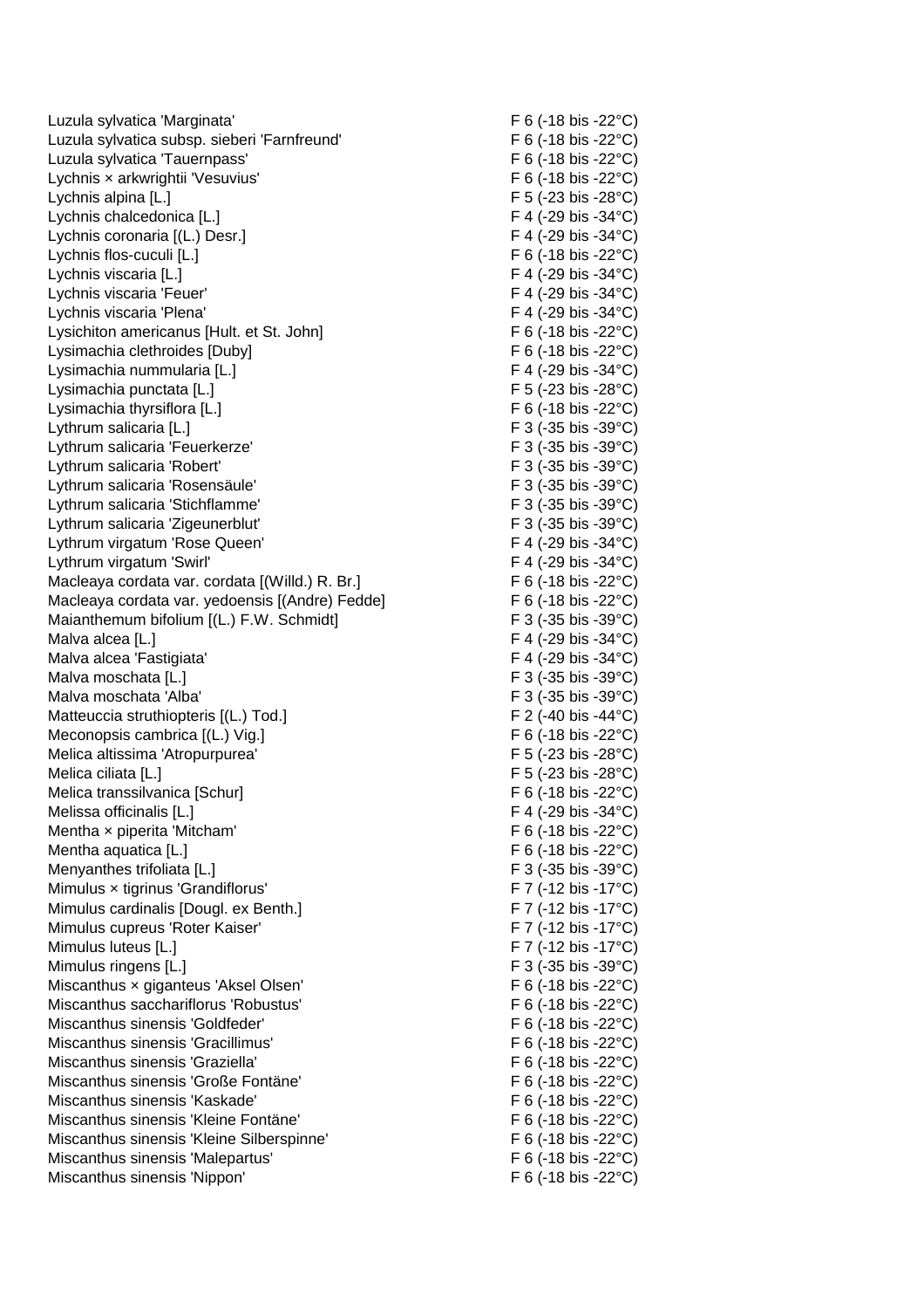| | |
|---|---|
| Luzula sylvatica 'Marginata' | F 6 (-18 bis -22°C) |
| Luzula sylvatica subsp. sieberi 'Farnfreund' | F 6 (-18 bis -22°C) |
| Luzula sylvatica 'Tauernpass' | F 6 (-18 bis -22°C) |
| Lychnis × arkwrightii 'Vesuvius' | F 6 (-18 bis -22°C) |
| Lychnis alpina [L.] | F 5 (-23 bis -28°C) |
| Lychnis chalcedonica [L.] | F 4 (-29 bis -34°C) |
| Lychnis coronaria [(L.) Desr.] | F 4 (-29 bis -34°C) |
| Lychnis flos-cuculi [L.] | F 6 (-18 bis -22°C) |
| Lychnis viscaria [L.] | F 4 (-29 bis -34°C) |
| Lychnis viscaria 'Feuer' | F 4 (-29 bis -34°C) |
| Lychnis viscaria 'Plena' | F 4 (-29 bis -34°C) |
| Lysichiton americanus [Hult. et St. John] | F 6 (-18 bis -22°C) |
| Lysimachia clethroides [Duby] | F 6 (-18 bis -22°C) |
| Lysimachia nummularia [L.] | F 4 (-29 bis -34°C) |
| Lysimachia punctata [L.] | F 5 (-23 bis -28°C) |
| Lysimachia thyrsiflora [L.] | F 6 (-18 bis -22°C) |
| Lythrum salicaria [L.] | F 3 (-35 bis -39°C) |
| Lythrum salicaria 'Feuerkerze' | F 3 (-35 bis -39°C) |
| Lythrum salicaria 'Robert' | F 3 (-35 bis -39°C) |
| Lythrum salicaria 'Rosensäule' | F 3 (-35 bis -39°C) |
| Lythrum salicaria 'Stichflamme' | F 3 (-35 bis -39°C) |
| Lythrum salicaria 'Zigeunerblut' | F 3 (-35 bis -39°C) |
| Lythrum virgatum 'Rose Queen' | F 4 (-29 bis -34°C) |
| Lythrum virgatum 'Swirl' | F 4 (-29 bis -34°C) |
| Macleaya cordata var. cordata [(Willd.) R. Br.] | F 6 (-18 bis -22°C) |
| Macleaya cordata var. yedoensis [(Andre) Fedde] | F 6 (-18 bis -22°C) |
| Maianthemum bifolium [(L.) F.W. Schmidt] | F 3 (-35 bis -39°C) |
| Malva alcea [L.] | F 4 (-29 bis -34°C) |
| Malva alcea 'Fastigiata' | F 4 (-29 bis -34°C) |
| Malva moschata [L.] | F 3 (-35 bis -39°C) |
| Malva moschata 'Alba' | F 3 (-35 bis -39°C) |
| Matteuccia struthiopteris [(L.) Tod.] | F 2 (-40 bis -44°C) |
| Meconopsis cambrica [(L.) Vig.] | F 6 (-18 bis -22°C) |
| Melica altissima 'Atropurpurea' | F 5 (-23 bis -28°C) |
| Melica ciliata [L.] | F 5 (-23 bis -28°C) |
| Melica transsilvanica [Schur] | F 6 (-18 bis -22°C) |
| Melissa officinalis [L.] | F 4 (-29 bis -34°C) |
| Mentha × piperita 'Mitcham' | F 6 (-18 bis -22°C) |
| Mentha aquatica [L.] | F 6 (-18 bis -22°C) |
| Menyanthes trifoliata [L.] | F 3 (-35 bis -39°C) |
| Mimulus × tigrinus 'Grandiflorus' | F 7 (-12 bis -17°C) |
| Mimulus cardinalis [Dougl. ex Benth.] | F 7 (-12 bis -17°C) |
| Mimulus cupreus 'Roter Kaiser' | F 7 (-12 bis -17°C) |
| Mimulus luteus [L.] | F 7 (-12 bis -17°C) |
| Mimulus ringens [L.] | F 3 (-35 bis -39°C) |
| Miscanthus × giganteus 'Aksel Olsen' | F 6 (-18 bis -22°C) |
| Miscanthus sacchariflorus 'Robustus' | F 6 (-18 bis -22°C) |
| Miscanthus sinensis 'Goldfeder' | F 6 (-18 bis -22°C) |
| Miscanthus sinensis 'Gracillimus' | F 6 (-18 bis -22°C) |
| Miscanthus sinensis 'Graziella' | F 6 (-18 bis -22°C) |
| Miscanthus sinensis 'Große Fontäne' | F 6 (-18 bis -22°C) |
| Miscanthus sinensis 'Kaskade' | F 6 (-18 bis -22°C) |
| Miscanthus sinensis 'Kleine Fontäne' | F 6 (-18 bis -22°C) |
| Miscanthus sinensis 'Kleine Silberspinne' | F 6 (-18 bis -22°C) |
| Miscanthus sinensis 'Malepartus' | F 6 (-18 bis -22°C) |
| Miscanthus sinensis 'Nippon' | F 6 (-18 bis -22°C) |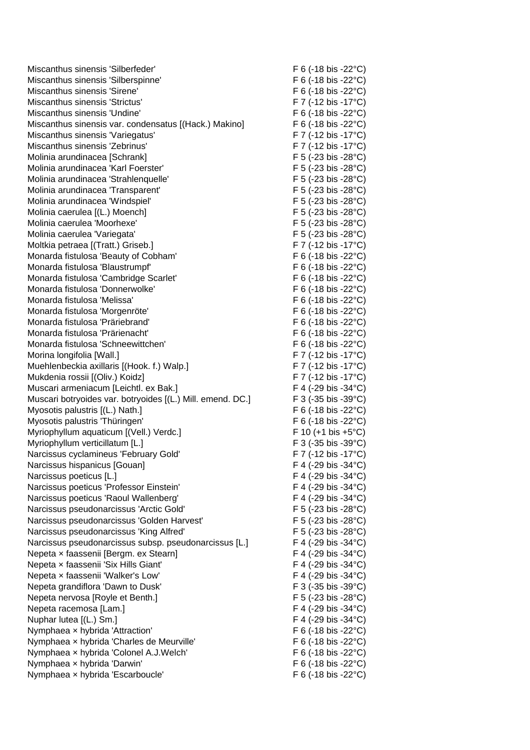| | |
|---|---|
| Miscanthus sinensis 'Silberfeder' | F 6 (-18 bis -22°C) |
| Miscanthus sinensis 'Silberspinne' | F 6 (-18 bis -22°C) |
| Miscanthus sinensis 'Sirene' | F 6 (-18 bis -22°C) |
| Miscanthus sinensis 'Strictus' | F 7 (-12 bis -17°C) |
| Miscanthus sinensis 'Undine' | F 6 (-18 bis -22°C) |
| Miscanthus sinensis var. condensatus [(Hack.) Makino] | F 6 (-18 bis -22°C) |
| Miscanthus sinensis 'Variegatus' | F 7 (-12 bis -17°C) |
| Miscanthus sinensis 'Zebrinus' | F 7 (-12 bis -17°C) |
| Molinia arundinacea [Schrank] | F 5 (-23 bis -28°C) |
| Molinia arundinacea 'Karl Foerster' | F 5 (-23 bis -28°C) |
| Molinia arundinacea 'Strahlenquelle' | F 5 (-23 bis -28°C) |
| Molinia arundinacea 'Transparent' | F 5 (-23 bis -28°C) |
| Molinia arundinacea 'Windspiel' | F 5 (-23 bis -28°C) |
| Molinia caerulea [(L.) Moench] | F 5 (-23 bis -28°C) |
| Molinia caerulea 'Moorhexe' | F 5 (-23 bis -28°C) |
| Molinia caerulea 'Variegata' | F 5 (-23 bis -28°C) |
| Moltkia petraea [(Tratt.) Griseb.] | F 7 (-12 bis -17°C) |
| Monarda fistulosa 'Beauty of Cobham' | F 6 (-18 bis -22°C) |
| Monarda fistulosa 'Blaustrumpf' | F 6 (-18 bis -22°C) |
| Monarda fistulosa 'Cambridge Scarlet' | F 6 (-18 bis -22°C) |
| Monarda fistulosa 'Donnerwolke' | F 6 (-18 bis -22°C) |
| Monarda fistulosa 'Melissa' | F 6 (-18 bis -22°C) |
| Monarda fistulosa 'Morgenröte' | F 6 (-18 bis -22°C) |
| Monarda fistulosa 'Präriebrand' | F 6 (-18 bis -22°C) |
| Monarda fistulosa 'Prärienacht' | F 6 (-18 bis -22°C) |
| Monarda fistulosa 'Schneewittchen' | F 6 (-18 bis -22°C) |
| Morina longifolia [Wall.] | F 7 (-12 bis -17°C) |
| Muehlenbeckia axillaris [(Hook. f.) Walp.] | F 7 (-12 bis -17°C) |
| Mukdenia rossii [(Oliv.) Koidz] | F 7 (-12 bis -17°C) |
| Muscari armeniacum [Leichtl. ex Bak.] | F 4 (-29 bis -34°C) |
| Muscari botryoides var. botryoides [(L.) Mill. emend. DC.] | F 3 (-35 bis -39°C) |
| Myosotis palustris [(L.) Nath.] | F 6 (-18 bis -22°C) |
| Myosotis palustris 'Thüringen' | F 6 (-18 bis -22°C) |
| Myriophyllum aquaticum [(Vell.) Verdc.] | F 10 (+1 bis +5°C) |
| Myriophyllum verticillatum [L.] | F 3 (-35 bis -39°C) |
| Narcissus cyclamineus 'February Gold' | F 7 (-12 bis -17°C) |
| Narcissus hispanicus [Gouan] | F 4 (-29 bis -34°C) |
| Narcissus poeticus [L.] | F 4 (-29 bis -34°C) |
| Narcissus poeticus 'Professor Einstein' | F 4 (-29 bis -34°C) |
| Narcissus poeticus 'Raoul Wallenberg' | F 4 (-29 bis -34°C) |
| Narcissus pseudonarcissus 'Arctic Gold' | F 5 (-23 bis -28°C) |
| Narcissus pseudonarcissus 'Golden Harvest' | F 5 (-23 bis -28°C) |
| Narcissus pseudonarcissus 'King Alfred' | F 5 (-23 bis -28°C) |
| Narcissus pseudonarcissus subsp. pseudonarcissus [L.] | F 4 (-29 bis -34°C) |
| Nepeta × faassenii [Bergm. ex Stearn] | F 4 (-29 bis -34°C) |
| Nepeta × faassenii 'Six Hills Giant' | F 4 (-29 bis -34°C) |
| Nepeta × faassenii 'Walker's Low' | F 4 (-29 bis -34°C) |
| Nepeta grandiflora 'Dawn to Dusk' | F 3 (-35 bis -39°C) |
| Nepeta nervosa [Royle et Benth.] | F 5 (-23 bis -28°C) |
| Nepeta racemosa [Lam.] | F 4 (-29 bis -34°C) |
| Nuphar lutea [(L.) Sm.] | F 4 (-29 bis -34°C) |
| Nymphaea × hybrida 'Attraction' | F 6 (-18 bis -22°C) |
| Nymphaea × hybrida 'Charles de Meurville' | F 6 (-18 bis -22°C) |
| Nymphaea × hybrida 'Colonel A.J.Welch' | F 6 (-18 bis -22°C) |
| Nymphaea × hybrida 'Darwin' | F 6 (-18 bis -22°C) |
| Nymphaea × hybrida 'Escarboucle' | F 6 (-18 bis -22°C) |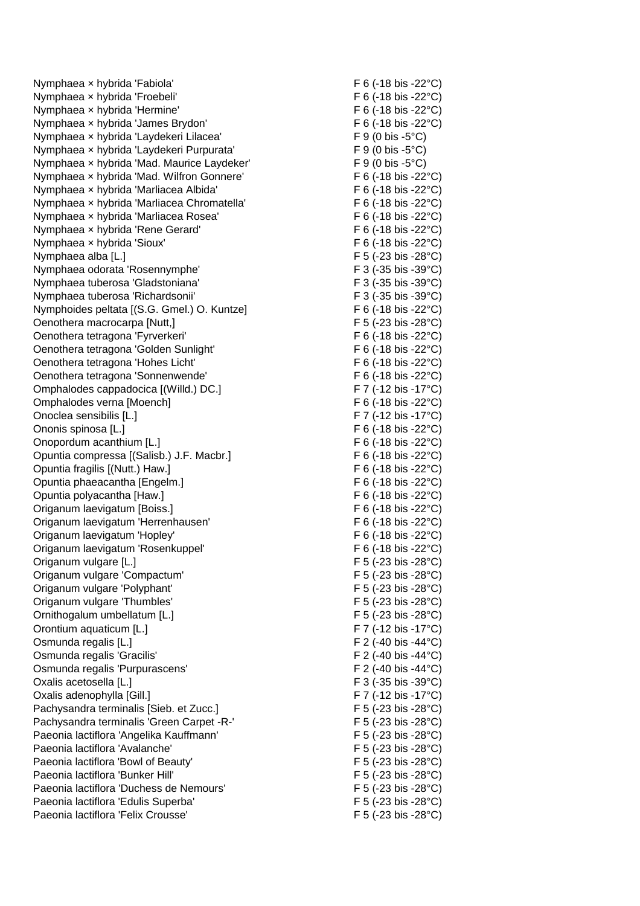| | |
|---|---|
| Nymphaea × hybrida 'Fabiola' | F 6 (-18 bis -22°C) |
| Nymphaea × hybrida 'Froebeli' | F 6 (-18 bis -22°C) |
| Nymphaea × hybrida 'Hermine' | F 6 (-18 bis -22°C) |
| Nymphaea × hybrida 'James Brydon' | F 6 (-18 bis -22°C) |
| Nymphaea × hybrida 'Laydekeri Lilacea' | F 9 (0 bis -5°C) |
| Nymphaea × hybrida 'Laydekeri Purpurata' | F 9 (0 bis -5°C) |
| Nymphaea × hybrida 'Mad. Maurice Laydeker' | F 9 (0 bis -5°C) |
| Nymphaea × hybrida 'Mad. Wilfron Gonnere' | F 6 (-18 bis -22°C) |
| Nymphaea × hybrida 'Marliacea Albida' | F 6 (-18 bis -22°C) |
| Nymphaea × hybrida 'Marliacea Chromatella' | F 6 (-18 bis -22°C) |
| Nymphaea × hybrida 'Marliacea Rosea' | F 6 (-18 bis -22°C) |
| Nymphaea × hybrida 'Rene Gerard' | F 6 (-18 bis -22°C) |
| Nymphaea × hybrida 'Sioux' | F 6 (-18 bis -22°C) |
| Nymphaea alba [L.] | F 5 (-23 bis -28°C) |
| Nymphaea odorata 'Rosennymphe' | F 3 (-35 bis -39°C) |
| Nymphaea tuberosa 'Gladstoniana' | F 3 (-35 bis -39°C) |
| Nymphaea tuberosa 'Richardsonii' | F 3 (-35 bis -39°C) |
| Nymphoides peltata [(S.G. Gmel.) O. Kuntze] | F 6 (-18 bis -22°C) |
| Oenothera macrocarpa [Nutt,] | F 5 (-23 bis -28°C) |
| Oenothera tetragona 'Fyrverkeri' | F 6 (-18 bis -22°C) |
| Oenothera tetragona 'Golden Sunlight' | F 6 (-18 bis -22°C) |
| Oenothera tetragona 'Hohes Licht' | F 6 (-18 bis -22°C) |
| Oenothera tetragona 'Sonnenwende' | F 6 (-18 bis -22°C) |
| Omphalodes cappadocica [(Willd.) DC.] | F 7 (-12 bis -17°C) |
| Omphalodes verna [Moench] | F 6 (-18 bis -22°C) |
| Onoclea sensibilis [L.] | F 7 (-12 bis -17°C) |
| Ononis spinosa [L.] | F 6 (-18 bis -22°C) |
| Onopordum acanthium [L.] | F 6 (-18 bis -22°C) |
| Opuntia compressa [(Salisb.) J.F. Macbr.] | F 6 (-18 bis -22°C) |
| Opuntia fragilis [(Nutt.) Haw.] | F 6 (-18 bis -22°C) |
| Opuntia phaeacantha [Engelm.] | F 6 (-18 bis -22°C) |
| Opuntia polyacantha [Haw.] | F 6 (-18 bis -22°C) |
| Origanum laevigatum [Boiss.] | F 6 (-18 bis -22°C) |
| Origanum laevigatum 'Herrenhausen' | F 6 (-18 bis -22°C) |
| Origanum laevigatum 'Hopley' | F 6 (-18 bis -22°C) |
| Origanum laevigatum 'Rosenkuppel' | F 6 (-18 bis -22°C) |
| Origanum vulgare [L.] | F 5 (-23 bis -28°C) |
| Origanum vulgare 'Compactum' | F 5 (-23 bis -28°C) |
| Origanum vulgare 'Polyphant' | F 5 (-23 bis -28°C) |
| Origanum vulgare 'Thumbles' | F 5 (-23 bis -28°C) |
| Ornithogalum umbellatum [L.] | F 5 (-23 bis -28°C) |
| Orontium aquaticum [L.] | F 7 (-12 bis -17°C) |
| Osmunda regalis [L.] | F 2 (-40 bis -44°C) |
| Osmunda regalis 'Gracilis' | F 2 (-40 bis -44°C) |
| Osmunda regalis 'Purpurascens' | F 2 (-40 bis -44°C) |
| Oxalis acetosella [L.] | F 3 (-35 bis -39°C) |
| Oxalis adenophylla [Gill.] | F 7 (-12 bis -17°C) |
| Pachysandra terminalis [Sieb. et Zucc.] | F 5 (-23 bis -28°C) |
| Pachysandra terminalis 'Green Carpet -R-' | F 5 (-23 bis -28°C) |
| Paeonia lactiflora 'Angelika Kauffmann' | F 5 (-23 bis -28°C) |
| Paeonia lactiflora 'Avalanche' | F 5 (-23 bis -28°C) |
| Paeonia lactiflora 'Bowl of Beauty' | F 5 (-23 bis -28°C) |
| Paeonia lactiflora 'Bunker Hill' | F 5 (-23 bis -28°C) |
| Paeonia lactiflora 'Duchess de Nemours' | F 5 (-23 bis -28°C) |
| Paeonia lactiflora 'Edulis Superba' | F 5 (-23 bis -28°C) |
| Paeonia lactiflora 'Felix Crousse' | F 5 (-23 bis -28°C) |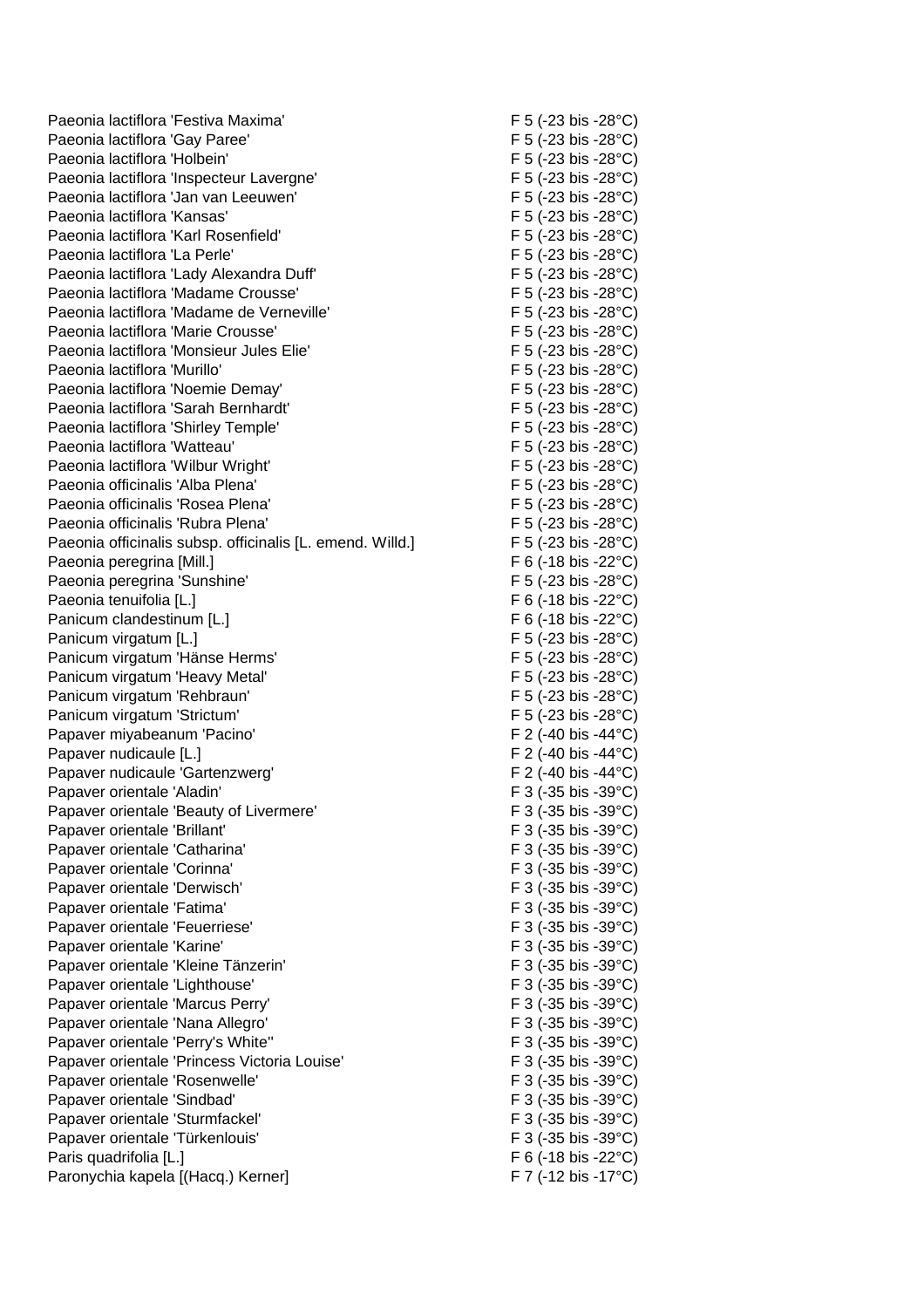| | |
|---|---|
| Paeonia lactiflora 'Festiva Maxima' | F 5 (-23 bis -28°C) |
| Paeonia lactiflora 'Gay Paree' | F 5 (-23 bis -28°C) |
| Paeonia lactiflora 'Holbein' | F 5 (-23 bis -28°C) |
| Paeonia lactiflora 'Inspecteur Lavergne' | F 5 (-23 bis -28°C) |
| Paeonia lactiflora 'Jan van Leeuwen' | F 5 (-23 bis -28°C) |
| Paeonia lactiflora 'Kansas' | F 5 (-23 bis -28°C) |
| Paeonia lactiflora 'Karl Rosenfield' | F 5 (-23 bis -28°C) |
| Paeonia lactiflora 'La Perle' | F 5 (-23 bis -28°C) |
| Paeonia lactiflora 'Lady Alexandra Duff' | F 5 (-23 bis -28°C) |
| Paeonia lactiflora 'Madame Crousse' | F 5 (-23 bis -28°C) |
| Paeonia lactiflora 'Madame de Verneville' | F 5 (-23 bis -28°C) |
| Paeonia lactiflora 'Marie Crousse' | F 5 (-23 bis -28°C) |
| Paeonia lactiflora 'Monsieur Jules Elie' | F 5 (-23 bis -28°C) |
| Paeonia lactiflora 'Murillo' | F 5 (-23 bis -28°C) |
| Paeonia lactiflora 'Noemie Demay' | F 5 (-23 bis -28°C) |
| Paeonia lactiflora 'Sarah Bernhardt' | F 5 (-23 bis -28°C) |
| Paeonia lactiflora 'Shirley Temple' | F 5 (-23 bis -28°C) |
| Paeonia lactiflora 'Watteau' | F 5 (-23 bis -28°C) |
| Paeonia lactiflora 'Wilbur Wright' | F 5 (-23 bis -28°C) |
| Paeonia officinalis 'Alba Plena' | F 5 (-23 bis -28°C) |
| Paeonia officinalis 'Rosea Plena' | F 5 (-23 bis -28°C) |
| Paeonia officinalis 'Rubra Plena' | F 5 (-23 bis -28°C) |
| Paeonia officinalis subsp. officinalis [L. emend. Willd.] | F 5 (-23 bis -28°C) |
| Paeonia peregrina [Mill.] | F 6 (-18 bis -22°C) |
| Paeonia peregrina 'Sunshine' | F 5 (-23 bis -28°C) |
| Paeonia tenuifolia [L.] | F 6 (-18 bis -22°C) |
| Panicum clandestinum [L.] | F 6 (-18 bis -22°C) |
| Panicum virgatum [L.] | F 5 (-23 bis -28°C) |
| Panicum virgatum 'Hänse Herms' | F 5 (-23 bis -28°C) |
| Panicum virgatum 'Heavy Metal' | F 5 (-23 bis -28°C) |
| Panicum virgatum 'Rehbraun' | F 5 (-23 bis -28°C) |
| Panicum virgatum 'Strictum' | F 5 (-23 bis -28°C) |
| Papaver miyabeanum 'Pacino' | F 2 (-40 bis -44°C) |
| Papaver nudicaule [L.] | F 2 (-40 bis -44°C) |
| Papaver nudicaule 'Gartenzwerg' | F 2 (-40 bis -44°C) |
| Papaver orientale 'Aladin' | F 3 (-35 bis -39°C) |
| Papaver orientale 'Beauty of Livermere' | F 3 (-35 bis -39°C) |
| Papaver orientale 'Brillant' | F 3 (-35 bis -39°C) |
| Papaver orientale 'Catharina' | F 3 (-35 bis -39°C) |
| Papaver orientale 'Corinna' | F 3 (-35 bis -39°C) |
| Papaver orientale 'Derwisch' | F 3 (-35 bis -39°C) |
| Papaver orientale 'Fatima' | F 3 (-35 bis -39°C) |
| Papaver orientale 'Feuerriese' | F 3 (-35 bis -39°C) |
| Papaver orientale 'Karine' | F 3 (-35 bis -39°C) |
| Papaver orientale 'Kleine Tänzerin' | F 3 (-35 bis -39°C) |
| Papaver orientale 'Lighthouse' | F 3 (-35 bis -39°C) |
| Papaver orientale 'Marcus Perry' | F 3 (-35 bis -39°C) |
| Papaver orientale 'Nana Allegro' | F 3 (-35 bis -39°C) |
| Papaver orientale 'Perry's White'' | F 3 (-35 bis -39°C) |
| Papaver orientale 'Princess Victoria Louise' | F 3 (-35 bis -39°C) |
| Papaver orientale 'Rosenwelle' | F 3 (-35 bis -39°C) |
| Papaver orientale 'Sindbad' | F 3 (-35 bis -39°C) |
| Papaver orientale 'Sturmfackel' | F 3 (-35 bis -39°C) |
| Papaver orientale 'Türkenlouis' | F 3 (-35 bis -39°C) |
| Paris quadrifolia [L.] | F 6 (-18 bis -22°C) |
| Paronychia kapela [(Hacq.) Kerner] | F 7 (-12 bis -17°C) |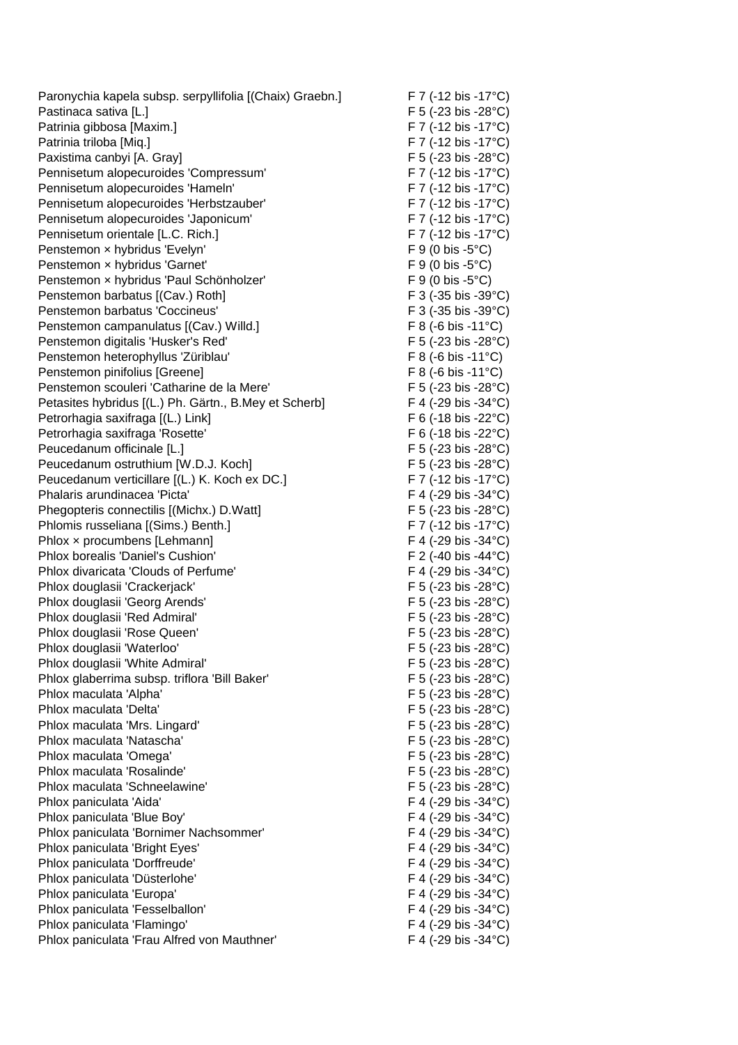| | |
|---|---|
| Paronychia kapela subsp. serpyllifolia [(Chaix) Graebn.] | F 7 (-12 bis -17°C) |
| Pastinaca sativa [L.] | F 5 (-23 bis -28°C) |
| Patrinia gibbosa [Maxim.] | F 7 (-12 bis -17°C) |
| Patrinia triloba [Miq.] | F 7 (-12 bis -17°C) |
| Paxistima canbyi [A. Gray] | F 5 (-23 bis -28°C) |
| Pennisetum alopecuroides 'Compressum' | F 7 (-12 bis -17°C) |
| Pennisetum alopecuroides 'Hameln' | F 7 (-12 bis -17°C) |
| Pennisetum alopecuroides 'Herbstzauber' | F 7 (-12 bis -17°C) |
| Pennisetum alopecuroides 'Japonicum' | F 7 (-12 bis -17°C) |
| Pennisetum orientale [L.C. Rich.] | F 7 (-12 bis -17°C) |
| Penstemon × hybridus 'Evelyn' | F 9 (0 bis -5°C) |
| Penstemon × hybridus 'Garnet' | F 9 (0 bis -5°C) |
| Penstemon × hybridus 'Paul Schönholzer' | F 9 (0 bis -5°C) |
| Penstemon barbatus [(Cav.) Roth] | F 3 (-35 bis -39°C) |
| Penstemon barbatus 'Coccineus' | F 3 (-35 bis -39°C) |
| Penstemon campanulatus [(Cav.) Willd.] | F 8 (-6 bis -11°C) |
| Penstemon digitalis 'Husker's Red' | F 5 (-23 bis -28°C) |
| Penstemon heterophyllus 'Züriblau' | F 8 (-6 bis -11°C) |
| Penstemon pinifolius [Greene] | F 8 (-6 bis -11°C) |
| Penstemon scouleri 'Catharine de la Mere' | F 5 (-23 bis -28°C) |
| Petasites hybridus [(L.) Ph. Gärtn., B.Mey et Scherb] | F 4 (-29 bis -34°C) |
| Petrorhagia saxifraga [(L.) Link] | F 6 (-18 bis -22°C) |
| Petrorhagia saxifraga 'Rosette' | F 6 (-18 bis -22°C) |
| Peucedanum officinale [L.] | F 5 (-23 bis -28°C) |
| Peucedanum ostruthium [W.D.J. Koch] | F 5 (-23 bis -28°C) |
| Peucedanum verticillare [(L.) K. Koch ex DC.] | F 7 (-12 bis -17°C) |
| Phalaris arundinacea 'Picta' | F 4 (-29 bis -34°C) |
| Phegopteris connectilis [(Michx.) D.Watt] | F 5 (-23 bis -28°C) |
| Phlomis russeliana [(Sims.) Benth.] | F 7 (-12 bis -17°C) |
| Phlox × procumbens [Lehmann] | F 4 (-29 bis -34°C) |
| Phlox borealis 'Daniel's Cushion' | F 2 (-40 bis -44°C) |
| Phlox divaricata 'Clouds of Perfume' | F 4 (-29 bis -34°C) |
| Phlox douglasii 'Crackerjack' | F 5 (-23 bis -28°C) |
| Phlox douglasii 'Georg Arends' | F 5 (-23 bis -28°C) |
| Phlox douglasii 'Red Admiral' | F 5 (-23 bis -28°C) |
| Phlox douglasii 'Rose Queen' | F 5 (-23 bis -28°C) |
| Phlox douglasii 'Waterloo' | F 5 (-23 bis -28°C) |
| Phlox douglasii 'White Admiral' | F 5 (-23 bis -28°C) |
| Phlox glaberrima subsp. triflora 'Bill Baker' | F 5 (-23 bis -28°C) |
| Phlox maculata 'Alpha' | F 5 (-23 bis -28°C) |
| Phlox maculata 'Delta' | F 5 (-23 bis -28°C) |
| Phlox maculata 'Mrs. Lingard' | F 5 (-23 bis -28°C) |
| Phlox maculata 'Natascha' | F 5 (-23 bis -28°C) |
| Phlox maculata 'Omega' | F 5 (-23 bis -28°C) |
| Phlox maculata 'Rosalinde' | F 5 (-23 bis -28°C) |
| Phlox maculata 'Schneelawine' | F 5 (-23 bis -28°C) |
| Phlox paniculata 'Aida' | F 4 (-29 bis -34°C) |
| Phlox paniculata 'Blue Boy' | F 4 (-29 bis -34°C) |
| Phlox paniculata 'Bornimer Nachsommer' | F 4 (-29 bis -34°C) |
| Phlox paniculata 'Bright Eyes' | F 4 (-29 bis -34°C) |
| Phlox paniculata 'Dorffreude' | F 4 (-29 bis -34°C) |
| Phlox paniculata 'Düsterlohe' | F 4 (-29 bis -34°C) |
| Phlox paniculata 'Europa' | F 4 (-29 bis -34°C) |
| Phlox paniculata 'Fesselballon' | F 4 (-29 bis -34°C) |
| Phlox paniculata 'Flamingo' | F 4 (-29 bis -34°C) |
| Phlox paniculata 'Frau Alfred von Mauthner' | F 4 (-29 bis -34°C) |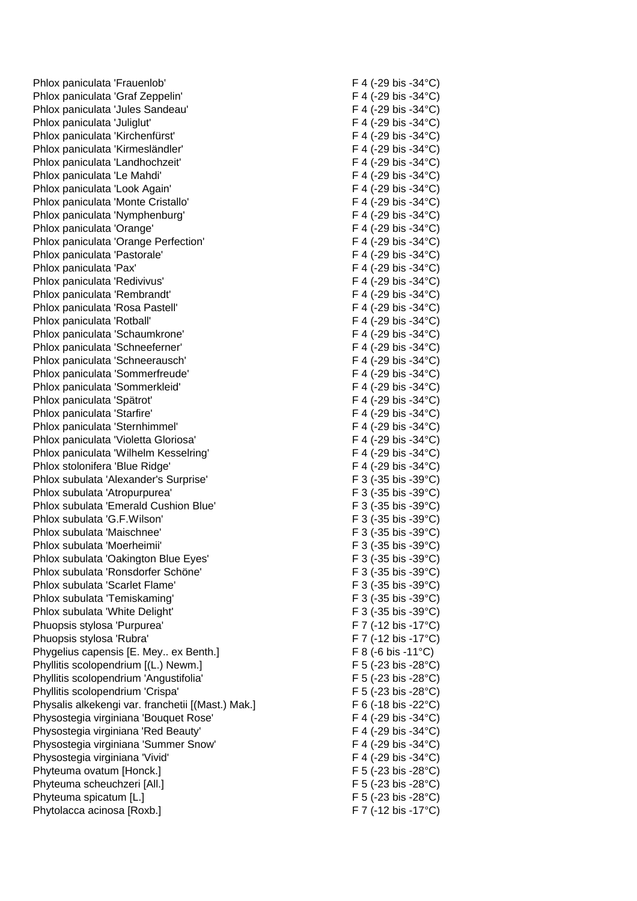| | |
|---|---|
| Phlox paniculata 'Frauenlob' | F 4 (-29 bis -34°C) |
| Phlox paniculata 'Graf Zeppelin' | F 4 (-29 bis -34°C) |
| Phlox paniculata 'Jules Sandeau' | F 4 (-29 bis -34°C) |
| Phlox paniculata 'Juliglut' | F 4 (-29 bis -34°C) |
| Phlox paniculata 'Kirchenfürst' | F 4 (-29 bis -34°C) |
| Phlox paniculata 'Kirmesländler' | F 4 (-29 bis -34°C) |
| Phlox paniculata 'Landhochzeit' | F 4 (-29 bis -34°C) |
| Phlox paniculata 'Le Mahdi' | F 4 (-29 bis -34°C) |
| Phlox paniculata 'Look Again' | F 4 (-29 bis -34°C) |
| Phlox paniculata 'Monte Cristallo' | F 4 (-29 bis -34°C) |
| Phlox paniculata 'Nymphenburg' | F 4 (-29 bis -34°C) |
| Phlox paniculata 'Orange' | F 4 (-29 bis -34°C) |
| Phlox paniculata 'Orange Perfection' | F 4 (-29 bis -34°C) |
| Phlox paniculata 'Pastorale' | F 4 (-29 bis -34°C) |
| Phlox paniculata 'Pax' | F 4 (-29 bis -34°C) |
| Phlox paniculata 'Redivivus' | F 4 (-29 bis -34°C) |
| Phlox paniculata 'Rembrandt' | F 4 (-29 bis -34°C) |
| Phlox paniculata 'Rosa Pastell' | F 4 (-29 bis -34°C) |
| Phlox paniculata 'Rotball' | F 4 (-29 bis -34°C) |
| Phlox paniculata 'Schaumkrone' | F 4 (-29 bis -34°C) |
| Phlox paniculata 'Schneeferner' | F 4 (-29 bis -34°C) |
| Phlox paniculata 'Schneerausch' | F 4 (-29 bis -34°C) |
| Phlox paniculata 'Sommerfreude' | F 4 (-29 bis -34°C) |
| Phlox paniculata 'Sommerkleid' | F 4 (-29 bis -34°C) |
| Phlox paniculata 'Spätrot' | F 4 (-29 bis -34°C) |
| Phlox paniculata 'Starfire' | F 4 (-29 bis -34°C) |
| Phlox paniculata 'Sternhimmel' | F 4 (-29 bis -34°C) |
| Phlox paniculata 'Violetta Gloriosa' | F 4 (-29 bis -34°C) |
| Phlox paniculata 'Wilhelm Kesselring' | F 4 (-29 bis -34°C) |
| Phlox stolonifera 'Blue Ridge' | F 4 (-29 bis -34°C) |
| Phlox subulata 'Alexander's Surprise' | F 3 (-35 bis -39°C) |
| Phlox subulata 'Atropurpurea' | F 3 (-35 bis -39°C) |
| Phlox subulata 'Emerald Cushion Blue' | F 3 (-35 bis -39°C) |
| Phlox subulata 'G.F.Wilson' | F 3 (-35 bis -39°C) |
| Phlox subulata 'Maischnee' | F 3 (-35 bis -39°C) |
| Phlox subulata 'Moerheimii' | F 3 (-35 bis -39°C) |
| Phlox subulata 'Oakington Blue Eyes' | F 3 (-35 bis -39°C) |
| Phlox subulata 'Ronsdorfer Schöne' | F 3 (-35 bis -39°C) |
| Phlox subulata 'Scarlet Flame' | F 3 (-35 bis -39°C) |
| Phlox subulata 'Temiskaming' | F 3 (-35 bis -39°C) |
| Phlox subulata 'White Delight' | F 3 (-35 bis -39°C) |
| Phuopsis stylosa 'Purpurea' | F 7 (-12 bis -17°C) |
| Phuopsis stylosa 'Rubra' | F 7 (-12 bis -17°C) |
| Phygelius capensis [E. Mey.. ex Benth.] | F 8 (-6 bis -11°C) |
| Phyllitis scolopendrium [(L.) Newm.] | F 5 (-23 bis -28°C) |
| Phyllitis scolopendrium 'Angustifolia' | F 5 (-23 bis -28°C) |
| Phyllitis scolopendrium 'Crispa' | F 5 (-23 bis -28°C) |
| Physalis alkekengi var. franchetii [(Mast.) Mak.] | F 6 (-18 bis -22°C) |
| Physostegia virginiana 'Bouquet Rose' | F 4 (-29 bis -34°C) |
| Physostegia virginiana 'Red Beauty' | F 4 (-29 bis -34°C) |
| Physostegia virginiana 'Summer Snow' | F 4 (-29 bis -34°C) |
| Physostegia virginiana 'Vivid' | F 4 (-29 bis -34°C) |
| Phyteuma ovatum [Honck.] | F 5 (-23 bis -28°C) |
| Phyteuma scheuchzeri [All.] | F 5 (-23 bis -28°C) |
| Phyteuma spicatum [L.] | F 5 (-23 bis -28°C) |
| Phytolacca acinosa [Roxb.] | F 7 (-12 bis -17°C) |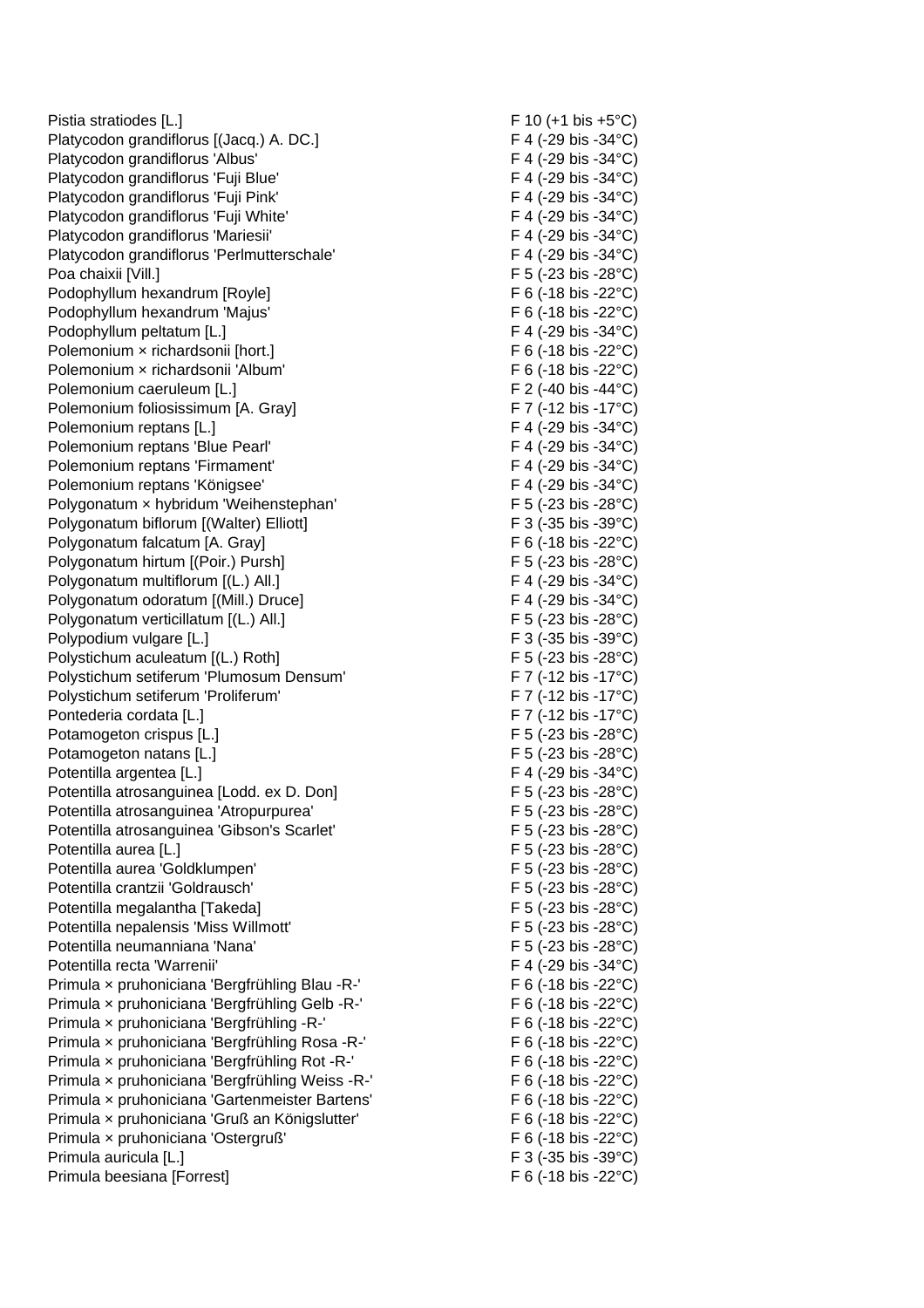| | |
|---|---|
| Pistia stratiodes [L.] | F 10 (+1 bis +5°C) |
| Platycodon grandiflorus [(Jacq.) A. DC.] | F 4 (-29 bis -34°C) |
| Platycodon grandiflorus 'Albus' | F 4 (-29 bis -34°C) |
| Platycodon grandiflorus 'Fuji Blue' | F 4 (-29 bis -34°C) |
| Platycodon grandiflorus 'Fuji Pink' | F 4 (-29 bis -34°C) |
| Platycodon grandiflorus 'Fuji White' | F 4 (-29 bis -34°C) |
| Platycodon grandiflorus 'Mariesii' | F 4 (-29 bis -34°C) |
| Platycodon grandiflorus 'Perlmutterschale' | F 4 (-29 bis -34°C) |
| Poa chaixii [Vill.] | F 5 (-23 bis -28°C) |
| Podophyllum hexandrum [Royle] | F 6 (-18 bis -22°C) |
| Podophyllum hexandrum 'Majus' | F 6 (-18 bis -22°C) |
| Podophyllum peltatum [L.] | F 4 (-29 bis -34°C) |
| Polemonium × richardsonii [hort.] | F 6 (-18 bis -22°C) |
| Polemonium × richardsonii 'Album' | F 6 (-18 bis -22°C) |
| Polemonium caeruleum [L.] | F 2 (-40 bis -44°C) |
| Polemonium foliosissimum [A. Gray] | F 7 (-12 bis -17°C) |
| Polemonium reptans [L.] | F 4 (-29 bis -34°C) |
| Polemonium reptans 'Blue Pearl' | F 4 (-29 bis -34°C) |
| Polemonium reptans 'Firmament' | F 4 (-29 bis -34°C) |
| Polemonium reptans 'Königsee' | F 4 (-29 bis -34°C) |
| Polygonatum × hybridum 'Weihenstephan' | F 5 (-23 bis -28°C) |
| Polygonatum biflorum [(Walter) Elliott] | F 3 (-35 bis -39°C) |
| Polygonatum falcatum [A. Gray] | F 6 (-18 bis -22°C) |
| Polygonatum hirtum [(Poir.) Pursh] | F 5 (-23 bis -28°C) |
| Polygonatum multiflorum [(L.) All.] | F 4 (-29 bis -34°C) |
| Polygonatum odoratum [(Mill.) Druce] | F 4 (-29 bis -34°C) |
| Polygonatum verticillatum [(L.) All.] | F 5 (-23 bis -28°C) |
| Polypodium vulgare [L.] | F 3 (-35 bis -39°C) |
| Polystichum aculeatum [(L.) Roth] | F 5 (-23 bis -28°C) |
| Polystichum setiferum 'Plumosum Densum' | F 7 (-12 bis -17°C) |
| Polystichum setiferum 'Proliferum' | F 7 (-12 bis -17°C) |
| Pontederia cordata [L.] | F 7 (-12 bis -17°C) |
| Potamogeton crispus [L.] | F 5 (-23 bis -28°C) |
| Potamogeton natans [L.] | F 5 (-23 bis -28°C) |
| Potentilla argentea [L.] | F 4 (-29 bis -34°C) |
| Potentilla atrosanguinea [Lodd. ex D. Don] | F 5 (-23 bis -28°C) |
| Potentilla atrosanguinea 'Atropurpurea' | F 5 (-23 bis -28°C) |
| Potentilla atrosanguinea 'Gibson's Scarlet' | F 5 (-23 bis -28°C) |
| Potentilla aurea [L.] | F 5 (-23 bis -28°C) |
| Potentilla aurea 'Goldklumpen' | F 5 (-23 bis -28°C) |
| Potentilla crantzii 'Goldrausch' | F 5 (-23 bis -28°C) |
| Potentilla megalantha [Takeda] | F 5 (-23 bis -28°C) |
| Potentilla nepalensis 'Miss Willmott' | F 5 (-23 bis -28°C) |
| Potentilla neumanniana 'Nana' | F 5 (-23 bis -28°C) |
| Potentilla recta 'Warrenii' | F 4 (-29 bis -34°C) |
| Primula × pruhoniciana 'Bergfrühling Blau -R-' | F 6 (-18 bis -22°C) |
| Primula × pruhoniciana 'Bergfrühling Gelb -R-' | F 6 (-18 bis -22°C) |
| Primula × pruhoniciana 'Bergfrühling -R-' | F 6 (-18 bis -22°C) |
| Primula × pruhoniciana 'Bergfrühling Rosa -R-' | F 6 (-18 bis -22°C) |
| Primula × pruhoniciana 'Bergfrühling Rot -R-' | F 6 (-18 bis -22°C) |
| Primula × pruhoniciana 'Bergfrühling Weiss -R-' | F 6 (-18 bis -22°C) |
| Primula × pruhoniciana 'Gartenmeister Bartens' | F 6 (-18 bis -22°C) |
| Primula × pruhoniciana 'Gruß an Königslutter' | F 6 (-18 bis -22°C) |
| Primula × pruhoniciana 'Ostergruß' | F 6 (-18 bis -22°C) |
| Primula auricula [L.] | F 3 (-35 bis -39°C) |
| Primula beesiana [Forrest] | F 6 (-18 bis -22°C) |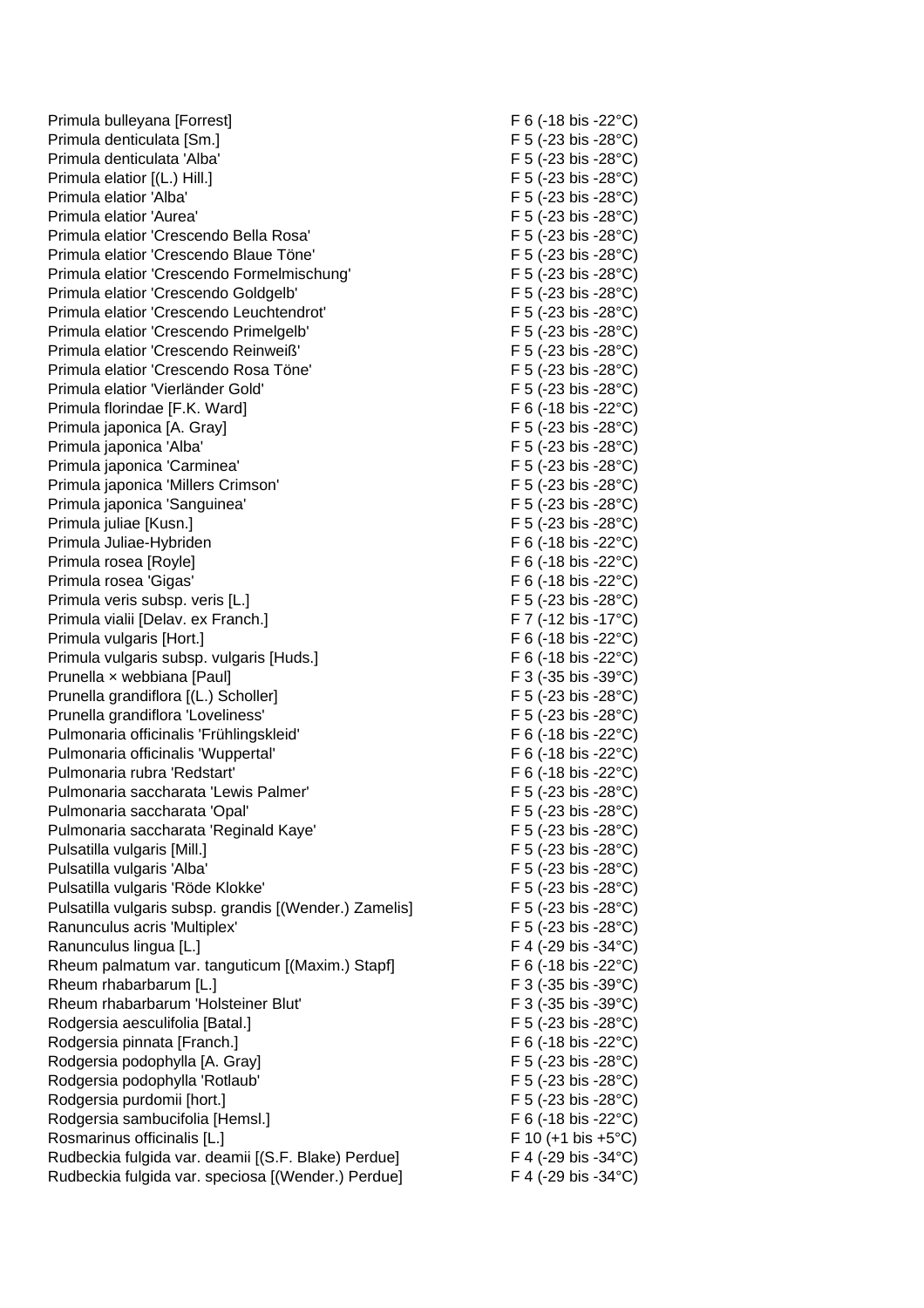| | |
|---|---|
| Primula bulleyana [Forrest] | F 6 (-18 bis -22°C) |
| Primula denticulata [Sm.] | F 5 (-23 bis -28°C) |
| Primula denticulata 'Alba' | F 5 (-23 bis -28°C) |
| Primula elatior [(L.) Hill.] | F 5 (-23 bis -28°C) |
| Primula elatior 'Alba' | F 5 (-23 bis -28°C) |
| Primula elatior 'Aurea' | F 5 (-23 bis -28°C) |
| Primula elatior 'Crescendo Bella Rosa' | F 5 (-23 bis -28°C) |
| Primula elatior 'Crescendo Blaue Töne' | F 5 (-23 bis -28°C) |
| Primula elatior 'Crescendo Formelmischung' | F 5 (-23 bis -28°C) |
| Primula elatior 'Crescendo Goldgelb' | F 5 (-23 bis -28°C) |
| Primula elatior 'Crescendo Leuchtendrot' | F 5 (-23 bis -28°C) |
| Primula elatior 'Crescendo Primelgelb' | F 5 (-23 bis -28°C) |
| Primula elatior 'Crescendo Reinweiß' | F 5 (-23 bis -28°C) |
| Primula elatior 'Crescendo Rosa Töne' | F 5 (-23 bis -28°C) |
| Primula elatior 'Vierländer Gold' | F 5 (-23 bis -28°C) |
| Primula florindae [F.K. Ward] | F 6 (-18 bis -22°C) |
| Primula japonica [A. Gray] | F 5 (-23 bis -28°C) |
| Primula japonica 'Alba' | F 5 (-23 bis -28°C) |
| Primula japonica 'Carminea' | F 5 (-23 bis -28°C) |
| Primula japonica 'Millers Crimson' | F 5 (-23 bis -28°C) |
| Primula japonica 'Sanguinea' | F 5 (-23 bis -28°C) |
| Primula juliae [Kusn.] | F 5 (-23 bis -28°C) |
| Primula Juliae-Hybriden | F 6 (-18 bis -22°C) |
| Primula rosea [Royle] | F 6 (-18 bis -22°C) |
| Primula rosea 'Gigas' | F 6 (-18 bis -22°C) |
| Primula veris subsp. veris [L.] | F 5 (-23 bis -28°C) |
| Primula vialii [Delav. ex Franch.] | F 7 (-12 bis -17°C) |
| Primula vulgaris [Hort.] | F 6 (-18 bis -22°C) |
| Primula vulgaris subsp. vulgaris [Huds.] | F 6 (-18 bis -22°C) |
| Prunella × webbiana [Paul] | F 3 (-35 bis -39°C) |
| Prunella grandiflora [(L.) Scholler] | F 5 (-23 bis -28°C) |
| Prunella grandiflora 'Loveliness' | F 5 (-23 bis -28°C) |
| Pulmonaria officinalis 'Frühlingskleid' | F 6 (-18 bis -22°C) |
| Pulmonaria officinalis 'Wuppertal' | F 6 (-18 bis -22°C) |
| Pulmonaria rubra 'Redstart' | F 6 (-18 bis -22°C) |
| Pulmonaria saccharata 'Lewis Palmer' | F 5 (-23 bis -28°C) |
| Pulmonaria saccharata 'Opal' | F 5 (-23 bis -28°C) |
| Pulmonaria saccharata 'Reginald Kaye' | F 5 (-23 bis -28°C) |
| Pulsatilla vulgaris [Mill.] | F 5 (-23 bis -28°C) |
| Pulsatilla vulgaris 'Alba' | F 5 (-23 bis -28°C) |
| Pulsatilla vulgaris 'Röde Klokke' | F 5 (-23 bis -28°C) |
| Pulsatilla vulgaris subsp. grandis [(Wender.) Zamelis] | F 5 (-23 bis -28°C) |
| Ranunculus acris 'Multiplex' | F 5 (-23 bis -28°C) |
| Ranunculus lingua [L.] | F 4 (-29 bis -34°C) |
| Rheum palmatum var. tanguticum [(Maxim.) Stapf] | F 6 (-18 bis -22°C) |
| Rheum rhabarbarum [L.] | F 3 (-35 bis -39°C) |
| Rheum rhabarbarum 'Holsteiner Blut' | F 3 (-35 bis -39°C) |
| Rodgersia aesculifolia [Batal.] | F 5 (-23 bis -28°C) |
| Rodgersia pinnata [Franch.] | F 6 (-18 bis -22°C) |
| Rodgersia podophylla [A. Gray] | F 5 (-23 bis -28°C) |
| Rodgersia podophylla 'Rotlaub' | F 5 (-23 bis -28°C) |
| Rodgersia purdomii [hort.] | F 5 (-23 bis -28°C) |
| Rodgersia sambucifolia [Hemsl.] | F 6 (-18 bis -22°C) |
| Rosmarinus officinalis [L.] | F 10 (+1 bis +5°C) |
| Rudbeckia fulgida var. deamii [(S.F. Blake) Perdue] | F 4 (-29 bis -34°C) |
| Rudbeckia fulgida var. speciosa [(Wender.) Perdue] | F 4 (-29 bis -34°C) |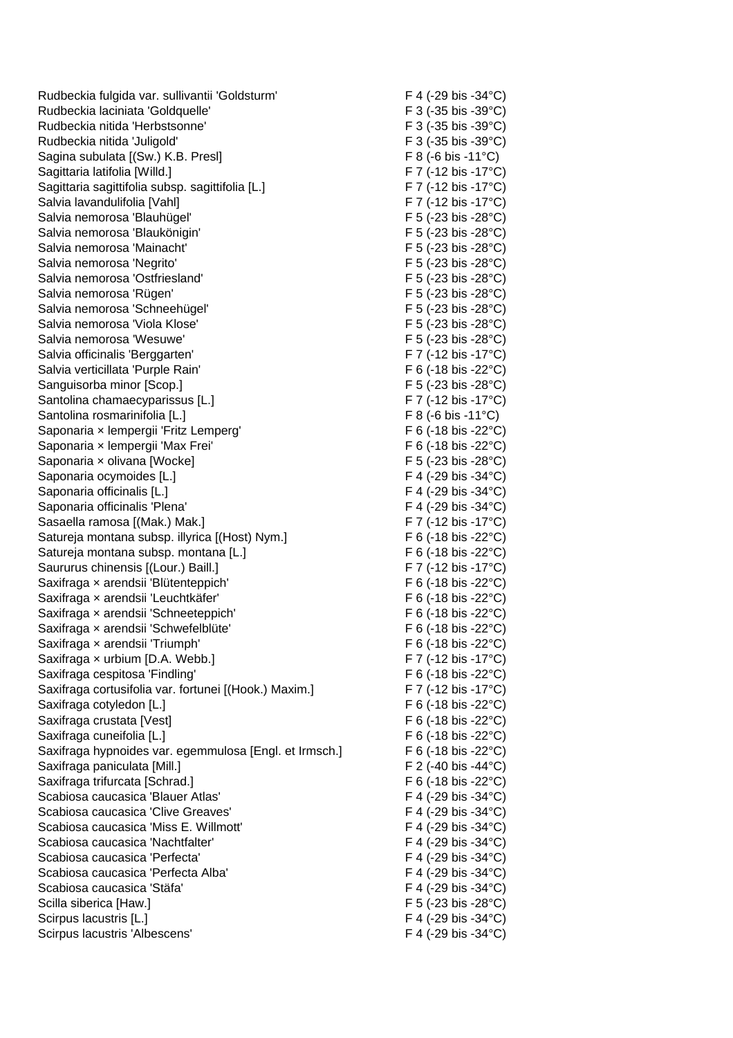| | |
|---|---|
| Rudbeckia fulgida var. sullivantii 'Goldsturm' | F 4 (-29 bis -34°C) |
| Rudbeckia laciniata 'Goldquelle' | F 3 (-35 bis -39°C) |
| Rudbeckia nitida 'Herbstsonne' | F 3 (-35 bis -39°C) |
| Rudbeckia nitida 'Juligold' | F 3 (-35 bis -39°C) |
| Sagina subulata [(Sw.) K.B. Presl] | F 8 (-6 bis -11°C) |
| Sagittaria latifolia [Willd.] | F 7 (-12 bis -17°C) |
| Sagittaria sagittifolia subsp. sagittifolia [L.] | F 7 (-12 bis -17°C) |
| Salvia lavandulifolia [Vahl] | F 7 (-12 bis -17°C) |
| Salvia nemorosa 'Blauhügel' | F 5 (-23 bis -28°C) |
| Salvia nemorosa 'Blaukönigin' | F 5 (-23 bis -28°C) |
| Salvia nemorosa 'Mainacht' | F 5 (-23 bis -28°C) |
| Salvia nemorosa 'Negrito' | F 5 (-23 bis -28°C) |
| Salvia nemorosa 'Ostfriesland' | F 5 (-23 bis -28°C) |
| Salvia nemorosa 'Rügen' | F 5 (-23 bis -28°C) |
| Salvia nemorosa 'Schneehügel' | F 5 (-23 bis -28°C) |
| Salvia nemorosa 'Viola Klose' | F 5 (-23 bis -28°C) |
| Salvia nemorosa 'Wesuwe' | F 5 (-23 bis -28°C) |
| Salvia officinalis 'Berggarten' | F 7 (-12 bis -17°C) |
| Salvia verticillata 'Purple Rain' | F 6 (-18 bis -22°C) |
| Sanguisorba minor [Scop.] | F 5 (-23 bis -28°C) |
| Santolina chamaecyparissus [L.] | F 7 (-12 bis -17°C) |
| Santolina rosmarinifolia [L.] | F 8 (-6 bis -11°C) |
| Saponaria × lempergii 'Fritz Lemperg' | F 6 (-18 bis -22°C) |
| Saponaria × lempergii 'Max Frei' | F 6 (-18 bis -22°C) |
| Saponaria × olivana [Wocke] | F 5 (-23 bis -28°C) |
| Saponaria ocymoides [L.] | F 4 (-29 bis -34°C) |
| Saponaria officinalis [L.] | F 4 (-29 bis -34°C) |
| Saponaria officinalis 'Plena' | F 4 (-29 bis -34°C) |
| Sasaella ramosa [(Mak.) Mak.] | F 7 (-12 bis -17°C) |
| Satureja montana subsp. illyrica [(Host) Nym.] | F 6 (-18 bis -22°C) |
| Satureja montana subsp. montana [L.] | F 6 (-18 bis -22°C) |
| Saururus chinensis [(Lour.) Baill.] | F 7 (-12 bis -17°C) |
| Saxifraga × arendsii 'Blütenteppich' | F 6 (-18 bis -22°C) |
| Saxifraga × arendsii 'Leuchtkäfer' | F 6 (-18 bis -22°C) |
| Saxifraga × arendsii 'Schneeteppich' | F 6 (-18 bis -22°C) |
| Saxifraga × arendsii 'Schwefelblüte' | F 6 (-18 bis -22°C) |
| Saxifraga × arendsii 'Triumph' | F 6 (-18 bis -22°C) |
| Saxifraga × urbium [D.A. Webb.] | F 7 (-12 bis -17°C) |
| Saxifraga cespitosa 'Findling' | F 6 (-18 bis -22°C) |
| Saxifraga cortusifolia var. fortunei [(Hook.) Maxim.] | F 7 (-12 bis -17°C) |
| Saxifraga cotyledon [L.] | F 6 (-18 bis -22°C) |
| Saxifraga crustata [Vest] | F 6 (-18 bis -22°C) |
| Saxifraga cuneifolia [L.] | F 6 (-18 bis -22°C) |
| Saxifraga hypnoides var. egemmulosa [Engl. et Irmsch.] | F 6 (-18 bis -22°C) |
| Saxifraga paniculata [Mill.] | F 2 (-40 bis -44°C) |
| Saxifraga trifurcata [Schrad.] | F 6 (-18 bis -22°C) |
| Scabiosa caucasica 'Blauer Atlas' | F 4 (-29 bis -34°C) |
| Scabiosa caucasica 'Clive Greaves' | F 4 (-29 bis -34°C) |
| Scabiosa caucasica 'Miss E. Willmott' | F 4 (-29 bis -34°C) |
| Scabiosa caucasica 'Nachtfalter' | F 4 (-29 bis -34°C) |
| Scabiosa caucasica 'Perfecta' | F 4 (-29 bis -34°C) |
| Scabiosa caucasica 'Perfecta Alba' | F 4 (-29 bis -34°C) |
| Scabiosa caucasica 'Stäfa' | F 4 (-29 bis -34°C) |
| Scilla siberica [Haw.] | F 5 (-23 bis -28°C) |
| Scirpus lacustris [L.] | F 4 (-29 bis -34°C) |
| Scirpus lacustris 'Albescens' | F 4 (-29 bis -34°C) |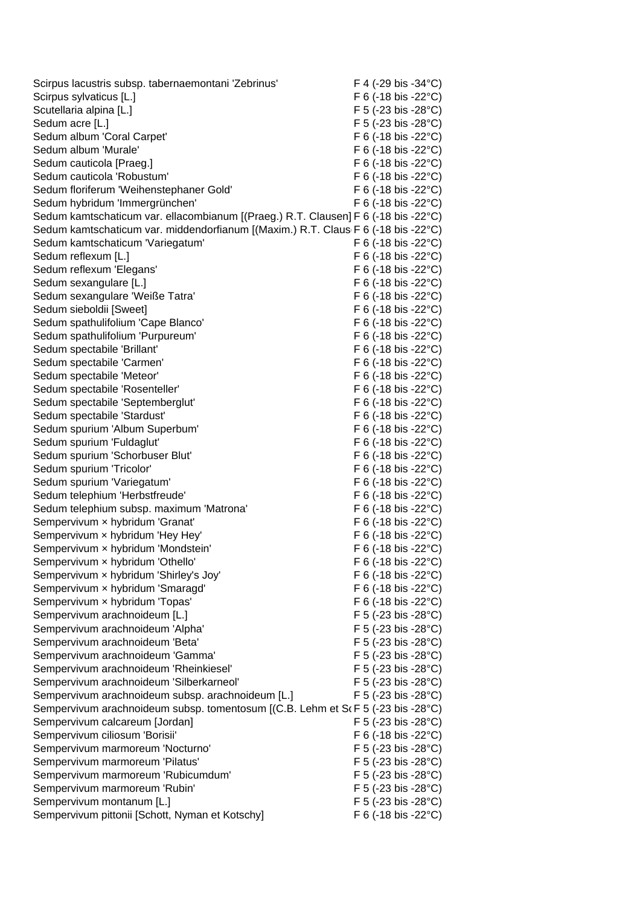| | |
|---|---|
| Scirpus lacustris subsp. tabernaemontani 'Zebrinus' | F 4 (-29 bis -34°C) |
| Scirpus sylvaticus [L.] | F 6 (-18 bis -22°C) |
| Scutellaria alpina [L.] | F 5 (-23 bis -28°C) |
| Sedum acre [L.] | F 5 (-23 bis -28°C) |
| Sedum album 'Coral Carpet' | F 6 (-18 bis -22°C) |
| Sedum album 'Murale' | F 6 (-18 bis -22°C) |
| Sedum cauticola [Praeg.] | F 6 (-18 bis -22°C) |
| Sedum cauticola 'Robustum' | F 6 (-18 bis -22°C) |
| Sedum floriferum 'Weihenstephaner Gold' | F 6 (-18 bis -22°C) |
| Sedum hybridum 'Immergrünchen' | F 6 (-18 bis -22°C) |
| Sedum kamtschaticum var. ellacombianum [(Praeg.) R.T. Clausen] | F 6 (-18 bis -22°C) |
| Sedum kamtschaticum var. middendorfianum [(Maxim.) R.T. Claus | F 6 (-18 bis -22°C) |
| Sedum kamtschaticum 'Variegatum' | F 6 (-18 bis -22°C) |
| Sedum reflexum [L.] | F 6 (-18 bis -22°C) |
| Sedum reflexum 'Elegans' | F 6 (-18 bis -22°C) |
| Sedum sexangulare [L.] | F 6 (-18 bis -22°C) |
| Sedum sexangulare 'Weiße Tatra' | F 6 (-18 bis -22°C) |
| Sedum sieboldii [Sweet] | F 6 (-18 bis -22°C) |
| Sedum spathulifolium 'Cape Blanco' | F 6 (-18 bis -22°C) |
| Sedum spathulifolium 'Purpureum' | F 6 (-18 bis -22°C) |
| Sedum spectabile 'Brillant' | F 6 (-18 bis -22°C) |
| Sedum spectabile 'Carmen' | F 6 (-18 bis -22°C) |
| Sedum spectabile 'Meteor' | F 6 (-18 bis -22°C) |
| Sedum spectabile 'Rosenteller' | F 6 (-18 bis -22°C) |
| Sedum spectabile 'Septemberglut' | F 6 (-18 bis -22°C) |
| Sedum spectabile 'Stardust' | F 6 (-18 bis -22°C) |
| Sedum spurium 'Album Superbum' | F 6 (-18 bis -22°C) |
| Sedum spurium 'Fuldaglut' | F 6 (-18 bis -22°C) |
| Sedum spurium 'Schorbuser Blut' | F 6 (-18 bis -22°C) |
| Sedum spurium 'Tricolor' | F 6 (-18 bis -22°C) |
| Sedum spurium 'Variegatum' | F 6 (-18 bis -22°C) |
| Sedum telephium 'Herbstfreude' | F 6 (-18 bis -22°C) |
| Sedum telephium subsp. maximum 'Matrona' | F 6 (-18 bis -22°C) |
| Sempervivum × hybridum 'Granat' | F 6 (-18 bis -22°C) |
| Sempervivum × hybridum 'Hey Hey' | F 6 (-18 bis -22°C) |
| Sempervivum × hybridum 'Mondstein' | F 6 (-18 bis -22°C) |
| Sempervivum × hybridum 'Othello' | F 6 (-18 bis -22°C) |
| Sempervivum × hybridum 'Shirley's Joy' | F 6 (-18 bis -22°C) |
| Sempervivum × hybridum 'Smaragd' | F 6 (-18 bis -22°C) |
| Sempervivum × hybridum 'Topas' | F 6 (-18 bis -22°C) |
| Sempervivum arachnoideum [L.] | F 5 (-23 bis -28°C) |
| Sempervivum arachnoideum 'Alpha' | F 5 (-23 bis -28°C) |
| Sempervivum arachnoideum 'Beta' | F 5 (-23 bis -28°C) |
| Sempervivum arachnoideum 'Gamma' | F 5 (-23 bis -28°C) |
| Sempervivum arachnoideum 'Rheinkiesel' | F 5 (-23 bis -28°C) |
| Sempervivum arachnoideum 'Silberkarneol' | F 5 (-23 bis -28°C) |
| Sempervivum arachnoideum subsp. arachnoideum [L.] | F 5 (-23 bis -28°C) |
| Sempervivum arachnoideum subsp. tomentosum [(C.B. Lehm et Sc | F 5 (-23 bis -28°C) |
| Sempervivum calcareum [Jordan] | F 5 (-23 bis -28°C) |
| Sempervivum ciliosum 'Borisii' | F 6 (-18 bis -22°C) |
| Sempervivum marmoreum 'Nocturno' | F 5 (-23 bis -28°C) |
| Sempervivum marmoreum 'Pilatus' | F 5 (-23 bis -28°C) |
| Sempervivum marmoreum 'Rubicumdum' | F 5 (-23 bis -28°C) |
| Sempervivum marmoreum 'Rubin' | F 5 (-23 bis -28°C) |
| Sempervivum montanum [L.] | F 5 (-23 bis -28°C) |
| Sempervivum pittonii [Schott, Nyman et Kotschy] | F 6 (-18 bis -22°C) |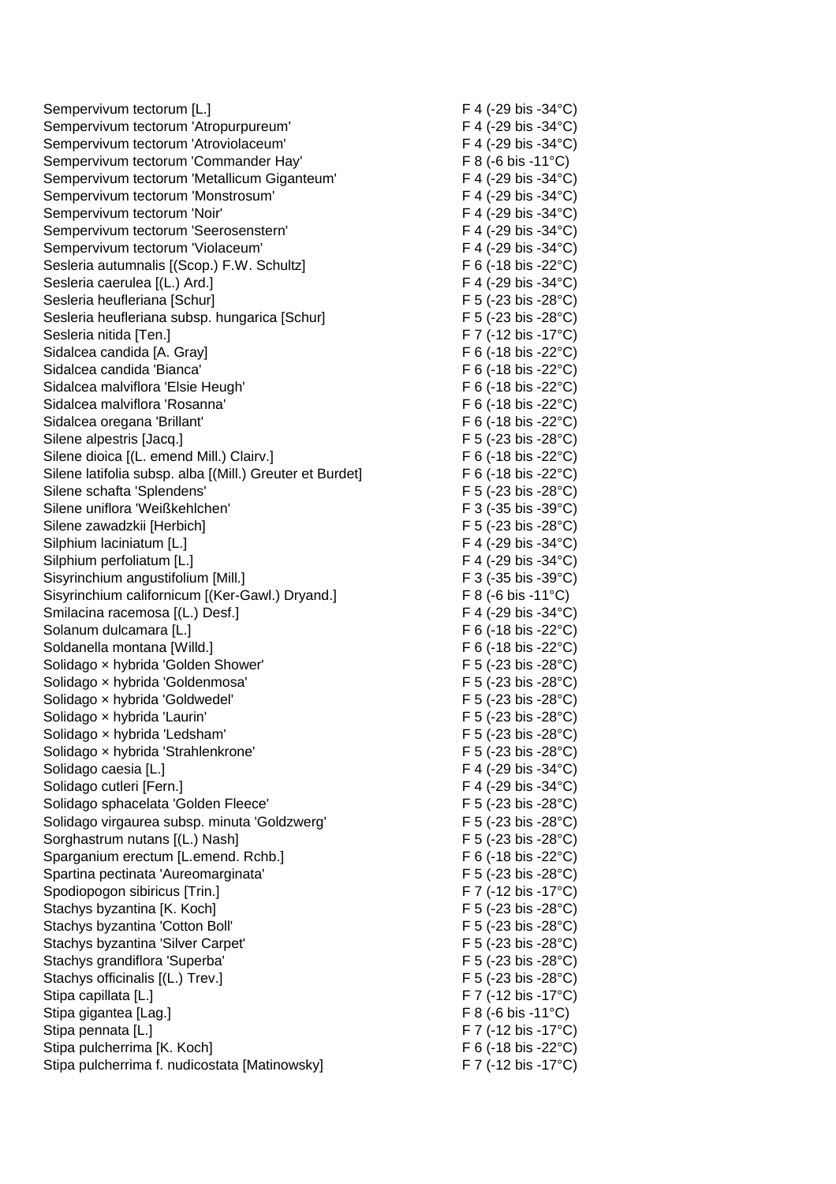| | |
|---|---|
| Sempervivum tectorum [L.] | F 4 (-29 bis -34°C) |
| Sempervivum tectorum 'Atropurpureum' | F 4 (-29 bis -34°C) |
| Sempervivum tectorum 'Atroviolaceum' | F 4 (-29 bis -34°C) |
| Sempervivum tectorum 'Commander Hay' | F 8 (-6 bis -11°C) |
| Sempervivum tectorum 'Metallicum Giganteum' | F 4 (-29 bis -34°C) |
| Sempervivum tectorum 'Monstrosum' | F 4 (-29 bis -34°C) |
| Sempervivum tectorum 'Noir' | F 4 (-29 bis -34°C) |
| Sempervivum tectorum 'Seerosenstern' | F 4 (-29 bis -34°C) |
| Sempervivum tectorum 'Violaceum' | F 4 (-29 bis -34°C) |
| Sesleria autumnalis [(Scop.) F.W. Schultz] | F 6 (-18 bis -22°C) |
| Sesleria caerulea [(L.) Ard.] | F 4 (-29 bis -34°C) |
| Sesleria heufleriana [Schur] | F 5 (-23 bis -28°C) |
| Sesleria heufleriana subsp. hungarica [Schur] | F 5 (-23 bis -28°C) |
| Sesleria nitida [Ten.] | F 7 (-12 bis -17°C) |
| Sidalcea candida [A. Gray] | F 6 (-18 bis -22°C) |
| Sidalcea candida 'Bianca' | F 6 (-18 bis -22°C) |
| Sidalcea malviflora 'Elsie Heugh' | F 6 (-18 bis -22°C) |
| Sidalcea malviflora 'Rosanna' | F 6 (-18 bis -22°C) |
| Sidalcea oregana 'Brillant' | F 6 (-18 bis -22°C) |
| Silene alpestris [Jacq.] | F 5 (-23 bis -28°C) |
| Silene dioica [(L. emend Mill.) Clairv.] | F 6 (-18 bis -22°C) |
| Silene latifolia subsp. alba [(Mill.) Greuter et Burdet] | F 6 (-18 bis -22°C) |
| Silene schafta 'Splendens' | F 5 (-23 bis -28°C) |
| Silene uniflora 'Weißkehlchen' | F 3 (-35 bis -39°C) |
| Silene zawadzkii [Herbich] | F 5 (-23 bis -28°C) |
| Silphium laciniatum [L.] | F 4 (-29 bis -34°C) |
| Silphium perfoliatum [L.] | F 4 (-29 bis -34°C) |
| Sisyrinchium angustifolium [Mill.] | F 3 (-35 bis -39°C) |
| Sisyrinchium californicum [(Ker-Gawl.) Dryand.] | F 8 (-6 bis -11°C) |
| Smilacina racemosa [(L.) Desf.] | F 4 (-29 bis -34°C) |
| Solanum dulcamara [L.] | F 6 (-18 bis -22°C) |
| Soldanella montana [Willd.] | F 6 (-18 bis -22°C) |
| Solidago × hybrida 'Golden Shower' | F 5 (-23 bis -28°C) |
| Solidago × hybrida 'Goldenmosa' | F 5 (-23 bis -28°C) |
| Solidago × hybrida 'Goldwedel' | F 5 (-23 bis -28°C) |
| Solidago × hybrida 'Laurin' | F 5 (-23 bis -28°C) |
| Solidago × hybrida 'Ledsham' | F 5 (-23 bis -28°C) |
| Solidago × hybrida 'Strahlenkrone' | F 5 (-23 bis -28°C) |
| Solidago caesia [L.] | F 4 (-29 bis -34°C) |
| Solidago cutleri [Fern.] | F 4 (-29 bis -34°C) |
| Solidago sphacelata 'Golden Fleece' | F 5 (-23 bis -28°C) |
| Solidago virgaurea subsp. minuta 'Goldzwerg' | F 5 (-23 bis -28°C) |
| Sorghastrum nutans [(L.) Nash] | F 5 (-23 bis -28°C) |
| Sparganium erectum [L.emend. Rchb.] | F 6 (-18 bis -22°C) |
| Spartina pectinata 'Aureomarginata' | F 5 (-23 bis -28°C) |
| Spodiopogon sibiricus [Trin.] | F 7 (-12 bis -17°C) |
| Stachys byzantina [K. Koch] | F 5 (-23 bis -28°C) |
| Stachys byzantina 'Cotton Boll' | F 5 (-23 bis -28°C) |
| Stachys byzantina 'Silver Carpet' | F 5 (-23 bis -28°C) |
| Stachys grandiflora 'Superba' | F 5 (-23 bis -28°C) |
| Stachys officinalis [(L.) Trev.] | F 5 (-23 bis -28°C) |
| Stipa capillata [L.] | F 7 (-12 bis -17°C) |
| Stipa gigantea [Lag.] | F 8 (-6 bis -11°C) |
| Stipa pennata [L.] | F 7 (-12 bis -17°C) |
| Stipa pulcherrima [K. Koch] | F 6 (-18 bis -22°C) |
| Stipa pulcherrima f. nudicostata [Matinowsky] | F 7 (-12 bis -17°C) |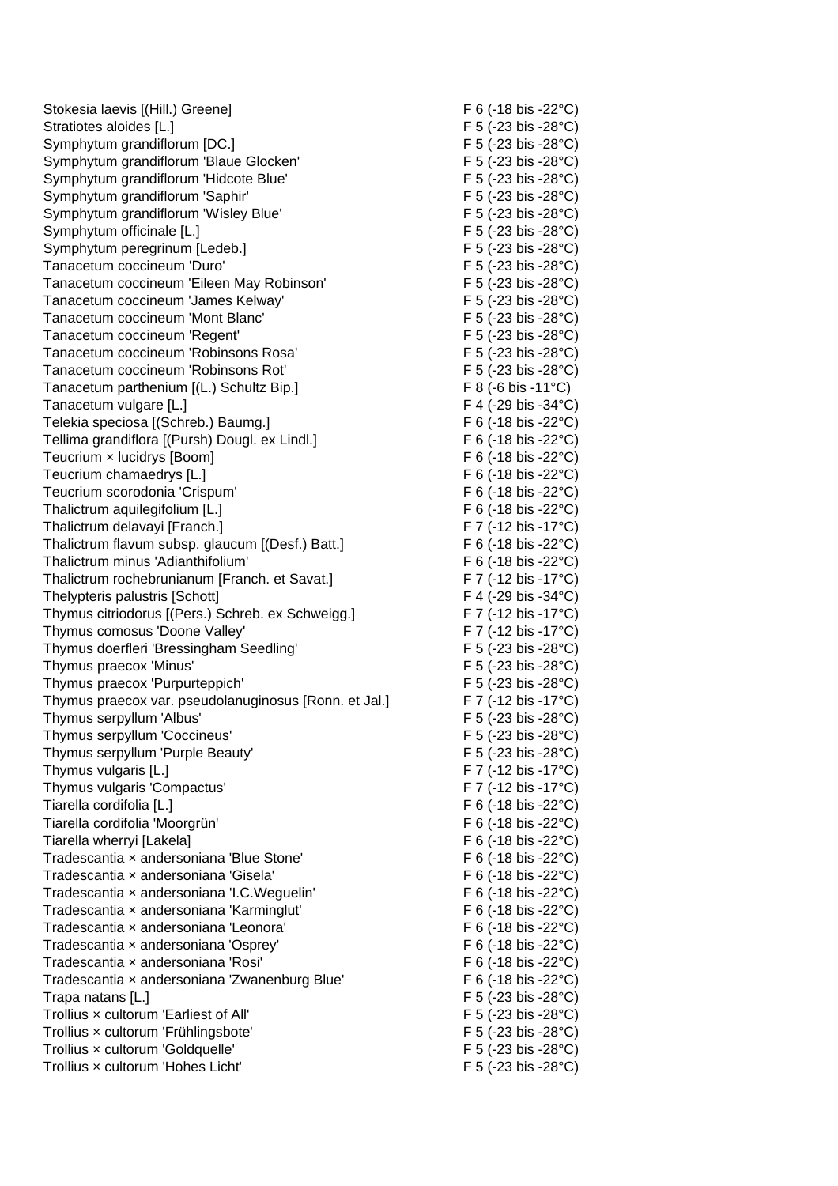| | |
|---|---|
| Stokesia laevis [(Hill.) Greene] | F 6 (-18 bis -22°C) |
| Stratiotes aloides [L.] | F 5 (-23 bis -28°C) |
| Symphytum grandiflorum [DC.] | F 5 (-23 bis -28°C) |
| Symphytum grandiflorum 'Blaue Glocken' | F 5 (-23 bis -28°C) |
| Symphytum grandiflorum 'Hidcote Blue' | F 5 (-23 bis -28°C) |
| Symphytum grandiflorum 'Saphir' | F 5 (-23 bis -28°C) |
| Symphytum grandiflorum 'Wisley Blue' | F 5 (-23 bis -28°C) |
| Symphytum officinale [L.] | F 5 (-23 bis -28°C) |
| Symphytum peregrinum [Ledeb.] | F 5 (-23 bis -28°C) |
| Tanacetum coccineum 'Duro' | F 5 (-23 bis -28°C) |
| Tanacetum coccineum 'Eileen May Robinson' | F 5 (-23 bis -28°C) |
| Tanacetum coccineum 'James Kelway' | F 5 (-23 bis -28°C) |
| Tanacetum coccineum 'Mont Blanc' | F 5 (-23 bis -28°C) |
| Tanacetum coccineum 'Regent' | F 5 (-23 bis -28°C) |
| Tanacetum coccineum 'Robinsons Rosa' | F 5 (-23 bis -28°C) |
| Tanacetum coccineum 'Robinsons Rot' | F 5 (-23 bis -28°C) |
| Tanacetum parthenium [(L.) Schultz Bip.] | F 8 (-6 bis -11°C) |
| Tanacetum vulgare [L.] | F 4 (-29 bis -34°C) |
| Telekia speciosa [(Schreb.) Baumg.] | F 6 (-18 bis -22°C) |
| Tellima grandiflora [(Pursh) Dougl. ex Lindl.] | F 6 (-18 bis -22°C) |
| Teucrium × lucidrys [Boom] | F 6 (-18 bis -22°C) |
| Teucrium chamaedrys [L.] | F 6 (-18 bis -22°C) |
| Teucrium scorodonia 'Crispum' | F 6 (-18 bis -22°C) |
| Thalictrum aquilegifolium [L.] | F 6 (-18 bis -22°C) |
| Thalictrum delavayi [Franch.] | F 7 (-12 bis -17°C) |
| Thalictrum flavum subsp. glaucum [(Desf.) Batt.] | F 6 (-18 bis -22°C) |
| Thalictrum minus 'Adianthifolium' | F 6 (-18 bis -22°C) |
| Thalictrum rochebrunianum [Franch. et Savat.] | F 7 (-12 bis -17°C) |
| Thelypteris palustris [Schott] | F 4 (-29 bis -34°C) |
| Thymus citriodorus [(Pers.) Schreb. ex Schweigg.] | F 7 (-12 bis -17°C) |
| Thymus comosus 'Doone Valley' | F 7 (-12 bis -17°C) |
| Thymus doerfleri 'Bressingham Seedling' | F 5 (-23 bis -28°C) |
| Thymus praecox 'Minus' | F 5 (-23 bis -28°C) |
| Thymus praecox 'Purpurteppich' | F 5 (-23 bis -28°C) |
| Thymus praecox var. pseudolanuginosus [Ronn. et Jal.] | F 7 (-12 bis -17°C) |
| Thymus serpyllum 'Albus' | F 5 (-23 bis -28°C) |
| Thymus serpyllum 'Coccineus' | F 5 (-23 bis -28°C) |
| Thymus serpyllum 'Purple Beauty' | F 5 (-23 bis -28°C) |
| Thymus vulgaris [L.] | F 7 (-12 bis -17°C) |
| Thymus vulgaris 'Compactus' | F 7 (-12 bis -17°C) |
| Tiarella cordifolia [L.] | F 6 (-18 bis -22°C) |
| Tiarella cordifolia 'Moorgrün' | F 6 (-18 bis -22°C) |
| Tiarella wherryi [Lakela] | F 6 (-18 bis -22°C) |
| Tradescantia × andersoniana 'Blue Stone' | F 6 (-18 bis -22°C) |
| Tradescantia × andersoniana 'Gisela' | F 6 (-18 bis -22°C) |
| Tradescantia × andersoniana 'I.C.Weguelin' | F 6 (-18 bis -22°C) |
| Tradescantia × andersoniana 'Karminglut' | F 6 (-18 bis -22°C) |
| Tradescantia × andersoniana 'Leonora' | F 6 (-18 bis -22°C) |
| Tradescantia × andersoniana 'Osprey' | F 6 (-18 bis -22°C) |
| Tradescantia × andersoniana 'Rosi' | F 6 (-18 bis -22°C) |
| Tradescantia × andersoniana 'Zwanenburg Blue' | F 6 (-18 bis -22°C) |
| Trapa natans [L.] | F 5 (-23 bis -28°C) |
| Trollius × cultorum 'Earliest of All' | F 5 (-23 bis -28°C) |
| Trollius × cultorum 'Frühlingsbote' | F 5 (-23 bis -28°C) |
| Trollius × cultorum 'Goldquelle' | F 5 (-23 bis -28°C) |
| Trollius × cultorum 'Hohes Licht' | F 5 (-23 bis -28°C) |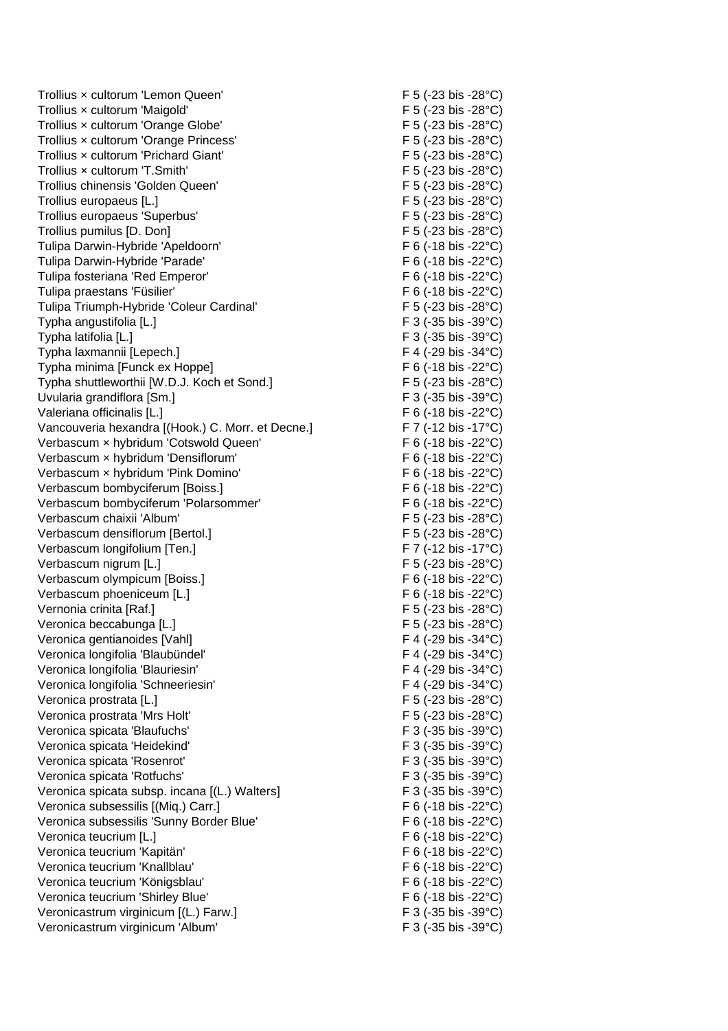| | |
|---|---|
| Trollius × cultorum 'Lemon Queen' | F 5 (-23 bis -28°C) |
| Trollius × cultorum 'Maigold' | F 5 (-23 bis -28°C) |
| Trollius × cultorum 'Orange Globe' | F 5 (-23 bis -28°C) |
| Trollius × cultorum 'Orange Princess' | F 5 (-23 bis -28°C) |
| Trollius × cultorum 'Prichard Giant' | F 5 (-23 bis -28°C) |
| Trollius × cultorum 'T.Smith' | F 5 (-23 bis -28°C) |
| Trollius chinensis 'Golden Queen' | F 5 (-23 bis -28°C) |
| Trollius europaeus [L.] | F 5 (-23 bis -28°C) |
| Trollius europaeus 'Superbus' | F 5 (-23 bis -28°C) |
| Trollius pumilus [D. Don] | F 5 (-23 bis -28°C) |
| Tulipa Darwin-Hybride 'Apeldoorn' | F 6 (-18 bis -22°C) |
| Tulipa Darwin-Hybride 'Parade' | F 6 (-18 bis -22°C) |
| Tulipa fosteriana 'Red Emperor' | F 6 (-18 bis -22°C) |
| Tulipa praestans 'Füsilier' | F 6 (-18 bis -22°C) |
| Tulipa Triumph-Hybride 'Coleur Cardinal' | F 5 (-23 bis -28°C) |
| Typha angustifolia [L.] | F 3 (-35 bis -39°C) |
| Typha latifolia [L.] | F 3 (-35 bis -39°C) |
| Typha laxmannii [Lepech.] | F 4 (-29 bis -34°C) |
| Typha minima [Funck ex Hoppe] | F 6 (-18 bis -22°C) |
| Typha shuttleworthii [W.D.J. Koch et Sond.] | F 5 (-23 bis -28°C) |
| Uvularia grandiflora [Sm.] | F 3 (-35 bis -39°C) |
| Valeriana officinalis [L.] | F 6 (-18 bis -22°C) |
| Vancouveria hexandra [(Hook.) C. Morr. et Decne.] | F 7 (-12 bis -17°C) |
| Verbascum × hybridum 'Cotswold Queen' | F 6 (-18 bis -22°C) |
| Verbascum × hybridum 'Densiflorum' | F 6 (-18 bis -22°C) |
| Verbascum × hybridum 'Pink Domino' | F 6 (-18 bis -22°C) |
| Verbascum bombyciferum [Boiss.] | F 6 (-18 bis -22°C) |
| Verbascum bombyciferum 'Polarsommer' | F 6 (-18 bis -22°C) |
| Verbascum chaixii 'Album' | F 5 (-23 bis -28°C) |
| Verbascum densiflorum [Bertol.] | F 5 (-23 bis -28°C) |
| Verbascum longifolium [Ten.] | F 7 (-12 bis -17°C) |
| Verbascum nigrum [L.] | F 5 (-23 bis -28°C) |
| Verbascum olympicum [Boiss.] | F 6 (-18 bis -22°C) |
| Verbascum phoeniceum [L.] | F 6 (-18 bis -22°C) |
| Vernonia crinita [Raf.] | F 5 (-23 bis -28°C) |
| Veronica beccabunga [L.] | F 5 (-23 bis -28°C) |
| Veronica gentianoides [Vahl] | F 4 (-29 bis -34°C) |
| Veronica longifolia 'Blaubündel' | F 4 (-29 bis -34°C) |
| Veronica longifolia 'Blauriesin' | F 4 (-29 bis -34°C) |
| Veronica longifolia 'Schneeriesin' | F 4 (-29 bis -34°C) |
| Veronica prostrata [L.] | F 5 (-23 bis -28°C) |
| Veronica prostrata 'Mrs Holt' | F 5 (-23 bis -28°C) |
| Veronica spicata 'Blaufuchs' | F 3 (-35 bis -39°C) |
| Veronica spicata 'Heidekind' | F 3 (-35 bis -39°C) |
| Veronica spicata 'Rosenrot' | F 3 (-35 bis -39°C) |
| Veronica spicata 'Rotfuchs' | F 3 (-35 bis -39°C) |
| Veronica spicata subsp. incana [(L.) Walters] | F 3 (-35 bis -39°C) |
| Veronica subsessilis [(Miq.) Carr.] | F 6 (-18 bis -22°C) |
| Veronica subsessilis 'Sunny Border Blue' | F 6 (-18 bis -22°C) |
| Veronica teucrium [L.] | F 6 (-18 bis -22°C) |
| Veronica teucrium 'Kapitän' | F 6 (-18 bis -22°C) |
| Veronica teucrium 'Knallblau' | F 6 (-18 bis -22°C) |
| Veronica teucrium 'Königsblau' | F 6 (-18 bis -22°C) |
| Veronica teucrium 'Shirley Blue' | F 6 (-18 bis -22°C) |
| Veronicastrum virginicum [(L.) Farw.] | F 3 (-35 bis -39°C) |
| Veronicastrum virginicum 'Album' | F 3 (-35 bis -39°C) |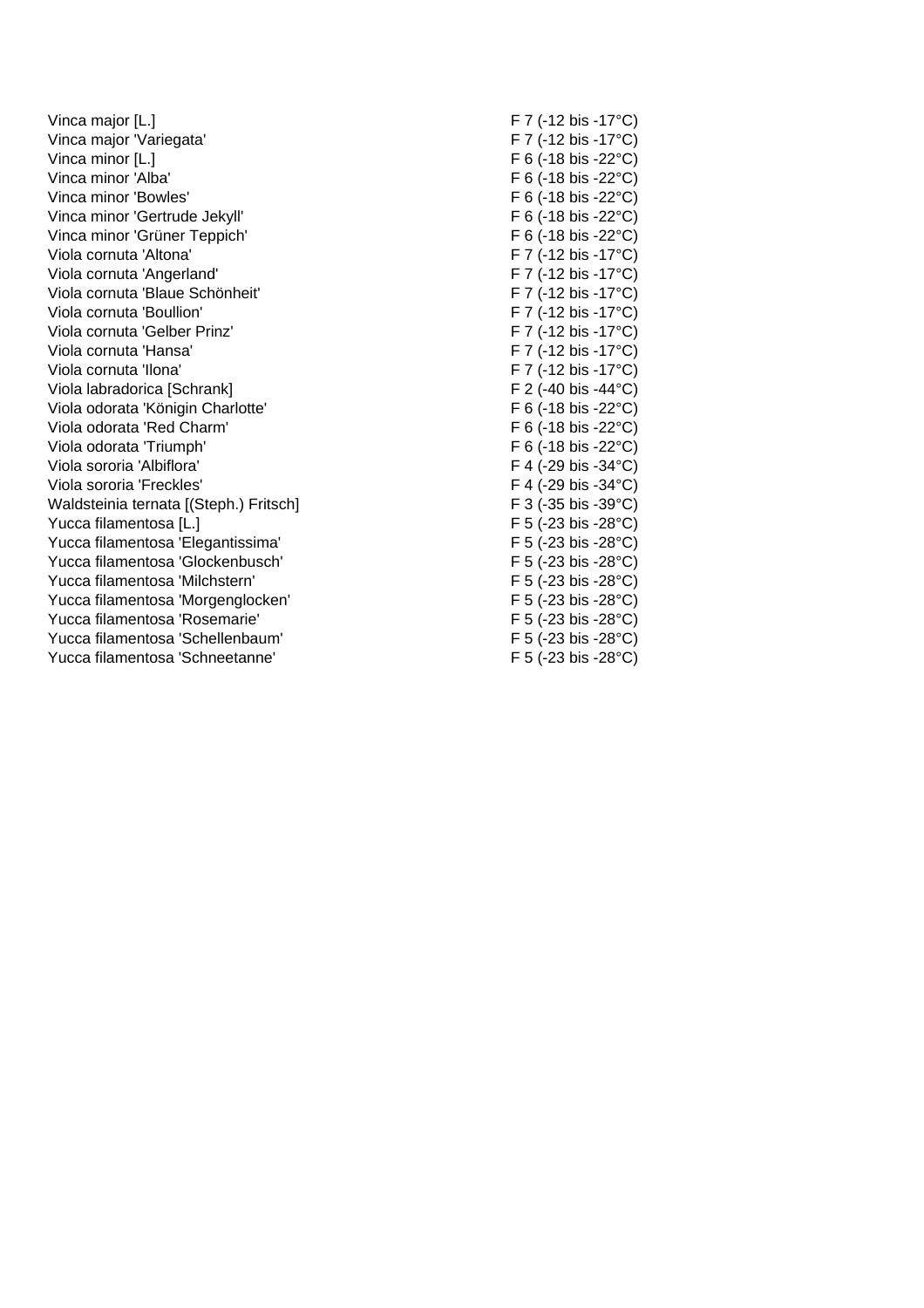| | |
|---|---|
| Vinca major [L.] | F 7 (-12 bis -17°C) |
| Vinca major 'Variegata' | F 7 (-12 bis -17°C) |
| Vinca minor [L.] | F 6 (-18 bis -22°C) |
| Vinca minor 'Alba' | F 6 (-18 bis -22°C) |
| Vinca minor 'Bowles' | F 6 (-18 bis -22°C) |
| Vinca minor 'Gertrude Jekyll' | F 6 (-18 bis -22°C) |
| Vinca minor 'Grüner Teppich' | F 6 (-18 bis -22°C) |
| Viola cornuta 'Altona' | F 7 (-12 bis -17°C) |
| Viola cornuta 'Angerland' | F 7 (-12 bis -17°C) |
| Viola cornuta 'Blaue Schönheit' | F 7 (-12 bis -17°C) |
| Viola cornuta 'Boullion' | F 7 (-12 bis -17°C) |
| Viola cornuta 'Gelber Prinz' | F 7 (-12 bis -17°C) |
| Viola cornuta 'Hansa' | F 7 (-12 bis -17°C) |
| Viola cornuta 'Ilona' | F 7 (-12 bis -17°C) |
| Viola labradorica [Schrank] | F 2 (-40 bis -44°C) |
| Viola odorata 'Königin Charlotte' | F 6 (-18 bis -22°C) |
| Viola odorata 'Red Charm' | F 6 (-18 bis -22°C) |
| Viola odorata 'Triumph' | F 6 (-18 bis -22°C) |
| Viola sororia 'Albiflora' | F 4 (-29 bis -34°C) |
| Viola sororia 'Freckles' | F 4 (-29 bis -34°C) |
| Waldsteinia ternata [(Steph.) Fritsch] | F 3 (-35 bis -39°C) |
| Yucca filamentosa [L.] | F 5 (-23 bis -28°C) |
| Yucca filamentosa 'Elegantissima' | F 5 (-23 bis -28°C) |
| Yucca filamentosa 'Glockenbusch' | F 5 (-23 bis -28°C) |
| Yucca filamentosa 'Milchstern' | F 5 (-23 bis -28°C) |
| Yucca filamentosa 'Morgenglocken' | F 5 (-23 bis -28°C) |
| Yucca filamentosa 'Rosemarie' | F 5 (-23 bis -28°C) |
| Yucca filamentosa 'Schellenbaum' | F 5 (-23 bis -28°C) |
| Yucca filamentosa 'Schneetanne' | F 5 (-23 bis -28°C) |